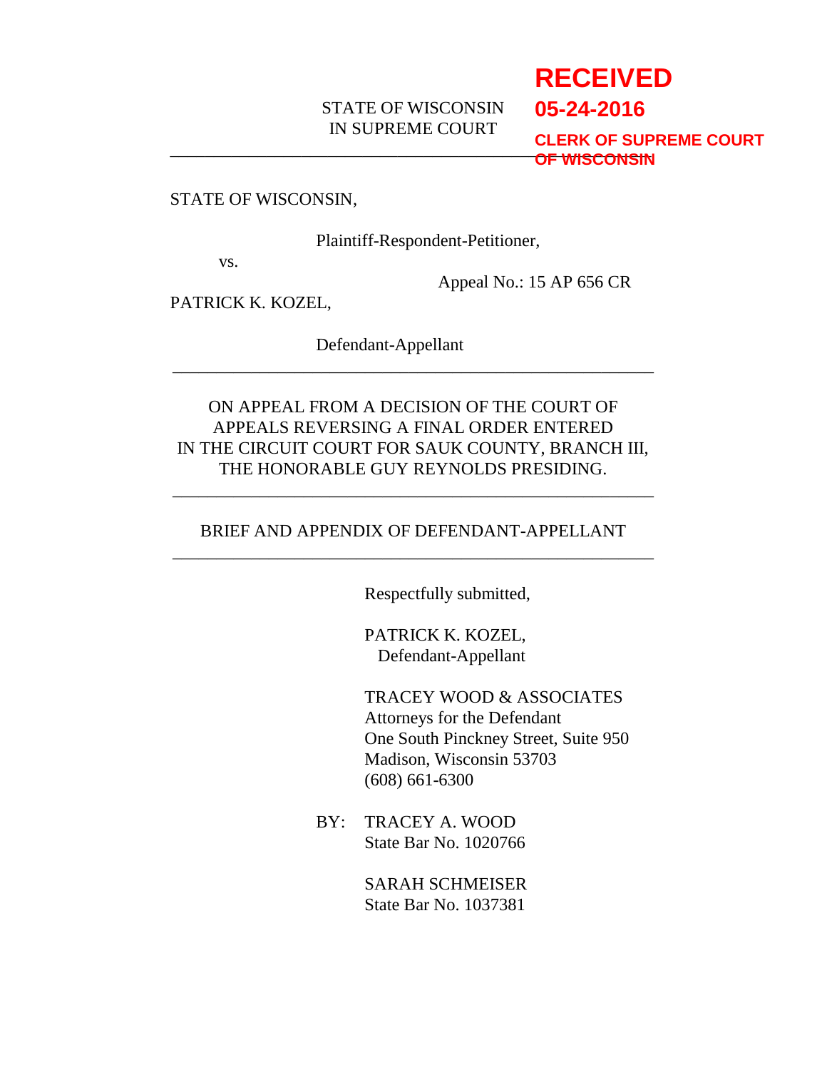**RECEIVED**
**05-24-2016**
**CLERK OF SUPREME COURT OF WISCONSIN**

STATE OF WISCONSIN
IN SUPREME COURT

---

STATE OF WISCONSIN,

Plaintiff-Respondent-Petitioner,

vs.

Appeal No.: 15 AP 656 CR

PATRICK K. KOZEL,

Defendant-Appellant

---

ON APPEAL FROM A DECISION OF THE COURT OF APPEALS REVERSING A FINAL ORDER ENTERED IN THE CIRCUIT COURT FOR SAUK COUNTY, BRANCH III, THE HONORABLE GUY REYNOLDS PRESIDING.

---

BRIEF AND APPENDIX OF DEFENDANT-APPELLANT

---

Respectfully submitted,

PATRICK K. KOZEL,
Defendant-Appellant

TRACEY WOOD & ASSOCIATES
Attorneys for the Defendant
One South Pinckney Street, Suite 950
Madison, Wisconsin 53703
(608) 661-6300

BY: TRACEY A. WOOD
State Bar No. 1020766

SARAH SCHMEISER
State Bar No. 1037381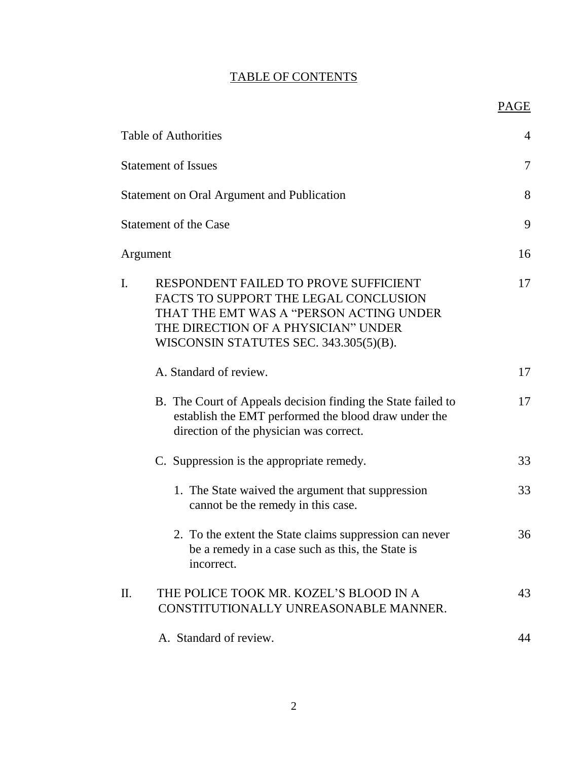# TABLE OF CONTENTS

| | PAGE |
|---|---|
| Table of Authorities | 4 |
| Statement of Issues | 7 |
| Statement on Oral Argument and Publication | 8 |
| Statement of the Case | 9 |
| Argument | 16 |
| I. RESPONDENT FAILED TO PROVE SUFFICIENT FACTS TO SUPPORT THE LEGAL CONCLUSION THAT THE EMT WAS A "PERSON ACTING UNDER THE DIRECTION OF A PHYSICIAN" UNDER WISCONSIN STATUTES SEC. 343.305(5)(B). | 17 |
| A. Standard of review. | 17 |
| B. The Court of Appeals decision finding the State failed to establish the EMT performed the blood draw under the direction of the physician was correct. | 17 |
| C. Suppression is the appropriate remedy. | 33 |
| 1. The State waived the argument that suppression cannot be the remedy in this case. | 33 |
| 2. To the extent the State claims suppression can never be a remedy in a case such as this, the State is incorrect. | 36 |
| II. THE POLICE TOOK MR. KOZEL'S BLOOD IN A CONSTITUTIONALLY UNREASONABLE MANNER. | 43 |
| A. Standard of review. | 44 |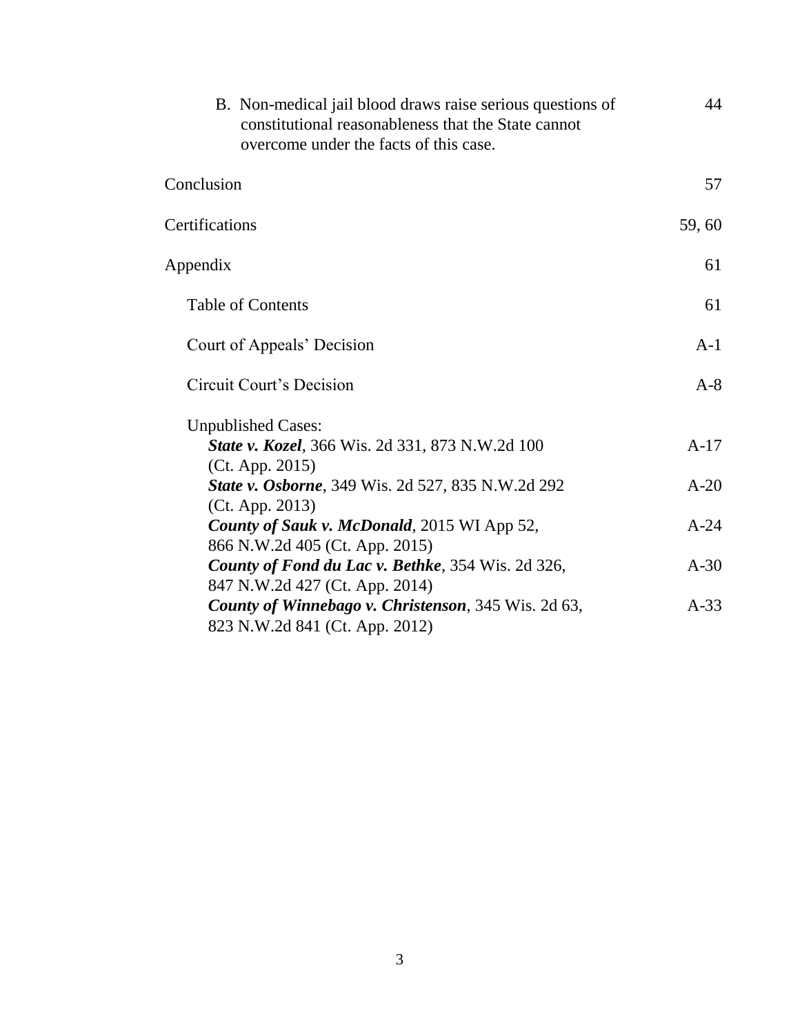| | |
|---|---|
| B. Non-medical jail blood draws raise serious questions of constitutional reasonableness that the State cannot overcome under the facts of this case. | 44 |
| Conclusion | 57 |
| Certifications | 59, 60 |
| Appendix | 61 |
| Table of Contents | 61 |
| Court of Appeals' Decision | A-1 |
| Circuit Court's Decision | A-8 |
| Unpublished Cases: | |
| ***State v. Kozel***, 366 Wis. 2d 331, 873 N.W.2d 100 (Ct. App. 2015) | A-17 |
| ***State v. Osborne***, 349 Wis. 2d 527, 835 N.W.2d 292 (Ct. App. 2013) | A-20 |
| ***County of Sauk v. McDonald***, 2015 WI App 52, 866 N.W.2d 405 (Ct. App. 2015) | A-24 |
| ***County of Fond du Lac v. Bethke***, 354 Wis. 2d 326, 847 N.W.2d 427 (Ct. App. 2014) | A-30 |
| ***County of Winnebago v. Christenson***, 345 Wis. 2d 63, 823 N.W.2d 841 (Ct. App. 2012) | A-33 |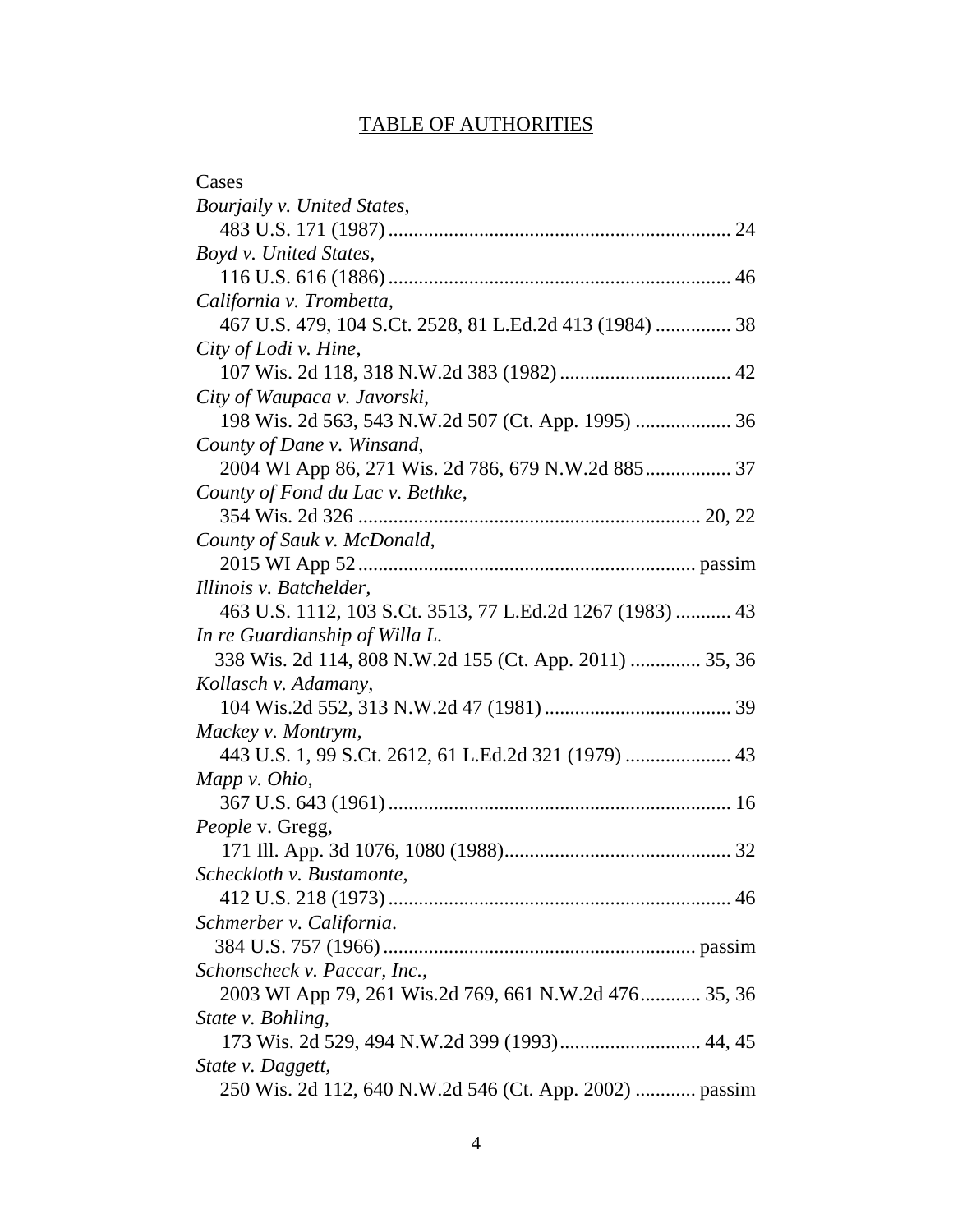# TABLE OF AUTHORITIES

Cases

*Bourjaily v. United States*,
483 U.S. 171 (1987) .................................................................... 24

*Boyd v. United States*,
116 U.S. 616 (1886) .................................................................... 46

*California v. Trombetta*,
467 U.S. 479, 104 S.Ct. 2528, 81 L.Ed.2d 413 (1984) ............... 38

*City of Lodi v. Hine*,
107 Wis. 2d 118, 318 N.W.2d 383 (1982) .................................. 42

*City of Waupaca v. Javorski*,
198 Wis. 2d 563, 543 N.W.2d 507 (Ct. App. 1995) ................... 36

*County of Dane v. Winsand*,
2004 WI App 86, 271 Wis. 2d 786, 679 N.W.2d 885................. 37

*County of Fond du Lac v. Bethke*,
354 Wis. 2d 326 .................................................................... 20, 22

*County of Sauk v. McDonald*,
2015 WI App 52 .................................................................. passim

*Illinois v. Batchelder*,
463 U.S. 1112, 103 S.Ct. 3513, 77 L.Ed.2d 1267 (1983) ........... 43

*In re Guardianship of Willa L.*
338 Wis. 2d 114, 808 N.W.2d 155 (Ct. App. 2011) ............. 35, 36

*Kollasch v. Adamany*,
104 Wis.2d 552, 313 N.W.2d 47 (1981) ..................................... 39

*Mackey v. Montrym*,
443 U.S. 1, 99 S.Ct. 2612, 61 L.Ed.2d 321 (1979) ..................... 43

*Mapp v. Ohio*,
367 U.S. 643 (1961) .................................................................... 16

*People* v. Gregg,
171 Ill. App. 3d 1076, 1080 (1988)............................................. 32

*Scheckloth v. Bustamonte*,
412 U.S. 218 (1973) .................................................................... 46

*Schmerber v. California*.
384 U.S. 757 (1966) ............................................................. passim

*Schonscheck v. Paccar, Inc.*,
2003 WI App 79, 261 Wis.2d 769, 661 N.W.2d 476............ 35, 36

*State v. Bohling*,
173 Wis. 2d 529, 494 N.W.2d 399 (1993)............................ 44, 45

*State v. Daggett*,
250 Wis. 2d 112, 640 N.W.2d 546 (Ct. App. 2002) ............ passim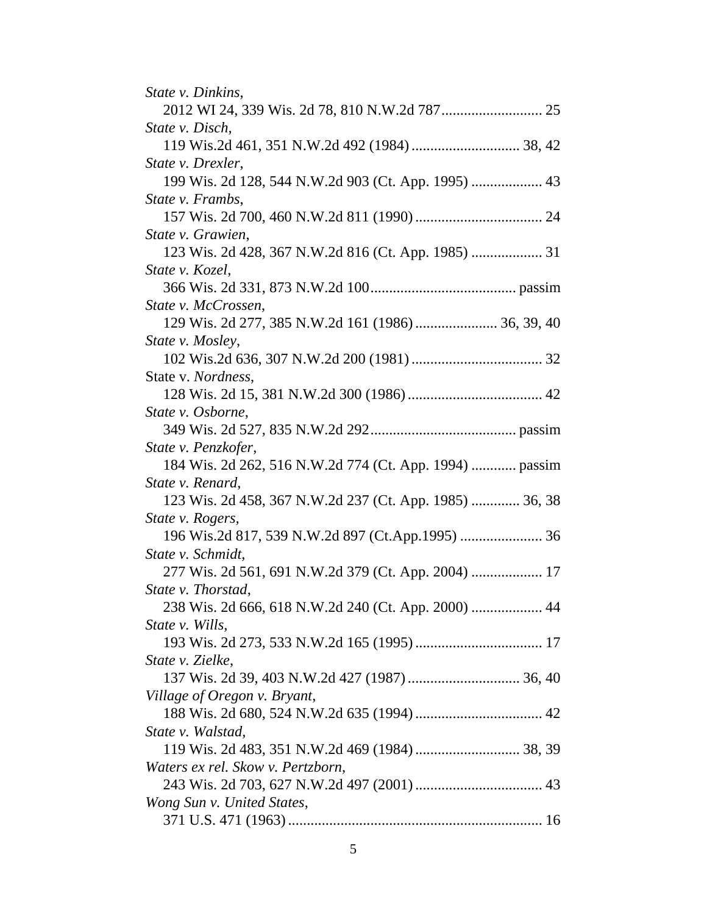*State v. Dinkins*,
2012 WI 24, 339 Wis. 2d 78, 810 N.W.2d 787 .......................... 25

*State v. Disch*,
119 Wis.2d 461, 351 N.W.2d 492 (1984) ............................ 38, 42

*State v. Drexler*,
199 Wis. 2d 128, 544 N.W.2d 903 (Ct. App. 1995) .................. 43

*State v. Frambs*,
157 Wis. 2d 700, 460 N.W.2d 811 (1990) ................................. 24

*State v. Grawien*,
123 Wis. 2d 428, 367 N.W.2d 816 (Ct. App. 1985) .................. 31

*State v. Kozel*,
366 Wis. 2d 331, 873 N.W.2d 100 ...................................... passim

*State v. McCrossen*,
129 Wis. 2d 277, 385 N.W.2d 161 (1986) ..................... 36, 39, 40

*State v. Mosley*,
102 Wis.2d 636, 307 N.W.2d 200 (1981) .................................. 32

State v. *Nordness*,
128 Wis. 2d 15, 381 N.W.2d 300 (1986) ................................... 42

*State v. Osborne*,
349 Wis. 2d 527, 835 N.W.2d 292 ...................................... passim

*State v. Penzkofer*,
184 Wis. 2d 262, 516 N.W.2d 774 (Ct. App. 1994) ........... passim

*State v. Renard*,
123 Wis. 2d 458, 367 N.W.2d 237 (Ct. App. 1985) ............ 36, 38

*State v. Rogers*,
196 Wis.2d 817, 539 N.W.2d 897 (Ct.App.1995) ..................... 36

*State v. Schmidt*,
277 Wis. 2d 561, 691 N.W.2d 379 (Ct. App. 2004) .................. 17

*State v. Thorstad*,
238 Wis. 2d 666, 618 N.W.2d 240 (Ct. App. 2000) .................. 44

*State v. Wills*,
193 Wis. 2d 273, 533 N.W.2d 165 (1995) ................................. 17

*State v. Zielke*,
137 Wis. 2d 39, 403 N.W.2d 427 (1987) ............................. 36, 40

*Village of Oregon v. Bryant*,
188 Wis. 2d 680, 524 N.W.2d 635 (1994) ................................. 42

*State v. Walstad*,
119 Wis. 2d 483, 351 N.W.2d 469 (1984) ........................... 38, 39

*Waters ex rel. Skow v. Pertzborn*,
243 Wis. 2d 703, 627 N.W.2d 497 (2001) ................................. 43

*Wong Sun v. United States*,
371 U.S. 471 (1963) .................................................................. 16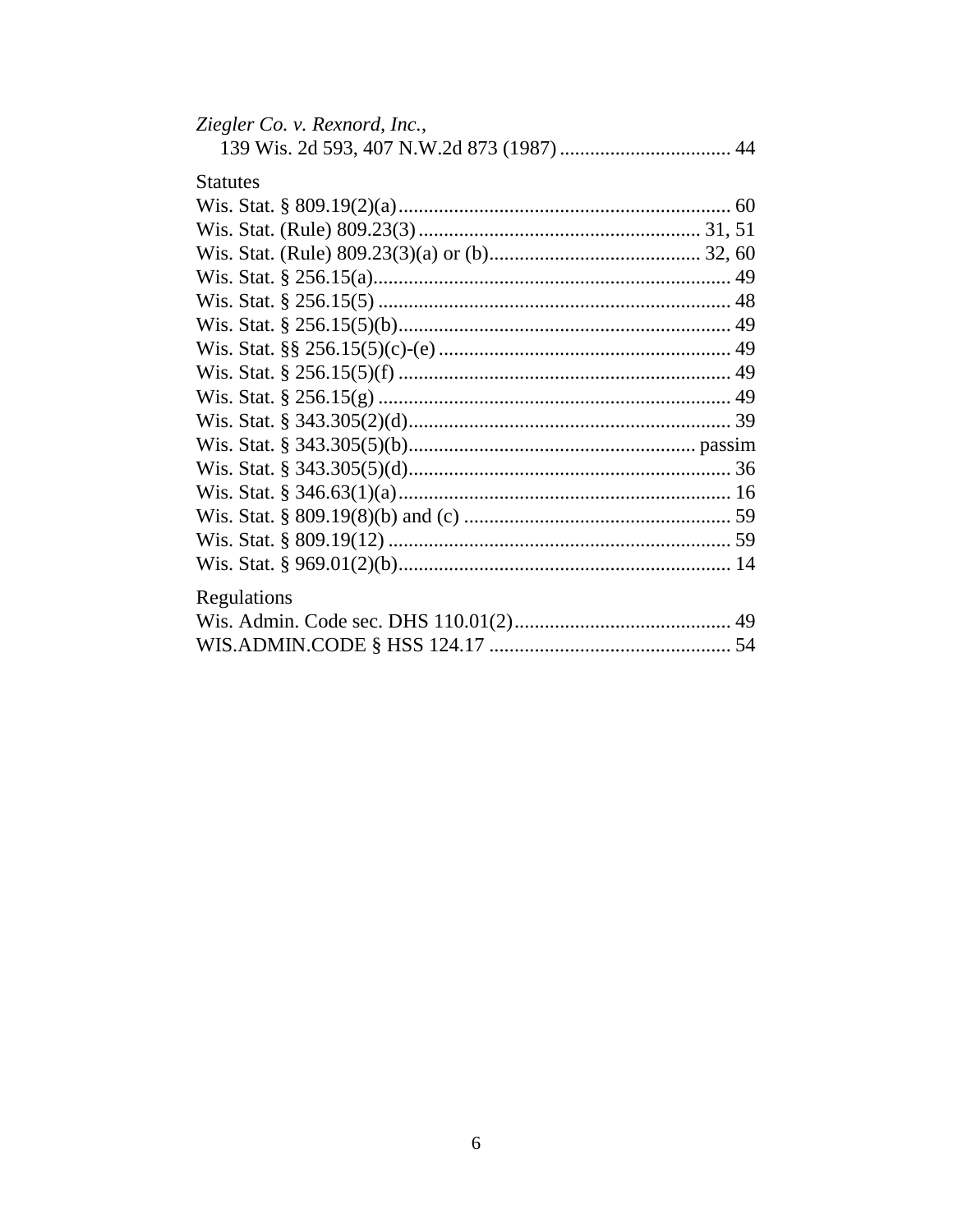*Ziegler Co. v. Rexnord, Inc.*,
139 Wis. 2d 593, 407 N.W.2d 873 (1987) .................................. 44

Statutes

Wis. Stat. § 809.19(2)(a) .................................................................. 60
Wis. Stat. (Rule) 809.23(3) ....................................................... 31, 51
Wis. Stat. (Rule) 809.23(3)(a) or (b) .......................................... 32, 60
Wis. Stat. § 256.15(a) ....................................................................... 49
Wis. Stat. § 256.15(5) ...................................................................... 48
Wis. Stat. § 256.15(5)(b) .................................................................. 49
Wis. Stat. §§ 256.15(5)(c)-(e) .......................................................... 49
Wis. Stat. § 256.15(5)(f) .................................................................. 49
Wis. Stat. § 256.15(g) ...................................................................... 49
Wis. Stat. § 343.305(2)(d) ................................................................ 39
Wis. Stat. § 343.305(5)(b) ......................................................... passim
Wis. Stat. § 343.305(5)(d) ................................................................ 36
Wis. Stat. § 346.63(1)(a) .................................................................. 16
Wis. Stat. § 809.19(8)(b) and (c) ..................................................... 59
Wis. Stat. § 809.19(12) .................................................................... 59
Wis. Stat. § 969.01(2)(b) .................................................................. 14

Regulations

Wis. Admin. Code sec. DHS 110.01(2) ........................................... 49
WIS.ADMIN.CODE § HSS 124.17 ................................................ 54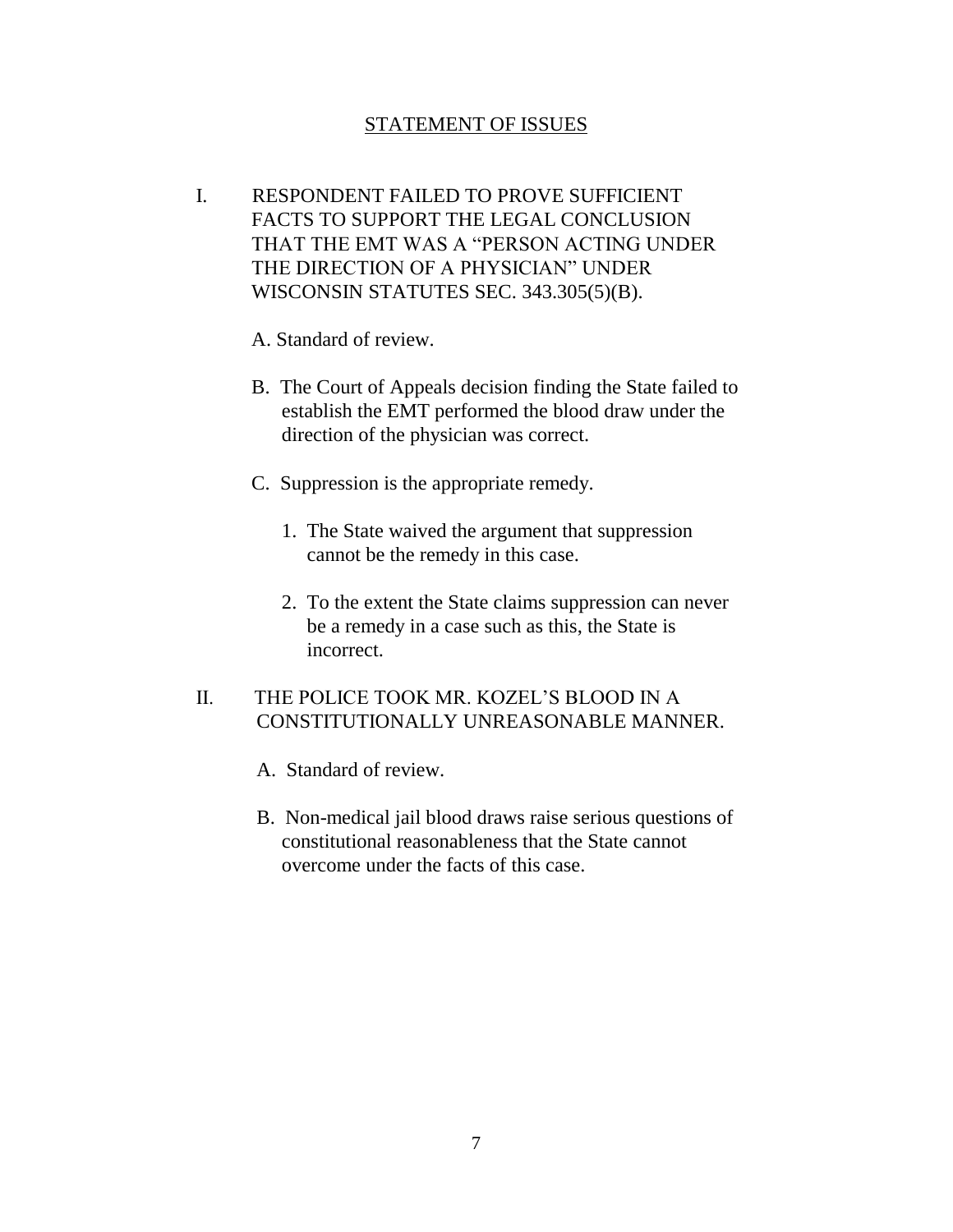## STATEMENT OF ISSUES

I. RESPONDENT FAILED TO PROVE SUFFICIENT FACTS TO SUPPORT THE LEGAL CONCLUSION THAT THE EMT WAS A "PERSON ACTING UNDER THE DIRECTION OF A PHYSICIAN" UNDER WISCONSIN STATUTES SEC. 343.305(5)(B).

   A. Standard of review.

   B. The Court of Appeals decision finding the State failed to establish the EMT performed the blood draw under the direction of the physician was correct.

   C. Suppression is the appropriate remedy.

      1. The State waived the argument that suppression cannot be the remedy in this case.

      2. To the extent the State claims suppression can never be a remedy in a case such as this, the State is incorrect.

II. THE POLICE TOOK MR. KOZEL'S BLOOD IN A CONSTITUTIONALLY UNREASONABLE MANNER.

   A. Standard of review.

   B. Non-medical jail blood draws raise serious questions of constitutional reasonableness that the State cannot overcome under the facts of this case.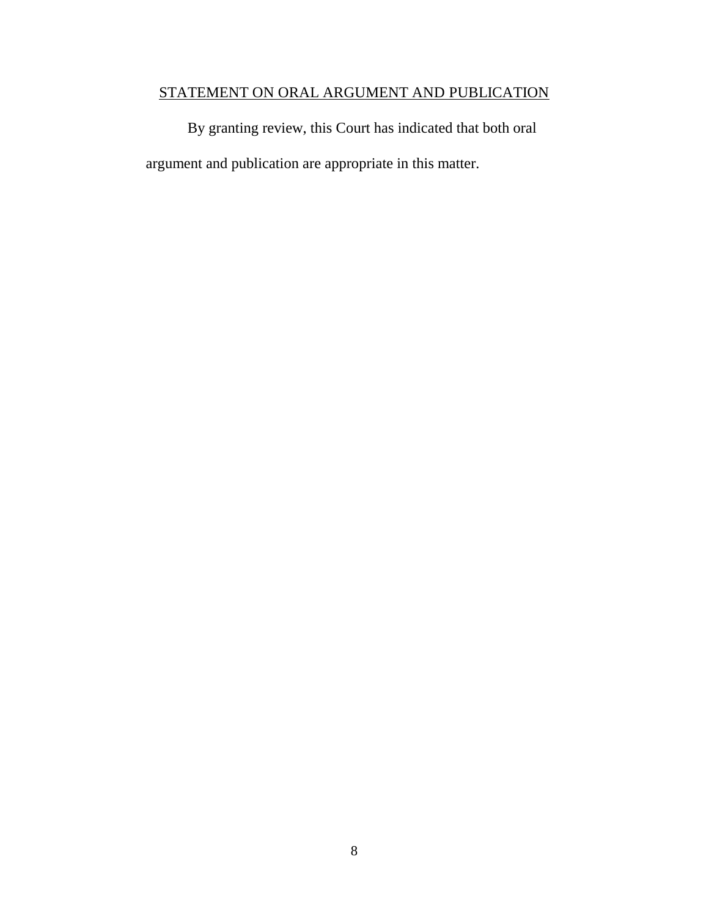## STATEMENT ON ORAL ARGUMENT AND PUBLICATION

By granting review, this Court has indicated that both oral argument and publication are appropriate in this matter.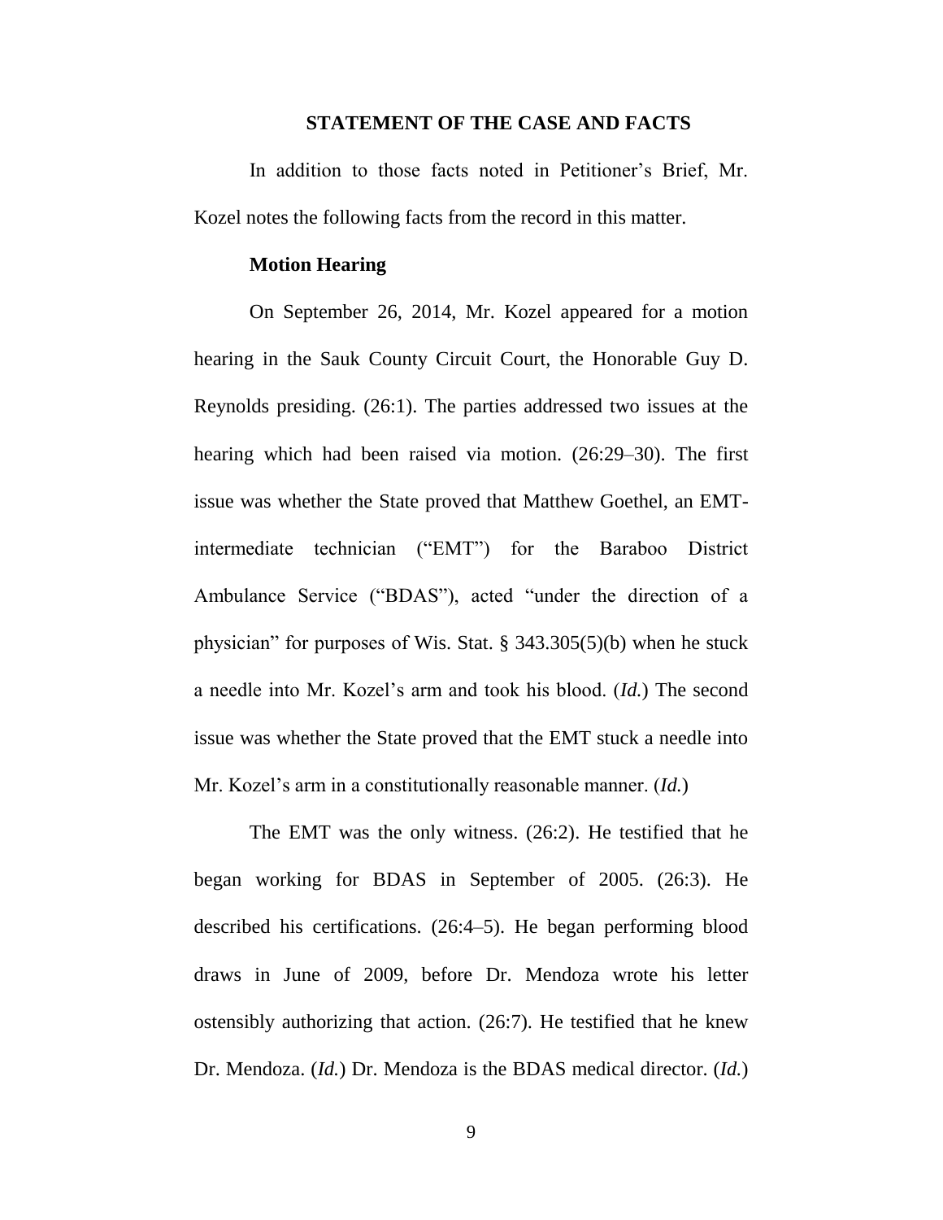## STATEMENT OF THE CASE AND FACTS

In addition to those facts noted in Petitioner's Brief, Mr. Kozel notes the following facts from the record in this matter.

### Motion Hearing

On September 26, 2014, Mr. Kozel appeared for a motion hearing in the Sauk County Circuit Court, the Honorable Guy D. Reynolds presiding. (26:1). The parties addressed two issues at the hearing which had been raised via motion. (26:29–30). The first issue was whether the State proved that Matthew Goethel, an EMT-intermediate technician ("EMT") for the Baraboo District Ambulance Service ("BDAS"), acted "under the direction of a physician" for purposes of Wis. Stat. § 343.305(5)(b) when he stuck a needle into Mr. Kozel's arm and took his blood. (*Id.*) The second issue was whether the State proved that the EMT stuck a needle into Mr. Kozel's arm in a constitutionally reasonable manner. (*Id.*)

The EMT was the only witness. (26:2). He testified that he began working for BDAS in September of 2005. (26:3). He described his certifications. (26:4–5). He began performing blood draws in June of 2009, before Dr. Mendoza wrote his letter ostensibly authorizing that action. (26:7). He testified that he knew Dr. Mendoza. (*Id.*) Dr. Mendoza is the BDAS medical director. (*Id.*)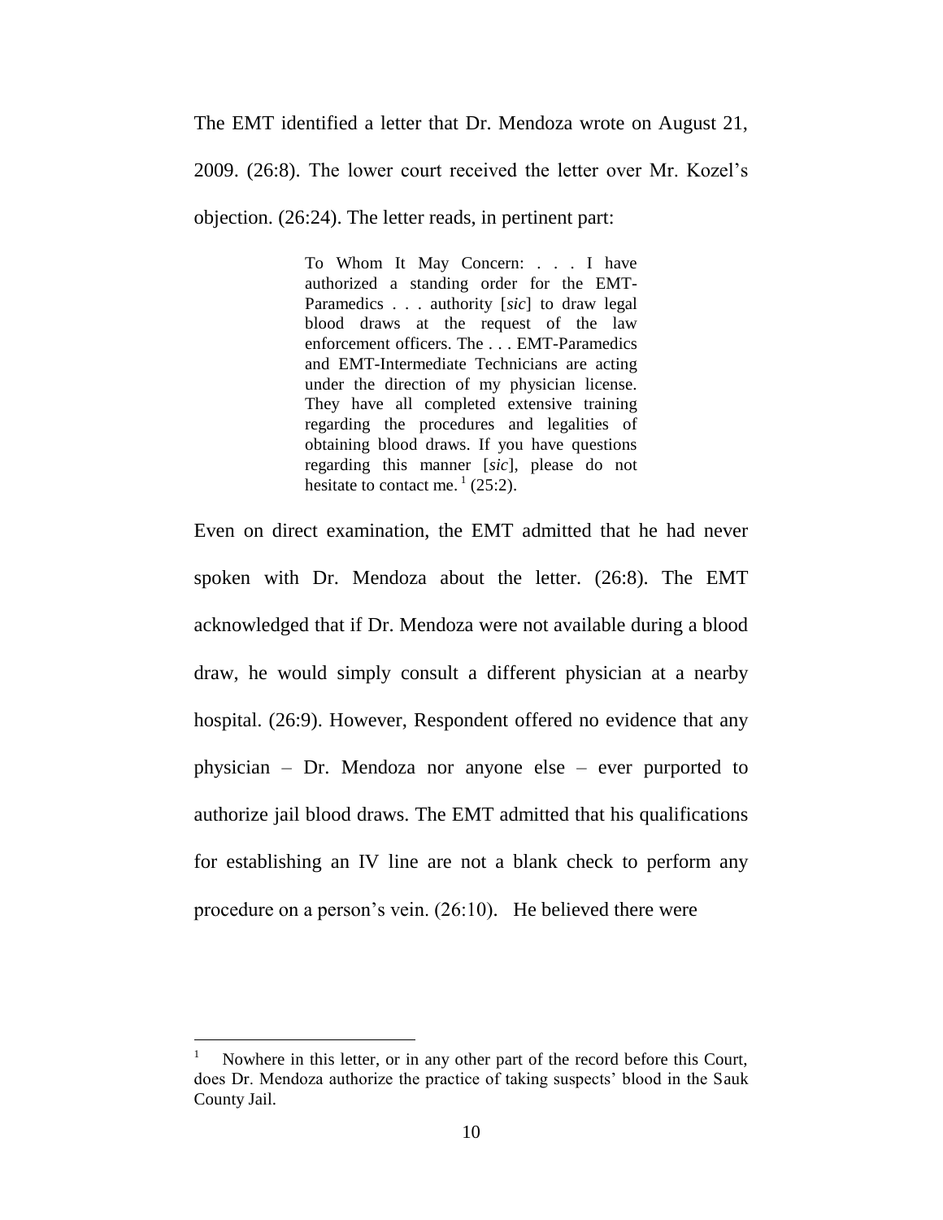The EMT identified a letter that Dr. Mendoza wrote on August 21, 2009. (26:8). The lower court received the letter over Mr. Kozel's objection. (26:24). The letter reads, in pertinent part:

> To Whom It May Concern: . . . I have authorized a standing order for the EMT-Paramedics . . . authority [*sic*] to draw legal blood draws at the request of the law enforcement officers. The . . . EMT-Paramedics and EMT-Intermediate Technicians are acting under the direction of my physician license. They have all completed extensive training regarding the procedures and legalities of obtaining blood draws. If you have questions regarding this manner [*sic*], please do not hesitate to contact me.[1] (25:2).

Even on direct examination, the EMT admitted that he had never spoken with Dr. Mendoza about the letter. (26:8). The EMT acknowledged that if Dr. Mendoza were not available during a blood draw, he would simply consult a different physician at a nearby hospital. (26:9). However, Respondent offered no evidence that any physician – Dr. Mendoza nor anyone else – ever purported to authorize jail blood draws. The EMT admitted that his qualifications for establishing an IV line are not a blank check to perform any procedure on a person's vein. (26:10). He believed there were

---

[1] Nowhere in this letter, or in any other part of the record before this Court, does Dr. Mendoza authorize the practice of taking suspects' blood in the Sauk County Jail.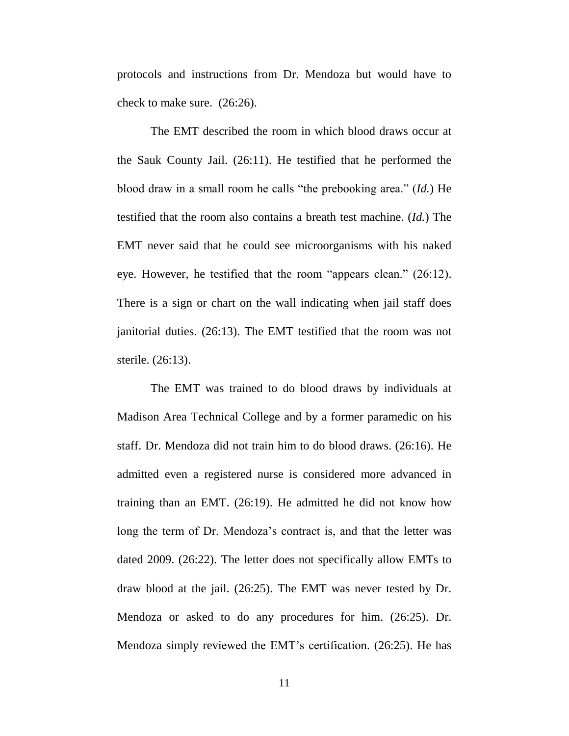protocols and instructions from Dr. Mendoza but would have to check to make sure. (26:26).

The EMT described the room in which blood draws occur at the Sauk County Jail. (26:11). He testified that he performed the blood draw in a small room he calls "the prebooking area." (*Id.*) He testified that the room also contains a breath test machine. (*Id.*) The EMT never said that he could see microorganisms with his naked eye. However, he testified that the room "appears clean." (26:12). There is a sign or chart on the wall indicating when jail staff does janitorial duties. (26:13). The EMT testified that the room was not sterile. (26:13).

The EMT was trained to do blood draws by individuals at Madison Area Technical College and by a former paramedic on his staff. Dr. Mendoza did not train him to do blood draws. (26:16). He admitted even a registered nurse is considered more advanced in training than an EMT. (26:19). He admitted he did not know how long the term of Dr. Mendoza's contract is, and that the letter was dated 2009. (26:22). The letter does not specifically allow EMTs to draw blood at the jail. (26:25). The EMT was never tested by Dr. Mendoza or asked to do any procedures for him. (26:25). Dr. Mendoza simply reviewed the EMT's certification. (26:25). He has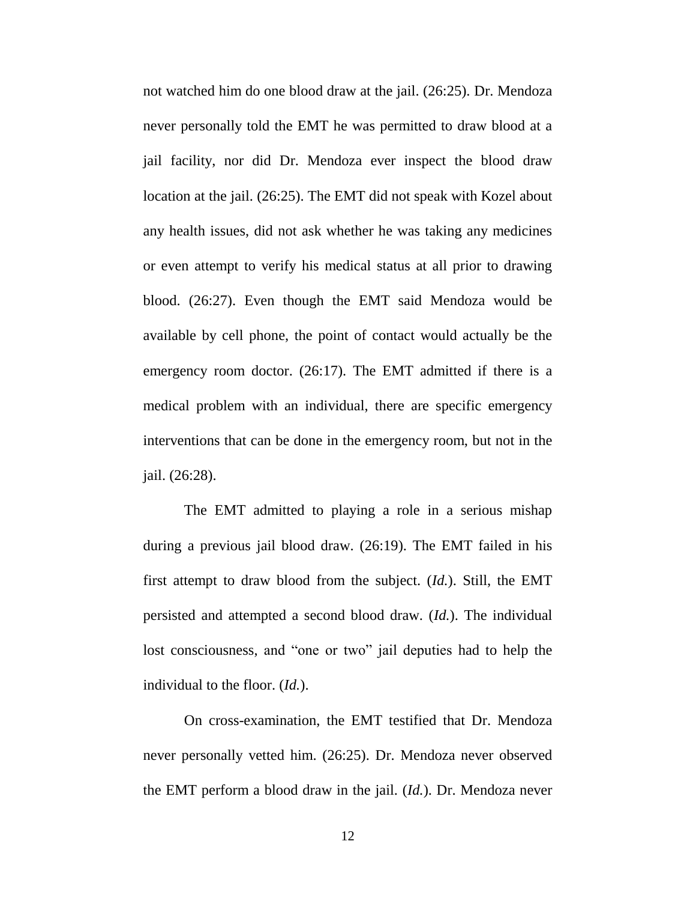not watched him do one blood draw at the jail. (26:25). Dr. Mendoza never personally told the EMT he was permitted to draw blood at a jail facility, nor did Dr. Mendoza ever inspect the blood draw location at the jail. (26:25). The EMT did not speak with Kozel about any health issues, did not ask whether he was taking any medicines or even attempt to verify his medical status at all prior to drawing blood. (26:27). Even though the EMT said Mendoza would be available by cell phone, the point of contact would actually be the emergency room doctor. (26:17). The EMT admitted if there is a medical problem with an individual, there are specific emergency interventions that can be done in the emergency room, but not in the jail. (26:28).

The EMT admitted to playing a role in a serious mishap during a previous jail blood draw. (26:19). The EMT failed in his first attempt to draw blood from the subject. (*Id.*). Still, the EMT persisted and attempted a second blood draw. (*Id.*). The individual lost consciousness, and "one or two" jail deputies had to help the individual to the floor. (*Id.*).

On cross-examination, the EMT testified that Dr. Mendoza never personally vetted him. (26:25). Dr. Mendoza never observed the EMT perform a blood draw in the jail. (*Id.*). Dr. Mendoza never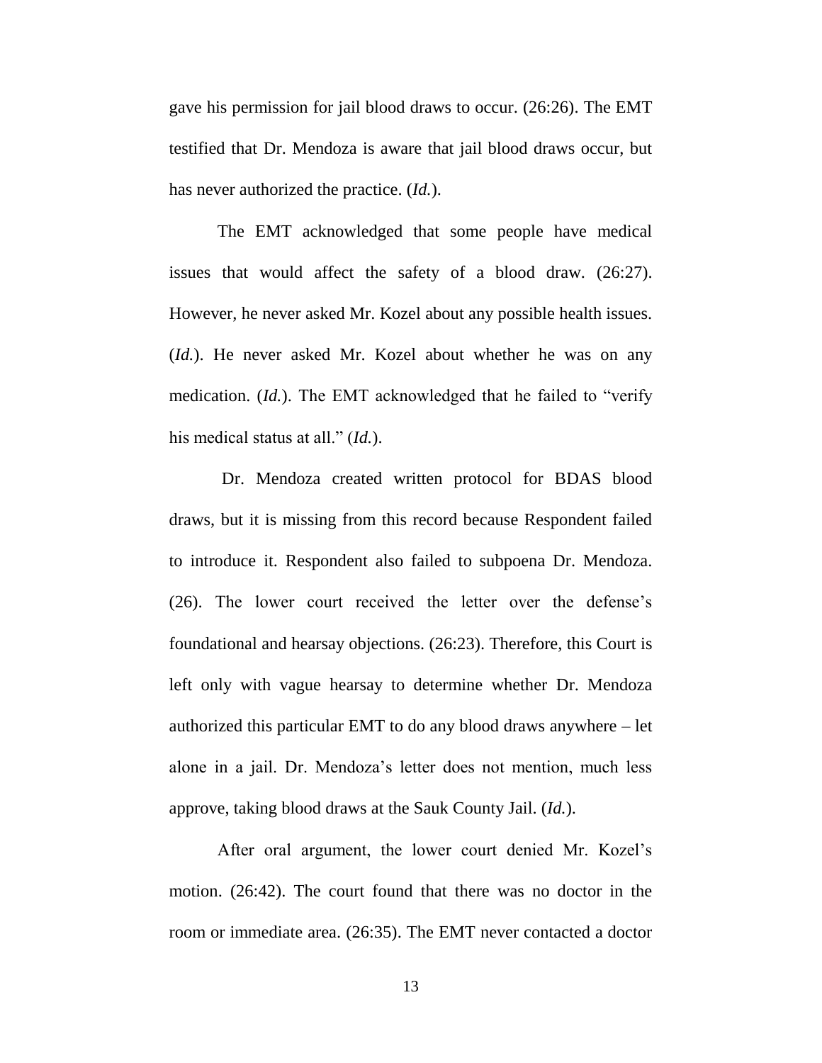gave his permission for jail blood draws to occur. (26:26). The EMT testified that Dr. Mendoza is aware that jail blood draws occur, but has never authorized the practice. (*Id.*).

The EMT acknowledged that some people have medical issues that would affect the safety of a blood draw. (26:27). However, he never asked Mr. Kozel about any possible health issues. (*Id.*). He never asked Mr. Kozel about whether he was on any medication. (*Id.*). The EMT acknowledged that he failed to "verify his medical status at all." (*Id.*).

Dr. Mendoza created written protocol for BDAS blood draws, but it is missing from this record because Respondent failed to introduce it. Respondent also failed to subpoena Dr. Mendoza. (26). The lower court received the letter over the defense's foundational and hearsay objections. (26:23). Therefore, this Court is left only with vague hearsay to determine whether Dr. Mendoza authorized this particular EMT to do any blood draws anywhere – let alone in a jail. Dr. Mendoza's letter does not mention, much less approve, taking blood draws at the Sauk County Jail. (*Id.*).

After oral argument, the lower court denied Mr. Kozel's motion. (26:42). The court found that there was no doctor in the room or immediate area. (26:35). The EMT never contacted a doctor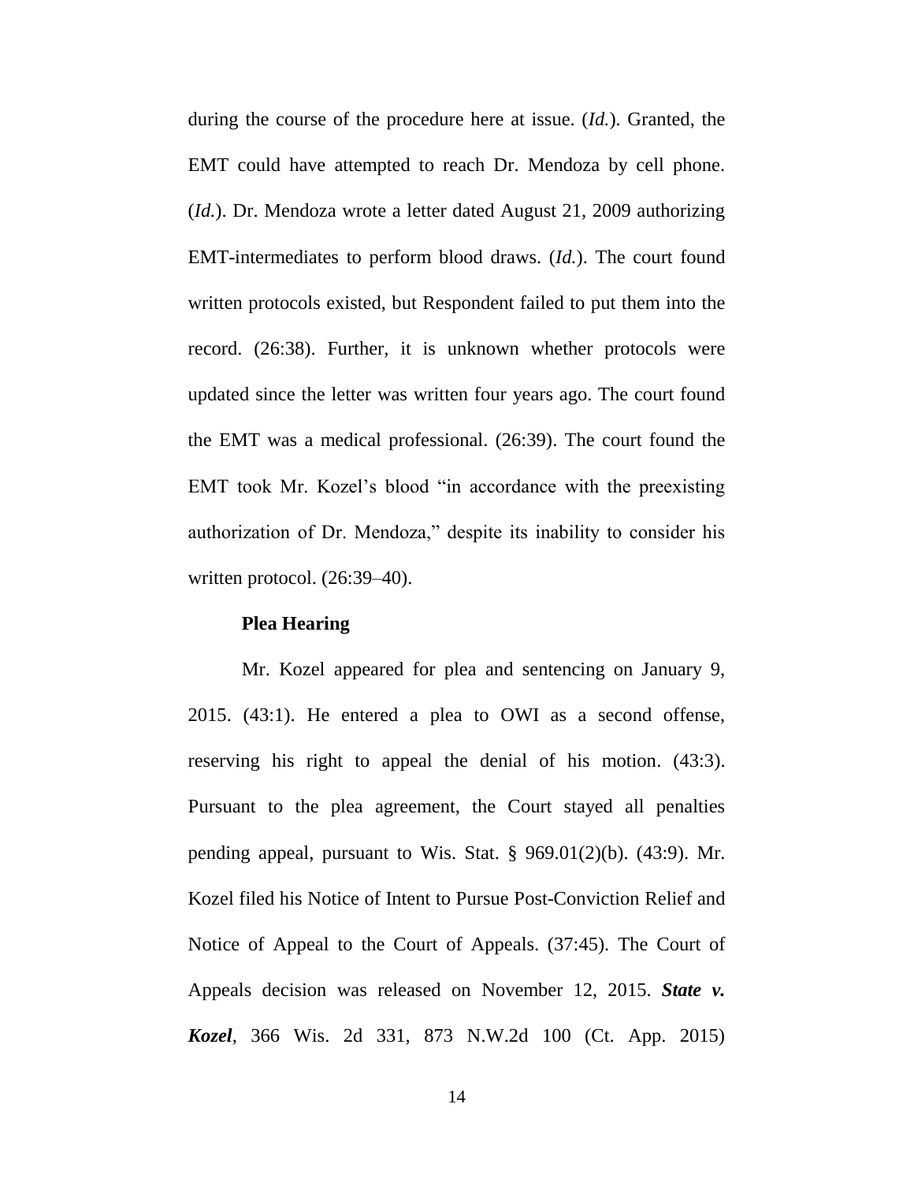during the course of the procedure here at issue. (*Id.*). Granted, the EMT could have attempted to reach Dr. Mendoza by cell phone. (*Id.*). Dr. Mendoza wrote a letter dated August 21, 2009 authorizing EMT-intermediates to perform blood draws. (*Id.*). The court found written protocols existed, but Respondent failed to put them into the record. (26:38). Further, it is unknown whether protocols were updated since the letter was written four years ago. The court found the EMT was a medical professional. (26:39). The court found the EMT took Mr. Kozel's blood "in accordance with the preexisting authorization of Dr. Mendoza," despite its inability to consider his written protocol. (26:39–40).

**Plea Hearing**

Mr. Kozel appeared for plea and sentencing on January 9, 2015. (43:1). He entered a plea to OWI as a second offense, reserving his right to appeal the denial of his motion. (43:3). Pursuant to the plea agreement, the Court stayed all penalties pending appeal, pursuant to Wis. Stat. § 969.01(2)(b). (43:9). Mr. Kozel filed his Notice of Intent to Pursue Post-Conviction Relief and Notice of Appeal to the Court of Appeals. (37:45). The Court of Appeals decision was released on November 12, 2015. ***State v. Kozel***, 366 Wis. 2d 331, 873 N.W.2d 100 (Ct. App. 2015)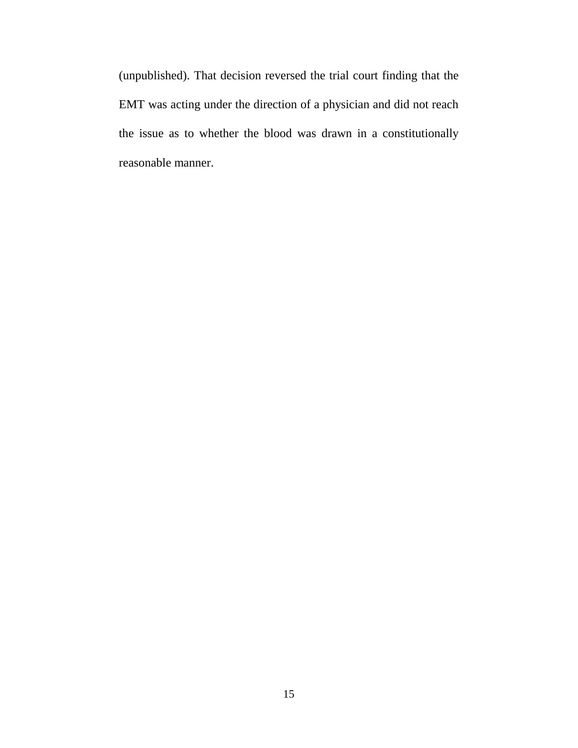(unpublished). That decision reversed the trial court finding that the EMT was acting under the direction of a physician and did not reach the issue as to whether the blood was drawn in a constitutionally reasonable manner.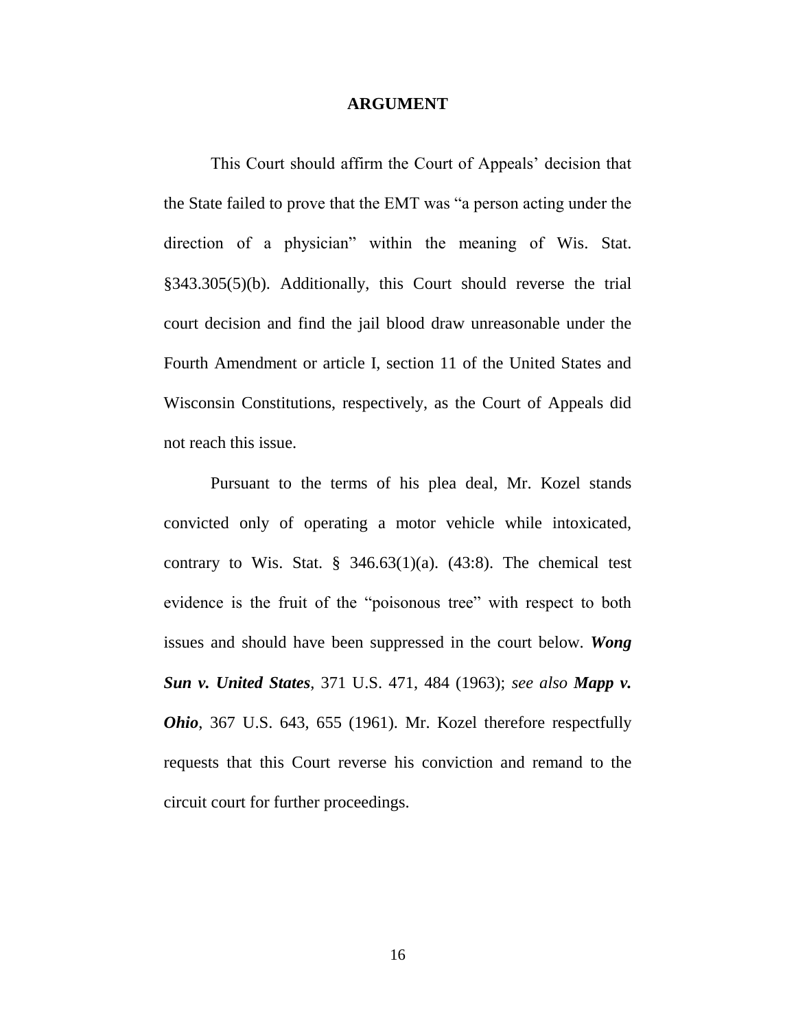# ARGUMENT

This Court should affirm the Court of Appeals' decision that the State failed to prove that the EMT was "a person acting under the direction of a physician" within the meaning of Wis. Stat. §343.305(5)(b). Additionally, this Court should reverse the trial court decision and find the jail blood draw unreasonable under the Fourth Amendment or article I, section 11 of the United States and Wisconsin Constitutions, respectively, as the Court of Appeals did not reach this issue.

Pursuant to the terms of his plea deal, Mr. Kozel stands convicted only of operating a motor vehicle while intoxicated, contrary to Wis. Stat. § 346.63(1)(a). (43:8). The chemical test evidence is the fruit of the "poisonous tree" with respect to both issues and should have been suppressed in the court below. ***Wong Sun v. United States***, 371 U.S. 471, 484 (1963); *see also* ***Mapp v. Ohio***, 367 U.S. 643, 655 (1961). Mr. Kozel therefore respectfully requests that this Court reverse his conviction and remand to the circuit court for further proceedings.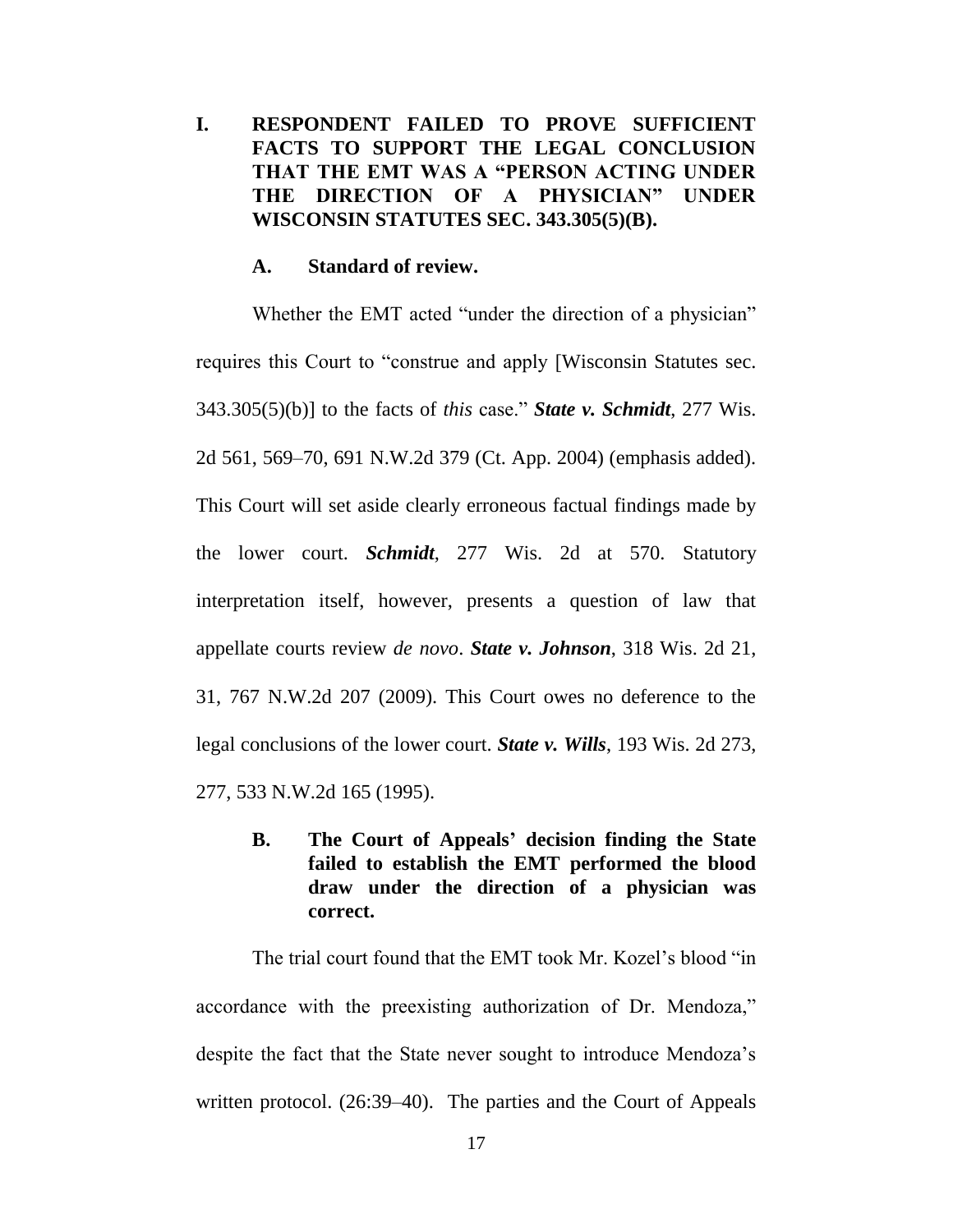## I. RESPONDENT FAILED TO PROVE SUFFICIENT FACTS TO SUPPORT THE LEGAL CONCLUSION THAT THE EMT WAS A "PERSON ACTING UNDER THE DIRECTION OF A PHYSICIAN" UNDER WISCONSIN STATUTES SEC. 343.305(5)(B).

### A. Standard of review.

Whether the EMT acted "under the direction of a physician" requires this Court to "construe and apply [Wisconsin Statutes sec. 343.305(5)(b)] to the facts of *this* case." ***State v. Schmidt***, 277 Wis. 2d 561, 569–70, 691 N.W.2d 379 (Ct. App. 2004) (emphasis added). This Court will set aside clearly erroneous factual findings made by the lower court. ***Schmidt***, 277 Wis. 2d at 570. Statutory interpretation itself, however, presents a question of law that appellate courts review *de novo*. ***State v. Johnson***, 318 Wis. 2d 21, 31, 767 N.W.2d 207 (2009). This Court owes no deference to the legal conclusions of the lower court. ***State v. Wills***, 193 Wis. 2d 273, 277, 533 N.W.2d 165 (1995).

### B. The Court of Appeals' decision finding the State failed to establish the EMT performed the blood draw under the direction of a physician was correct.

The trial court found that the EMT took Mr. Kozel's blood "in accordance with the preexisting authorization of Dr. Mendoza," despite the fact that the State never sought to introduce Mendoza's written protocol. (26:39–40). The parties and the Court of Appeals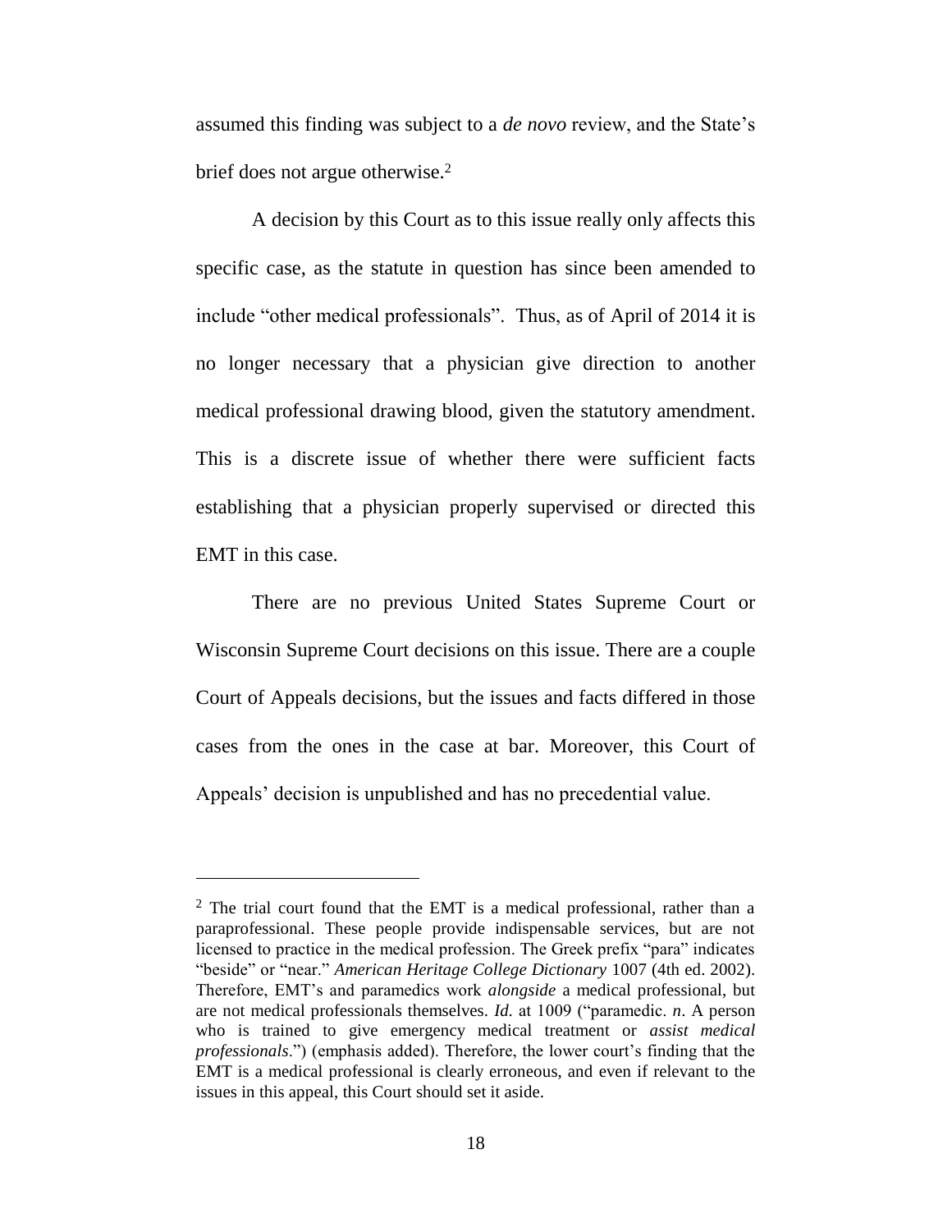assumed this finding was subject to a *de novo* review, and the State's brief does not argue otherwise.[2]

A decision by this Court as to this issue really only affects this specific case, as the statute in question has since been amended to include "other medical professionals". Thus, as of April of 2014 it is no longer necessary that a physician give direction to another medical professional drawing blood, given the statutory amendment. This is a discrete issue of whether there were sufficient facts establishing that a physician properly supervised or directed this EMT in this case.

There are no previous United States Supreme Court or Wisconsin Supreme Court decisions on this issue. There are a couple Court of Appeals decisions, but the issues and facts differed in those cases from the ones in the case at bar. Moreover, this Court of Appeals' decision is unpublished and has no precedential value.

---

[2] The trial court found that the EMT is a medical professional, rather than a paraprofessional. These people provide indispensable services, but are not licensed to practice in the medical profession. The Greek prefix "para" indicates "beside" or "near." *American Heritage College Dictionary* 1007 (4th ed. 2002). Therefore, EMT's and paramedics work *alongside* a medical professional, but are not medical professionals themselves. *Id.* at 1009 ("paramedic. *n*. A person who is trained to give emergency medical treatment or *assist medical professionals*.") (emphasis added). Therefore, the lower court's finding that the EMT is a medical professional is clearly erroneous, and even if relevant to the issues in this appeal, this Court should set it aside.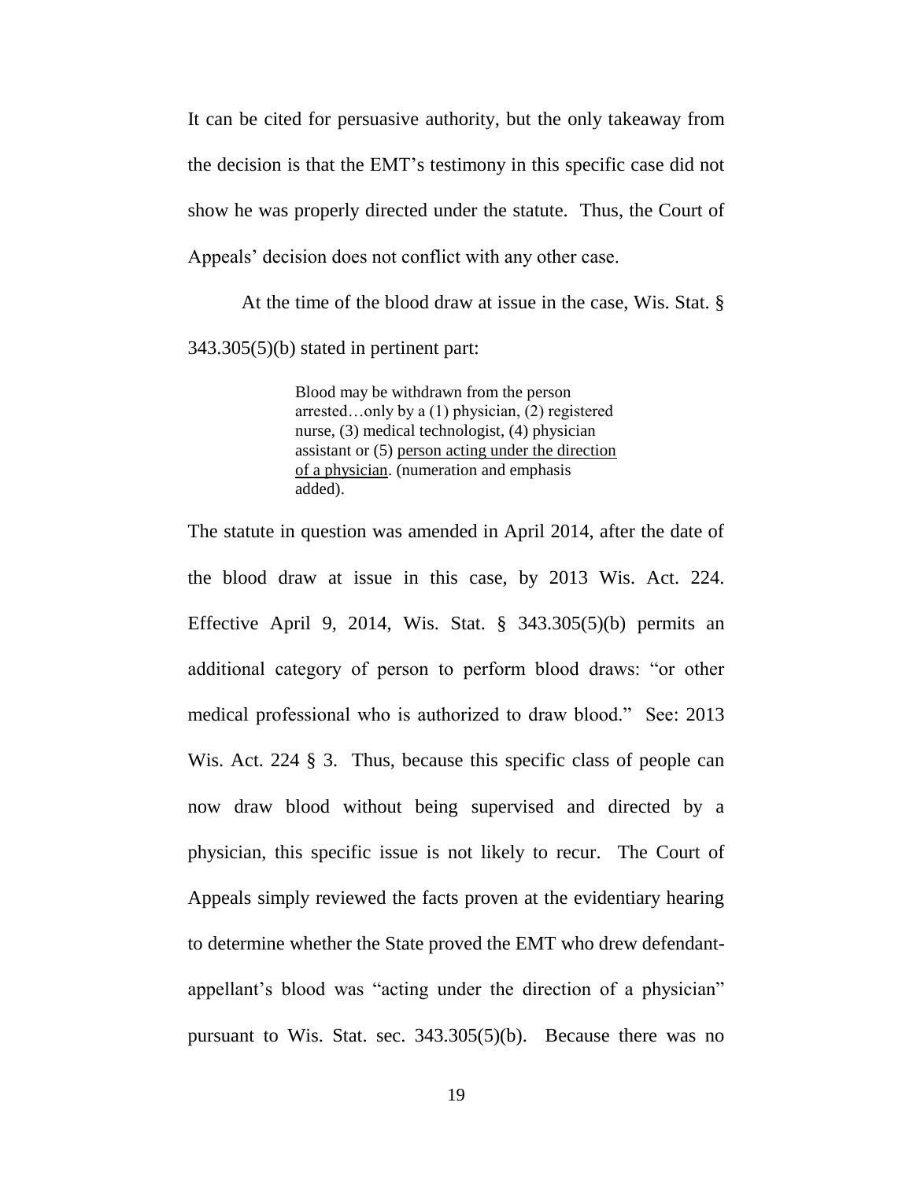It can be cited for persuasive authority, but the only takeaway from the decision is that the EMT's testimony in this specific case did not show he was properly directed under the statute. Thus, the Court of Appeals' decision does not conflict with any other case.

At the time of the blood draw at issue in the case, Wis. Stat. § 343.305(5)(b) stated in pertinent part:

> Blood may be withdrawn from the person arrested…only by a (1) physician, (2) registered nurse, (3) medical technologist, (4) physician assistant or (5) <u>person acting under the direction of a physician</u>. (numeration and emphasis added).

The statute in question was amended in April 2014, after the date of the blood draw at issue in this case, by 2013 Wis. Act. 224. Effective April 9, 2014, Wis. Stat. § 343.305(5)(b) permits an additional category of person to perform blood draws: "or other medical professional who is authorized to draw blood." See: 2013 Wis. Act. 224 § 3. Thus, because this specific class of people can now draw blood without being supervised and directed by a physician, this specific issue is not likely to recur. The Court of Appeals simply reviewed the facts proven at the evidentiary hearing to determine whether the State proved the EMT who drew defendant-appellant's blood was "acting under the direction of a physician" pursuant to Wis. Stat. sec. 343.305(5)(b). Because there was no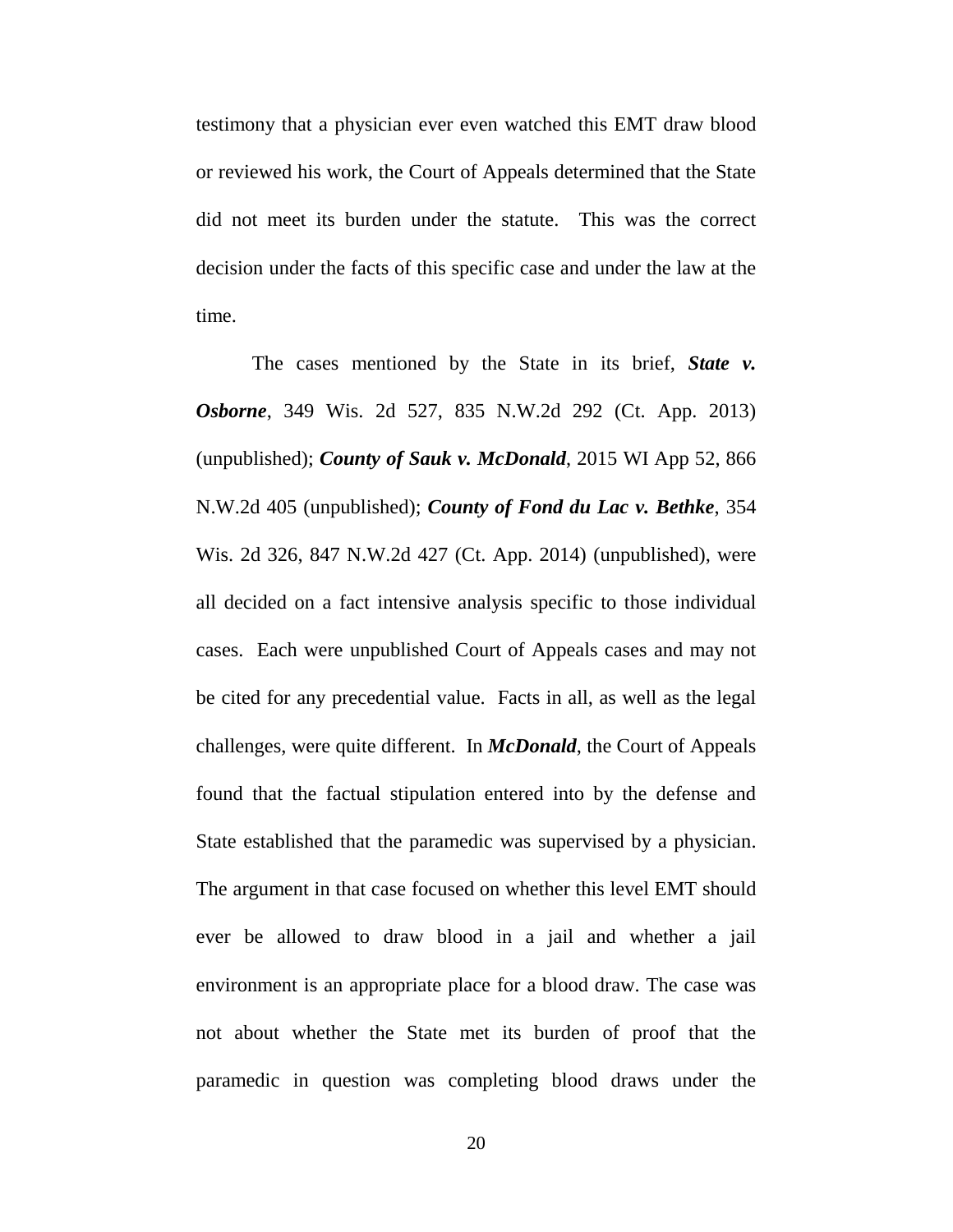testimony that a physician ever even watched this EMT draw blood or reviewed his work, the Court of Appeals determined that the State did not meet its burden under the statute. This was the correct decision under the facts of this specific case and under the law at the time.

The cases mentioned by the State in its brief, ***State v. Osborne***, 349 Wis. 2d 527, 835 N.W.2d 292 (Ct. App. 2013) (unpublished); ***County of Sauk v. McDonald***, 2015 WI App 52, 866 N.W.2d 405 (unpublished); ***County of Fond du Lac v. Bethke***, 354 Wis. 2d 326, 847 N.W.2d 427 (Ct. App. 2014) (unpublished), were all decided on a fact intensive analysis specific to those individual cases. Each were unpublished Court of Appeals cases and may not be cited for any precedential value. Facts in all, as well as the legal challenges, were quite different. In ***McDonald***, the Court of Appeals found that the factual stipulation entered into by the defense and State established that the paramedic was supervised by a physician. The argument in that case focused on whether this level EMT should ever be allowed to draw blood in a jail and whether a jail environment is an appropriate place for a blood draw. The case was not about whether the State met its burden of proof that the paramedic in question was completing blood draws under the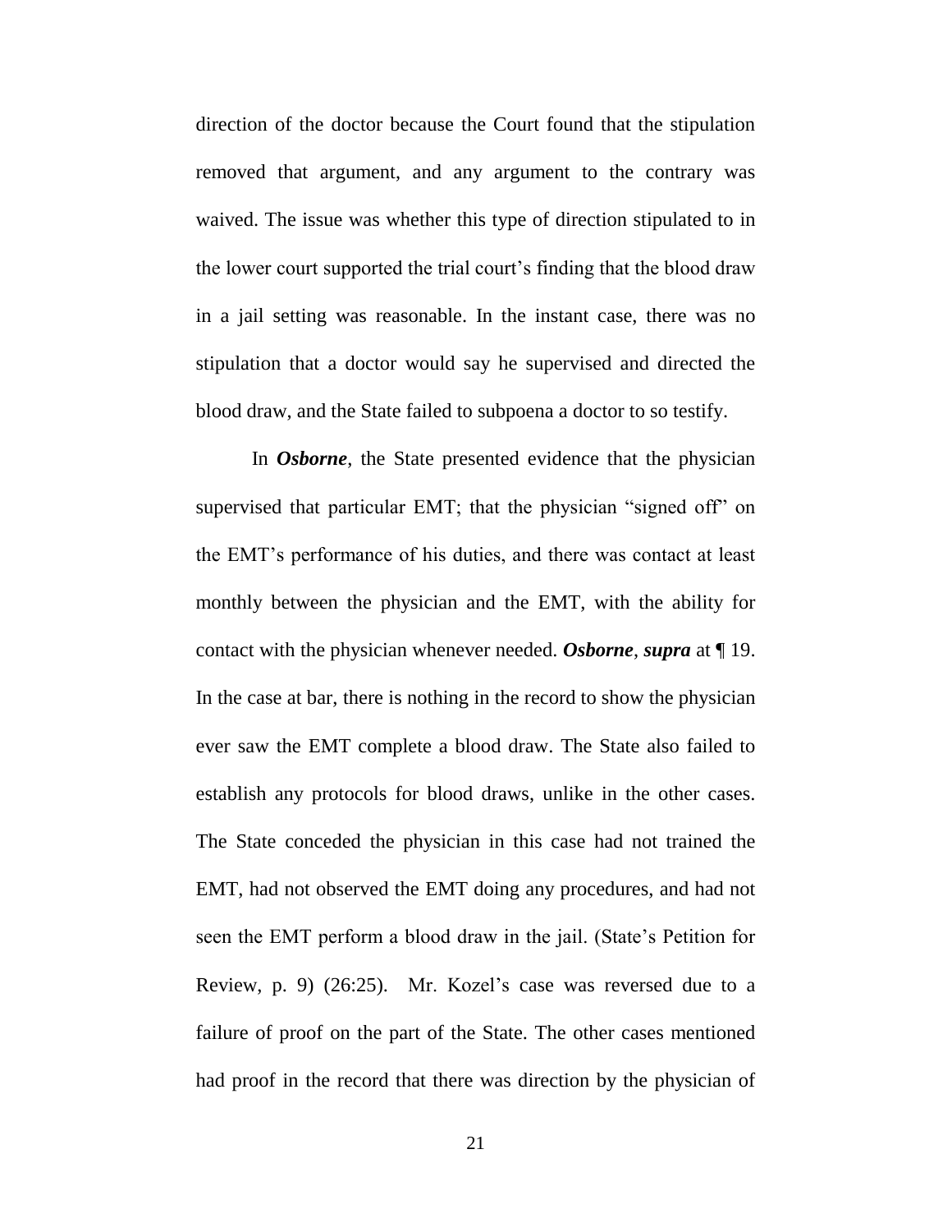direction of the doctor because the Court found that the stipulation removed that argument, and any argument to the contrary was waived. The issue was whether this type of direction stipulated to in the lower court supported the trial court's finding that the blood draw in a jail setting was reasonable. In the instant case, there was no stipulation that a doctor would say he supervised and directed the blood draw, and the State failed to subpoena a doctor to so testify.

In ***Osborne***, the State presented evidence that the physician supervised that particular EMT; that the physician "signed off" on the EMT's performance of his duties, and there was contact at least monthly between the physician and the EMT, with the ability for contact with the physician whenever needed. ***Osborne***, ***supra*** at ¶ 19. In the case at bar, there is nothing in the record to show the physician ever saw the EMT complete a blood draw. The State also failed to establish any protocols for blood draws, unlike in the other cases. The State conceded the physician in this case had not trained the EMT, had not observed the EMT doing any procedures, and had not seen the EMT perform a blood draw in the jail. (State's Petition for Review, p. 9) (26:25). Mr. Kozel's case was reversed due to a failure of proof on the part of the State. The other cases mentioned had proof in the record that there was direction by the physician of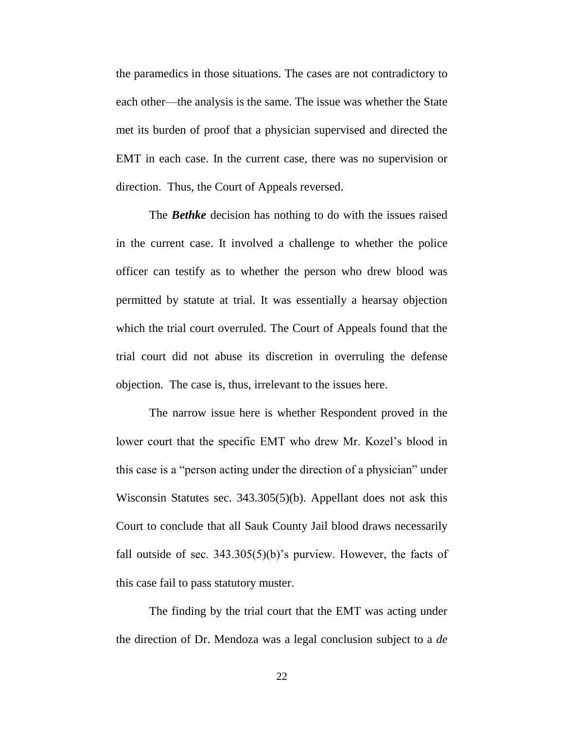the paramedics in those situations. The cases are not contradictory to each other—the analysis is the same. The issue was whether the State met its burden of proof that a physician supervised and directed the EMT in each case. In the current case, there was no supervision or direction. Thus, the Court of Appeals reversed.

The ***Bethke*** decision has nothing to do with the issues raised in the current case. It involved a challenge to whether the police officer can testify as to whether the person who drew blood was permitted by statute at trial. It was essentially a hearsay objection which the trial court overruled. The Court of Appeals found that the trial court did not abuse its discretion in overruling the defense objection. The case is, thus, irrelevant to the issues here.

The narrow issue here is whether Respondent proved in the lower court that the specific EMT who drew Mr. Kozel's blood in this case is a "person acting under the direction of a physician" under Wisconsin Statutes sec. 343.305(5)(b). Appellant does not ask this Court to conclude that all Sauk County Jail blood draws necessarily fall outside of sec. 343.305(5)(b)'s purview. However, the facts of this case fail to pass statutory muster.

The finding by the trial court that the EMT was acting under the direction of Dr. Mendoza was a legal conclusion subject to a *de*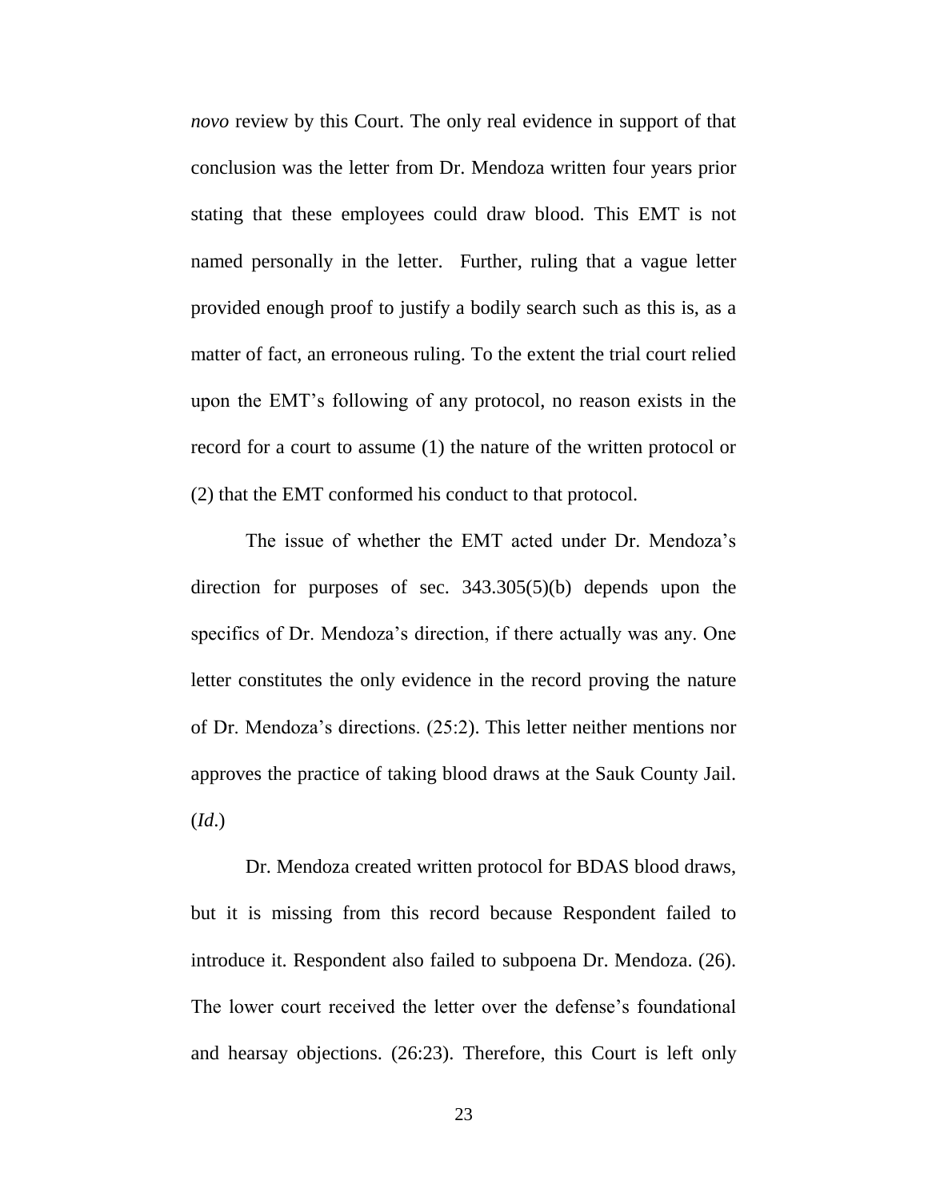*novo* review by this Court. The only real evidence in support of that conclusion was the letter from Dr. Mendoza written four years prior stating that these employees could draw blood. This EMT is not named personally in the letter. Further, ruling that a vague letter provided enough proof to justify a bodily search such as this is, as a matter of fact, an erroneous ruling. To the extent the trial court relied upon the EMT's following of any protocol, no reason exists in the record for a court to assume (1) the nature of the written protocol or (2) that the EMT conformed his conduct to that protocol.

The issue of whether the EMT acted under Dr. Mendoza's direction for purposes of sec. 343.305(5)(b) depends upon the specifics of Dr. Mendoza's direction, if there actually was any. One letter constitutes the only evidence in the record proving the nature of Dr. Mendoza's directions. (25:2). This letter neither mentions nor approves the practice of taking blood draws at the Sauk County Jail. (*Id*.)

Dr. Mendoza created written protocol for BDAS blood draws, but it is missing from this record because Respondent failed to introduce it. Respondent also failed to subpoena Dr. Mendoza. (26). The lower court received the letter over the defense's foundational and hearsay objections. (26:23). Therefore, this Court is left only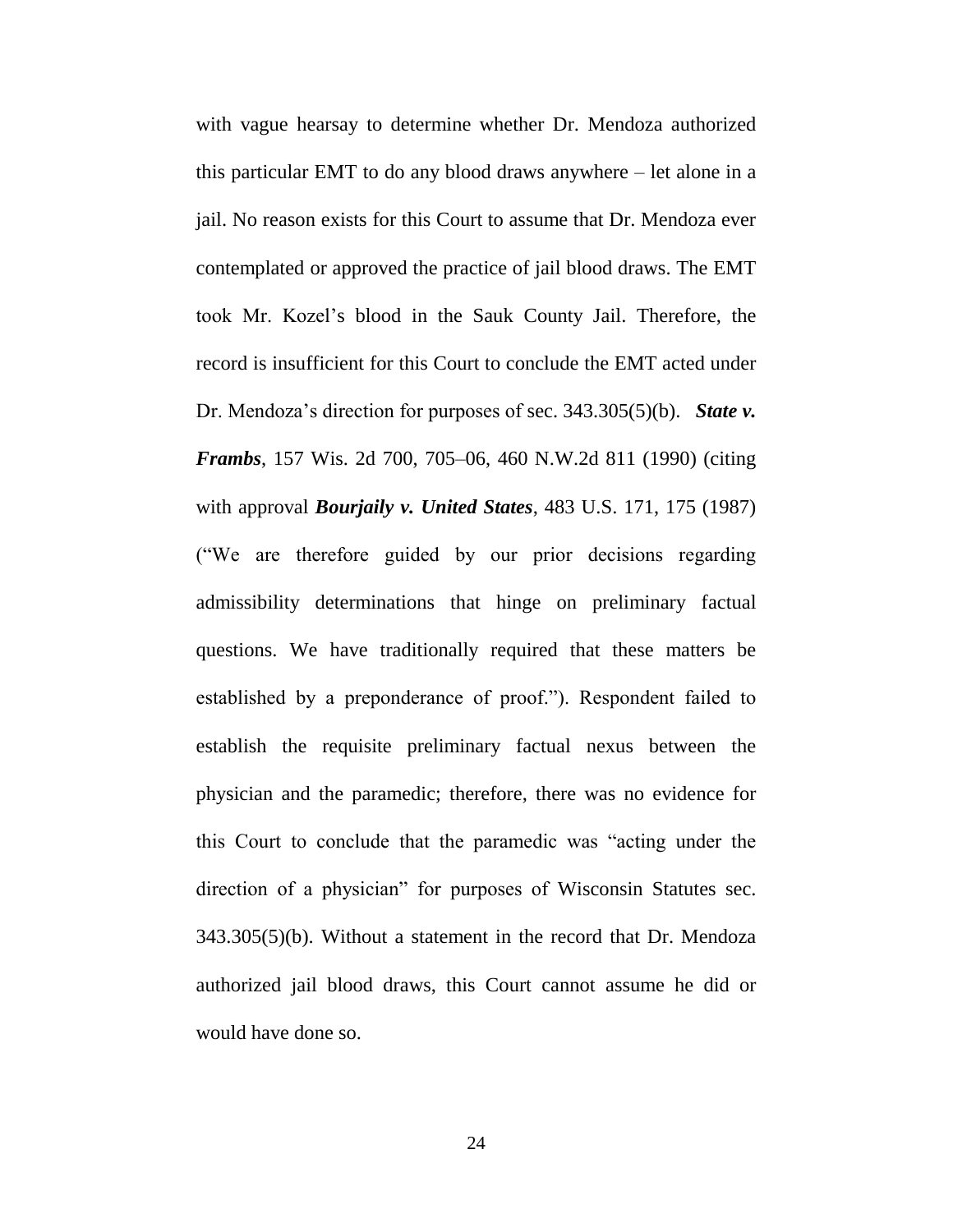with vague hearsay to determine whether Dr. Mendoza authorized this particular EMT to do any blood draws anywhere – let alone in a jail. No reason exists for this Court to assume that Dr. Mendoza ever contemplated or approved the practice of jail blood draws. The EMT took Mr. Kozel's blood in the Sauk County Jail. Therefore, the record is insufficient for this Court to conclude the EMT acted under Dr. Mendoza's direction for purposes of sec. 343.305(5)(b). ***State v. Frambs***, 157 Wis. 2d 700, 705–06, 460 N.W.2d 811 (1990) (citing with approval ***Bourjaily v. United States***, 483 U.S. 171, 175 (1987) ("We are therefore guided by our prior decisions regarding admissibility determinations that hinge on preliminary factual questions. We have traditionally required that these matters be established by a preponderance of proof."). Respondent failed to establish the requisite preliminary factual nexus between the physician and the paramedic; therefore, there was no evidence for this Court to conclude that the paramedic was "acting under the direction of a physician" for purposes of Wisconsin Statutes sec. 343.305(5)(b). Without a statement in the record that Dr. Mendoza authorized jail blood draws, this Court cannot assume he did or would have done so.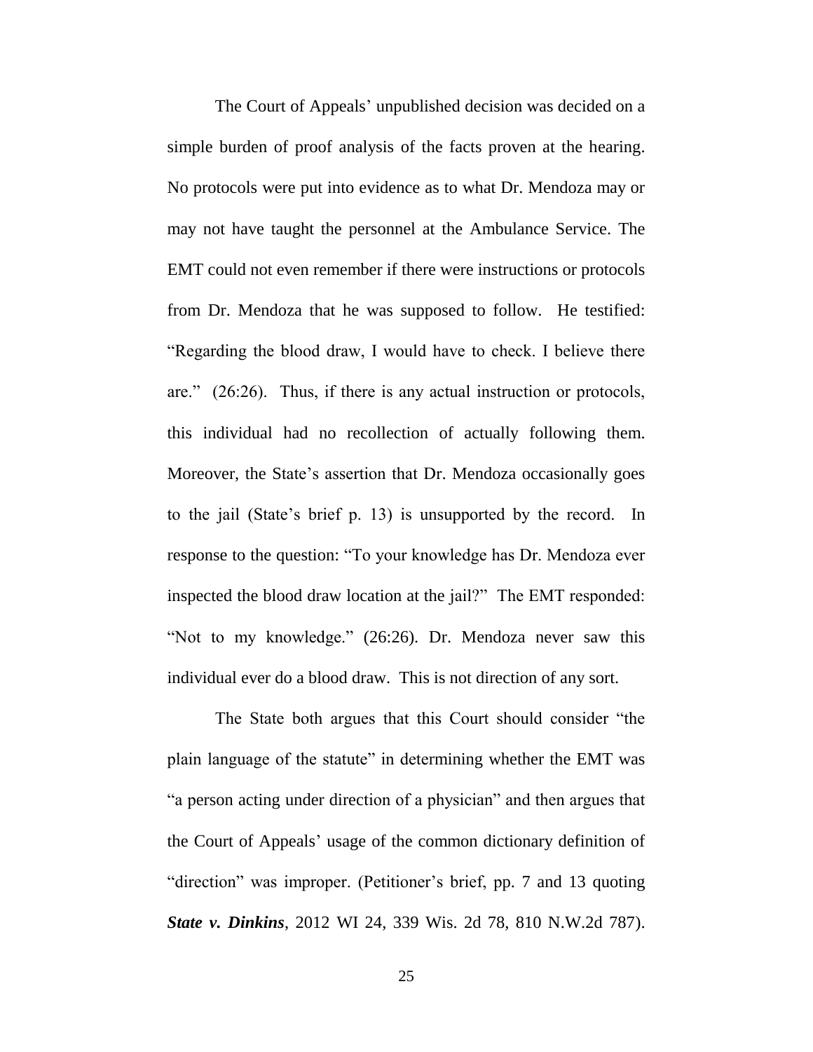The Court of Appeals' unpublished decision was decided on a simple burden of proof analysis of the facts proven at the hearing. No protocols were put into evidence as to what Dr. Mendoza may or may not have taught the personnel at the Ambulance Service. The EMT could not even remember if there were instructions or protocols from Dr. Mendoza that he was supposed to follow. He testified: "Regarding the blood draw, I would have to check. I believe there are." (26:26). Thus, if there is any actual instruction or protocols, this individual had no recollection of actually following them. Moreover, the State's assertion that Dr. Mendoza occasionally goes to the jail (State's brief p. 13) is unsupported by the record. In response to the question: "To your knowledge has Dr. Mendoza ever inspected the blood draw location at the jail?" The EMT responded: "Not to my knowledge." (26:26). Dr. Mendoza never saw this individual ever do a blood draw. This is not direction of any sort.

The State both argues that this Court should consider "the plain language of the statute" in determining whether the EMT was "a person acting under direction of a physician" and then argues that the Court of Appeals' usage of the common dictionary definition of "direction" was improper. (Petitioner's brief, pp. 7 and 13 quoting ***State v. Dinkins***, 2012 WI 24, 339 Wis. 2d 78, 810 N.W.2d 787).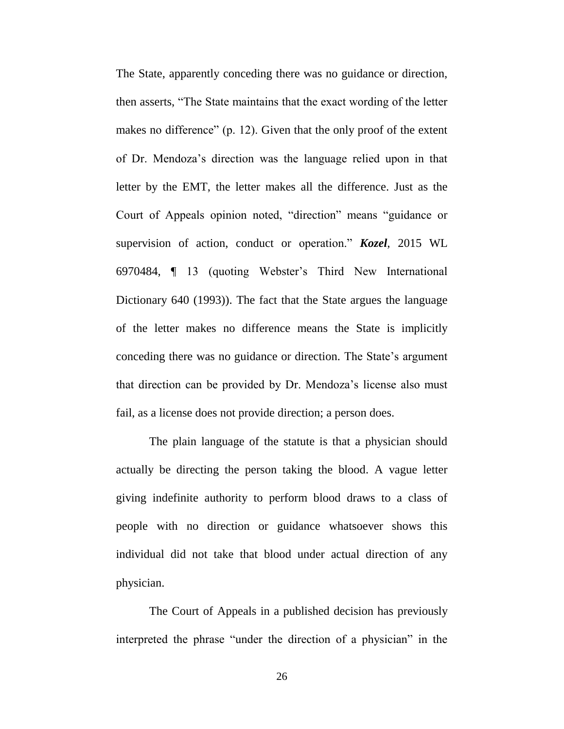The State, apparently conceding there was no guidance or direction, then asserts, "The State maintains that the exact wording of the letter makes no difference" (p. 12). Given that the only proof of the extent of Dr. Mendoza's direction was the language relied upon in that letter by the EMT, the letter makes all the difference. Just as the Court of Appeals opinion noted, "direction" means "guidance or supervision of action, conduct or operation." ***Kozel***, 2015 WL 6970484, ¶ 13 (quoting Webster's Third New International Dictionary 640 (1993)). The fact that the State argues the language of the letter makes no difference means the State is implicitly conceding there was no guidance or direction. The State's argument that direction can be provided by Dr. Mendoza's license also must fail, as a license does not provide direction; a person does.

The plain language of the statute is that a physician should actually be directing the person taking the blood. A vague letter giving indefinite authority to perform blood draws to a class of people with no direction or guidance whatsoever shows this individual did not take that blood under actual direction of any physician.

The Court of Appeals in a published decision has previously interpreted the phrase "under the direction of a physician" in the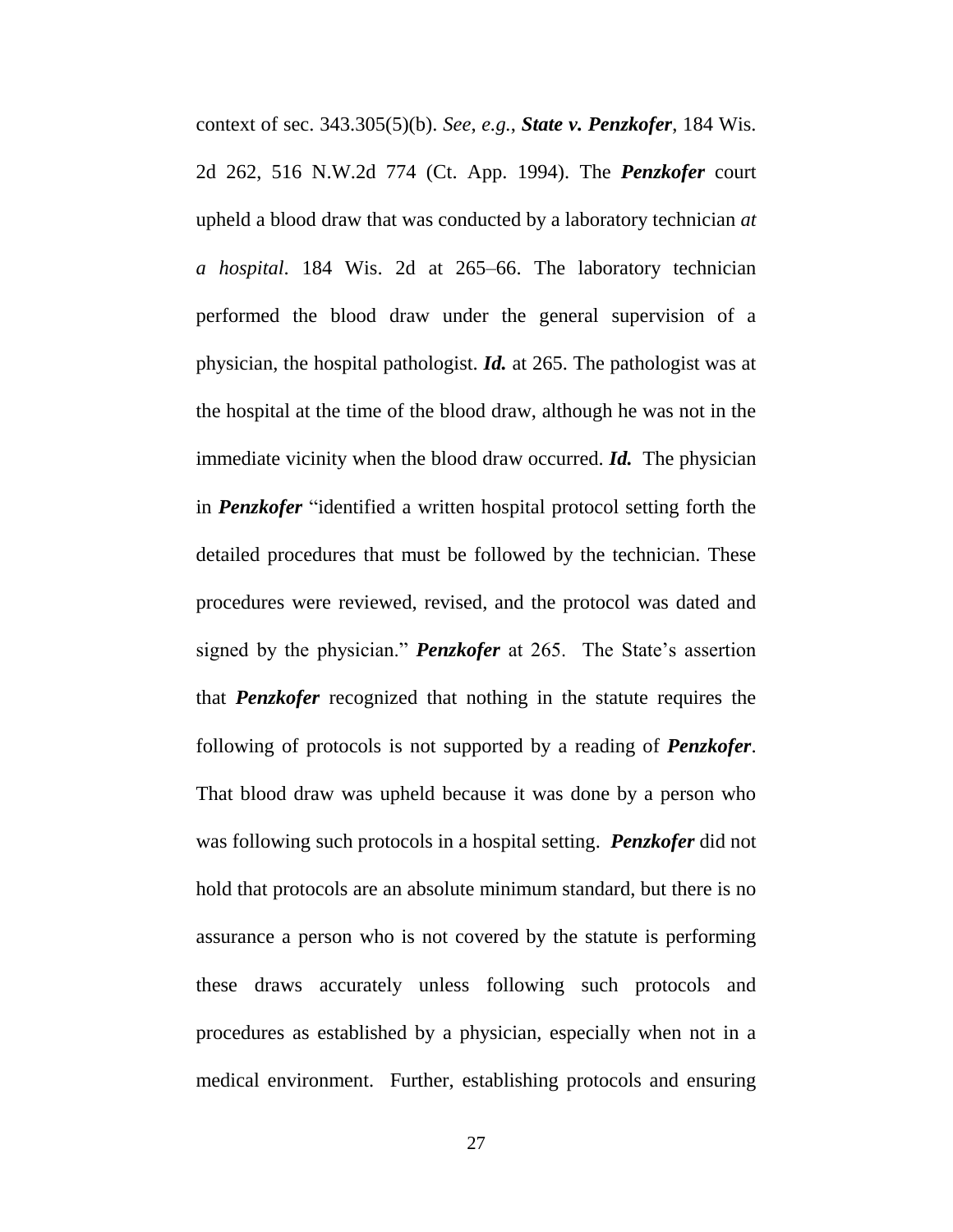context of sec. 343.305(5)(b). *See*, *e.g.*, ***State v. Penzkofer***, 184 Wis. 2d 262, 516 N.W.2d 774 (Ct. App. 1994). The ***Penzkofer*** court upheld a blood draw that was conducted by a laboratory technician *at a hospital*. 184 Wis. 2d at 265–66. The laboratory technician performed the blood draw under the general supervision of a physician, the hospital pathologist. ***Id.*** at 265. The pathologist was at the hospital at the time of the blood draw, although he was not in the immediate vicinity when the blood draw occurred. ***Id.*** The physician in ***Penzkofer*** "identified a written hospital protocol setting forth the detailed procedures that must be followed by the technician. These procedures were reviewed, revised, and the protocol was dated and signed by the physician." ***Penzkofer*** at 265. The State's assertion that ***Penzkofer*** recognized that nothing in the statute requires the following of protocols is not supported by a reading of ***Penzkofer***. That blood draw was upheld because it was done by a person who was following such protocols in a hospital setting. ***Penzkofer*** did not hold that protocols are an absolute minimum standard, but there is no assurance a person who is not covered by the statute is performing these draws accurately unless following such protocols and procedures as established by a physician, especially when not in a medical environment. Further, establishing protocols and ensuring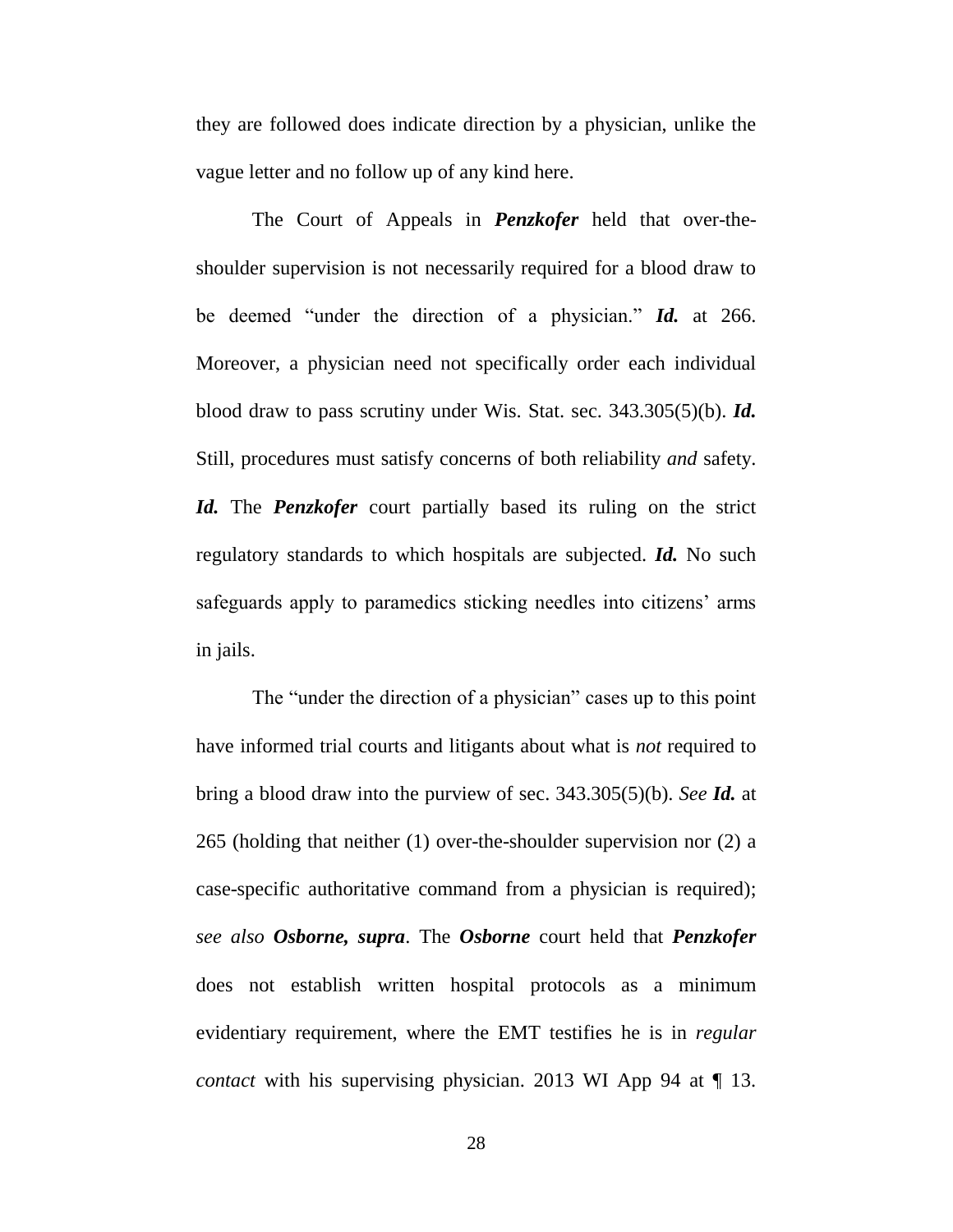they are followed does indicate direction by a physician, unlike the vague letter and no follow up of any kind here.

The Court of Appeals in ***Penzkofer*** held that over-the-shoulder supervision is not necessarily required for a blood draw to be deemed "under the direction of a physician." ***Id.*** at 266. Moreover, a physician need not specifically order each individual blood draw to pass scrutiny under Wis. Stat. sec. 343.305(5)(b). ***Id.*** Still, procedures must satisfy concerns of both reliability *and* safety. ***Id.*** The ***Penzkofer*** court partially based its ruling on the strict regulatory standards to which hospitals are subjected. ***Id.*** No such safeguards apply to paramedics sticking needles into citizens' arms in jails.

The "under the direction of a physician" cases up to this point have informed trial courts and litigants about what is *not* required to bring a blood draw into the purview of sec. 343.305(5)(b). *See* ***Id.*** at 265 (holding that neither (1) over-the-shoulder supervision nor (2) a case-specific authoritative command from a physician is required); *see also* ***Osborne, supra***. The ***Osborne*** court held that ***Penzkofer*** does not establish written hospital protocols as a minimum evidentiary requirement, where the EMT testifies he is in *regular contact* with his supervising physician. 2013 WI App 94 at ¶ 13.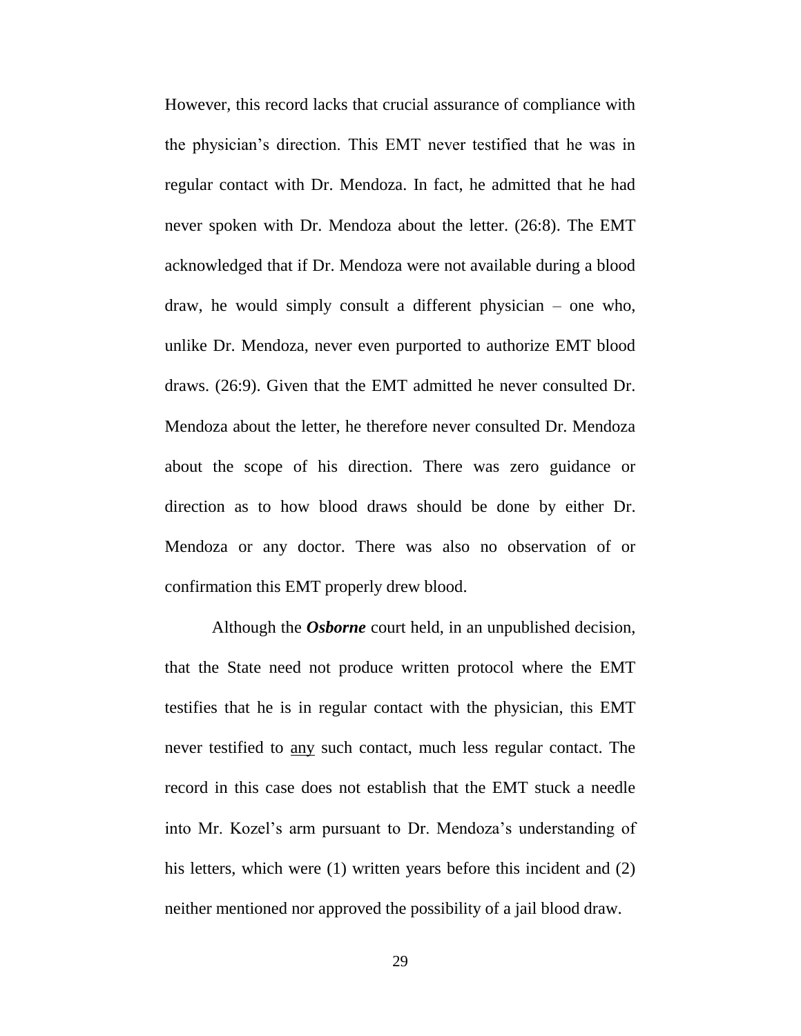However, this record lacks that crucial assurance of compliance with the physician's direction. This EMT never testified that he was in regular contact with Dr. Mendoza. In fact, he admitted that he had never spoken with Dr. Mendoza about the letter. (26:8). The EMT acknowledged that if Dr. Mendoza were not available during a blood draw, he would simply consult a different physician – one who, unlike Dr. Mendoza, never even purported to authorize EMT blood draws. (26:9). Given that the EMT admitted he never consulted Dr. Mendoza about the letter, he therefore never consulted Dr. Mendoza about the scope of his direction. There was zero guidance or direction as to how blood draws should be done by either Dr. Mendoza or any doctor. There was also no observation of or confirmation this EMT properly drew blood.

Although the ***Osborne*** court held, in an unpublished decision, that the State need not produce written protocol where the EMT testifies that he is in regular contact with the physician, this EMT never testified to <u>any</u> such contact, much less regular contact. The record in this case does not establish that the EMT stuck a needle into Mr. Kozel's arm pursuant to Dr. Mendoza's understanding of his letters, which were (1) written years before this incident and (2) neither mentioned nor approved the possibility of a jail blood draw.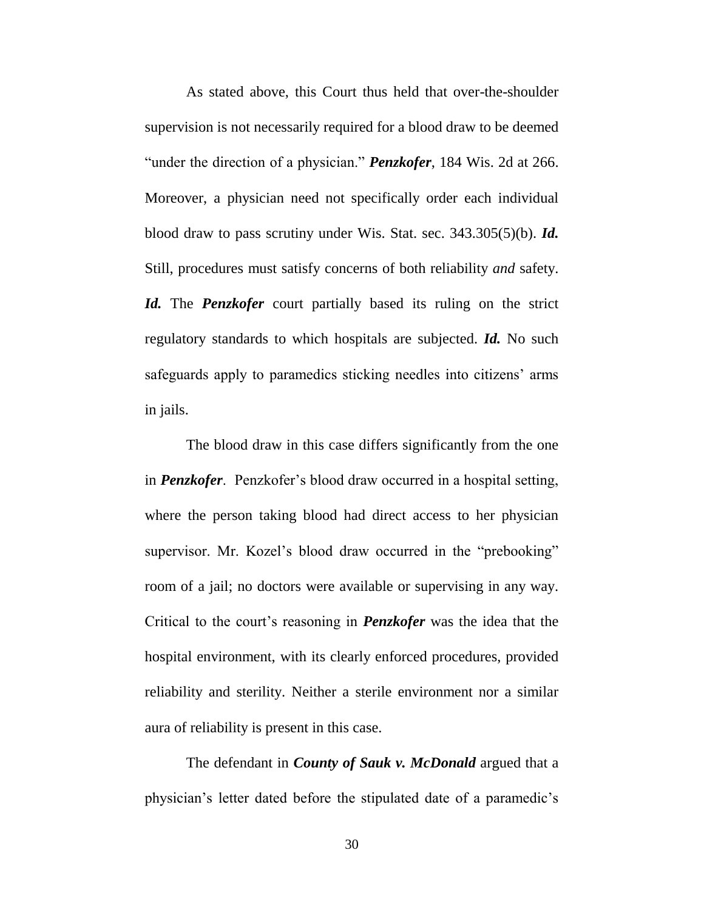As stated above, this Court thus held that over-the-shoulder supervision is not necessarily required for a blood draw to be deemed "under the direction of a physician." ***Penzkofer***, 184 Wis. 2d at 266. Moreover, a physician need not specifically order each individual blood draw to pass scrutiny under Wis. Stat. sec. 343.305(5)(b). ***Id.*** Still, procedures must satisfy concerns of both reliability *and* safety. ***Id.*** The ***Penzkofer*** court partially based its ruling on the strict regulatory standards to which hospitals are subjected. ***Id.*** No such safeguards apply to paramedics sticking needles into citizens' arms in jails.

The blood draw in this case differs significantly from the one in ***Penzkofer***. Penzkofer's blood draw occurred in a hospital setting, where the person taking blood had direct access to her physician supervisor. Mr. Kozel's blood draw occurred in the "prebooking" room of a jail; no doctors were available or supervising in any way. Critical to the court's reasoning in ***Penzkofer*** was the idea that the hospital environment, with its clearly enforced procedures, provided reliability and sterility. Neither a sterile environment nor a similar aura of reliability is present in this case.

The defendant in ***County of Sauk v. McDonald*** argued that a physician's letter dated before the stipulated date of a paramedic's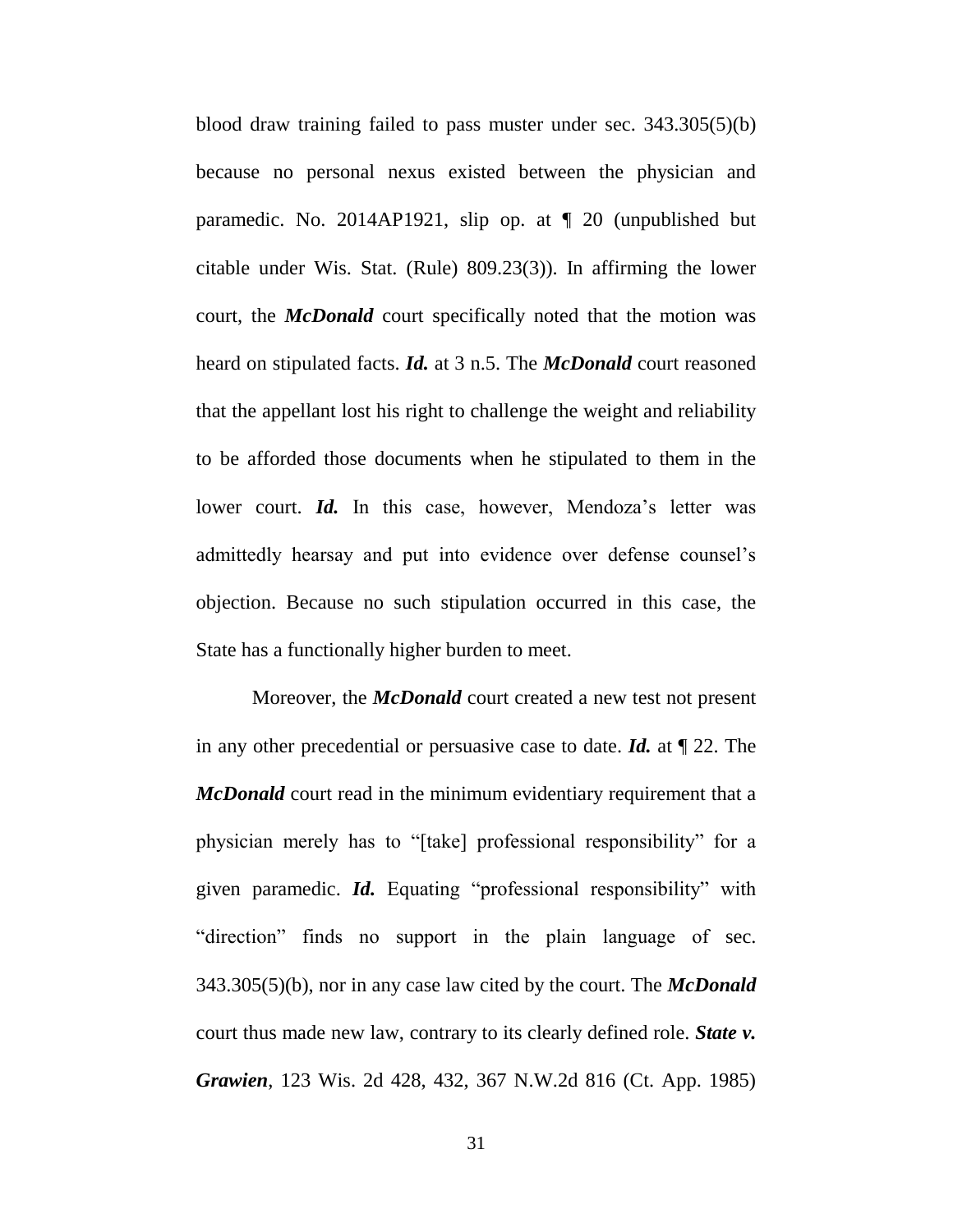blood draw training failed to pass muster under sec. 343.305(5)(b) because no personal nexus existed between the physician and paramedic. No. 2014AP1921, slip op. at ¶ 20 (unpublished but citable under Wis. Stat. (Rule) 809.23(3)). In affirming the lower court, the ***McDonald*** court specifically noted that the motion was heard on stipulated facts. ***Id.*** at 3 n.5. The ***McDonald*** court reasoned that the appellant lost his right to challenge the weight and reliability to be afforded those documents when he stipulated to them in the lower court. ***Id.*** In this case, however, Mendoza's letter was admittedly hearsay and put into evidence over defense counsel's objection. Because no such stipulation occurred in this case, the State has a functionally higher burden to meet.

Moreover, the ***McDonald*** court created a new test not present in any other precedential or persuasive case to date. ***Id.*** at ¶ 22. The ***McDonald*** court read in the minimum evidentiary requirement that a physician merely has to "[take] professional responsibility" for a given paramedic. ***Id.*** Equating "professional responsibility" with "direction" finds no support in the plain language of sec. 343.305(5)(b), nor in any case law cited by the court. The ***McDonald*** court thus made new law, contrary to its clearly defined role. ***State v. Grawien***, 123 Wis. 2d 428, 432, 367 N.W.2d 816 (Ct. App. 1985)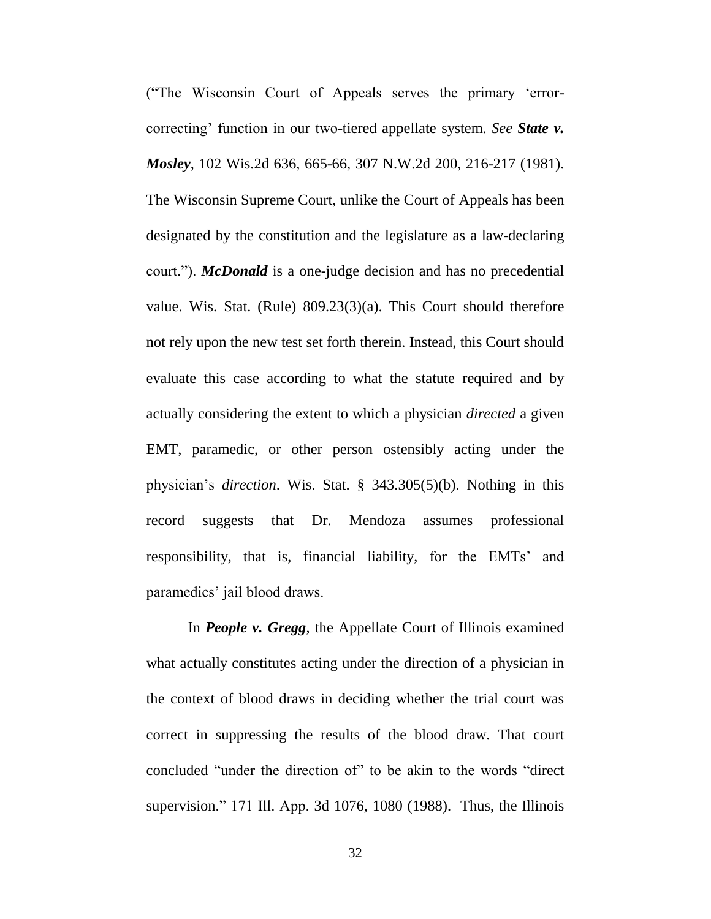("The Wisconsin Court of Appeals serves the primary 'error-correcting' function in our two-tiered appellate system. *See* ***State v. Mosley***, 102 Wis.2d 636, 665-66, 307 N.W.2d 200, 216-217 (1981). The Wisconsin Supreme Court, unlike the Court of Appeals has been designated by the constitution and the legislature as a law-declaring court."). ***McDonald*** is a one-judge decision and has no precedential value. Wis. Stat. (Rule) 809.23(3)(a). This Court should therefore not rely upon the new test set forth therein. Instead, this Court should evaluate this case according to what the statute required and by actually considering the extent to which a physician *directed* a given EMT, paramedic, or other person ostensibly acting under the physician's *direction*. Wis. Stat. § 343.305(5)(b). Nothing in this record suggests that Dr. Mendoza assumes professional responsibility, that is, financial liability, for the EMTs' and paramedics' jail blood draws.

In ***People v. Gregg***, the Appellate Court of Illinois examined what actually constitutes acting under the direction of a physician in the context of blood draws in deciding whether the trial court was correct in suppressing the results of the blood draw. That court concluded "under the direction of" to be akin to the words "direct supervision." 171 Ill. App. 3d 1076, 1080 (1988). Thus, the Illinois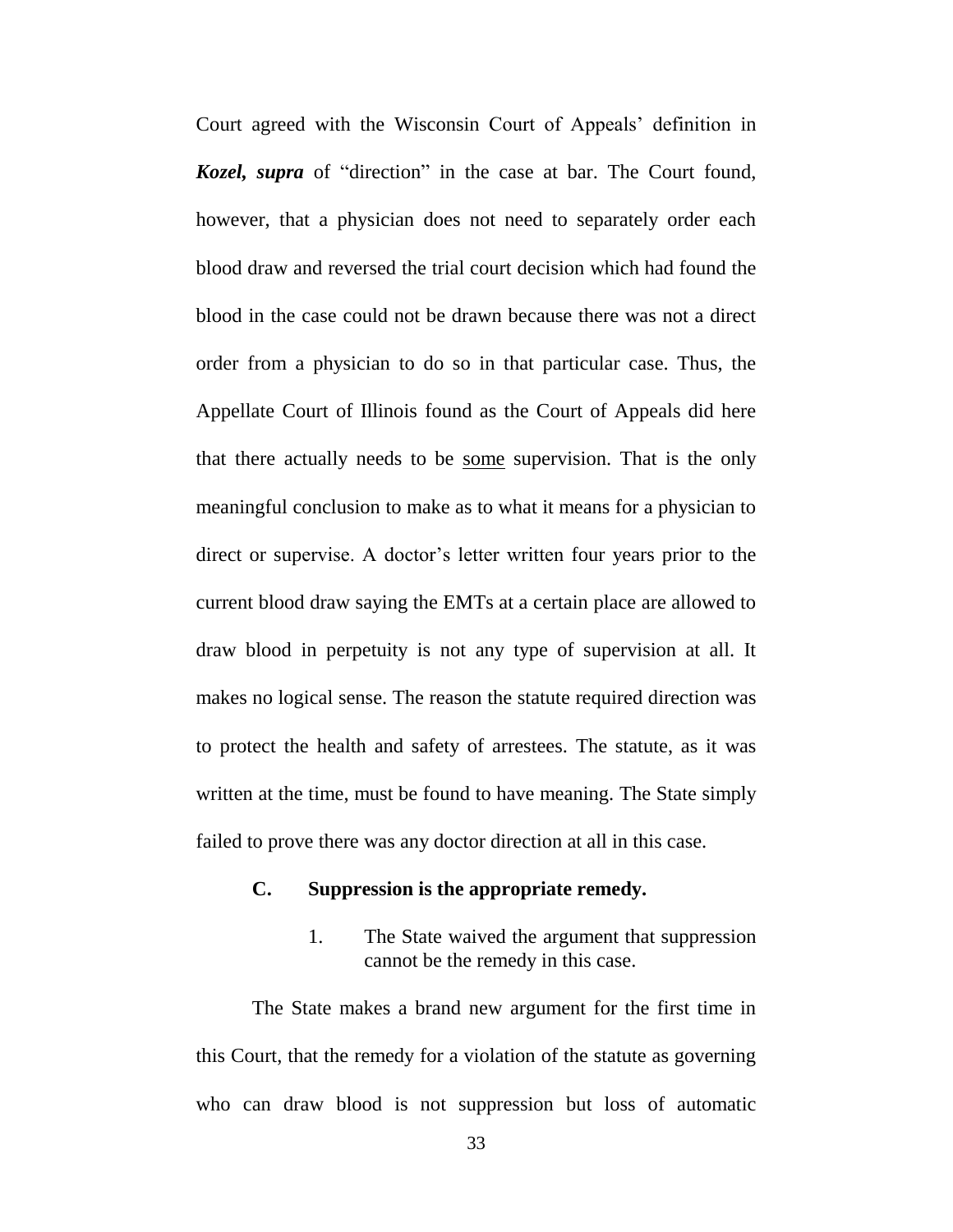Court agreed with the Wisconsin Court of Appeals' definition in ***Kozel, supra*** of "direction" in the case at bar. The Court found, however, that a physician does not need to separately order each blood draw and reversed the trial court decision which had found the blood in the case could not be drawn because there was not a direct order from a physician to do so in that particular case. Thus, the Appellate Court of Illinois found as the Court of Appeals did here that there actually needs to be <u>some</u> supervision. That is the only meaningful conclusion to make as to what it means for a physician to direct or supervise. A doctor's letter written four years prior to the current blood draw saying the EMTs at a certain place are allowed to draw blood in perpetuity is not any type of supervision at all. It makes no logical sense. The reason the statute required direction was to protect the health and safety of arrestees. The statute, as it was written at the time, must be found to have meaning. The State simply failed to prove there was any doctor direction at all in this case.

### C. Suppression is the appropriate remedy.

#### 1. The State waived the argument that suppression cannot be the remedy in this case.

The State makes a brand new argument for the first time in this Court, that the remedy for a violation of the statute as governing who can draw blood is not suppression but loss of automatic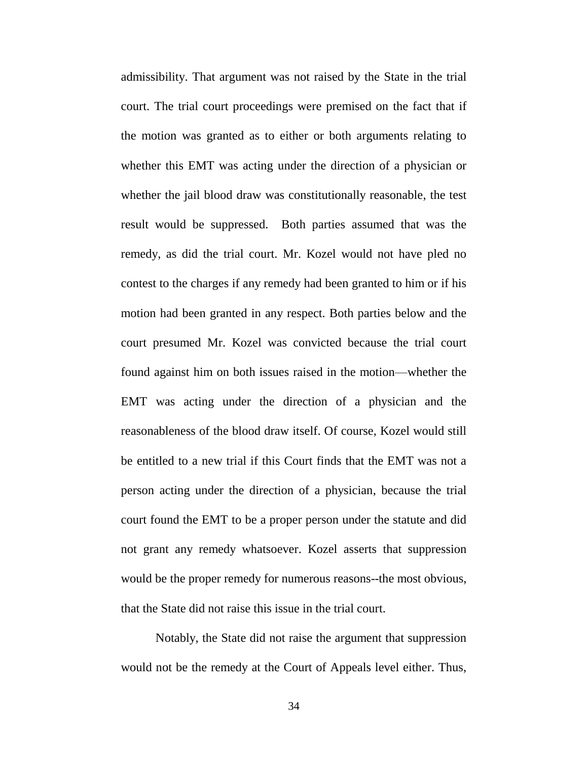admissibility. That argument was not raised by the State in the trial court. The trial court proceedings were premised on the fact that if the motion was granted as to either or both arguments relating to whether this EMT was acting under the direction of a physician or whether the jail blood draw was constitutionally reasonable, the test result would be suppressed. Both parties assumed that was the remedy, as did the trial court. Mr. Kozel would not have pled no contest to the charges if any remedy had been granted to him or if his motion had been granted in any respect. Both parties below and the court presumed Mr. Kozel was convicted because the trial court found against him on both issues raised in the motion—whether the EMT was acting under the direction of a physician and the reasonableness of the blood draw itself. Of course, Kozel would still be entitled to a new trial if this Court finds that the EMT was not a person acting under the direction of a physician, because the trial court found the EMT to be a proper person under the statute and did not grant any remedy whatsoever. Kozel asserts that suppression would be the proper remedy for numerous reasons--the most obvious, that the State did not raise this issue in the trial court.

Notably, the State did not raise the argument that suppression would not be the remedy at the Court of Appeals level either. Thus,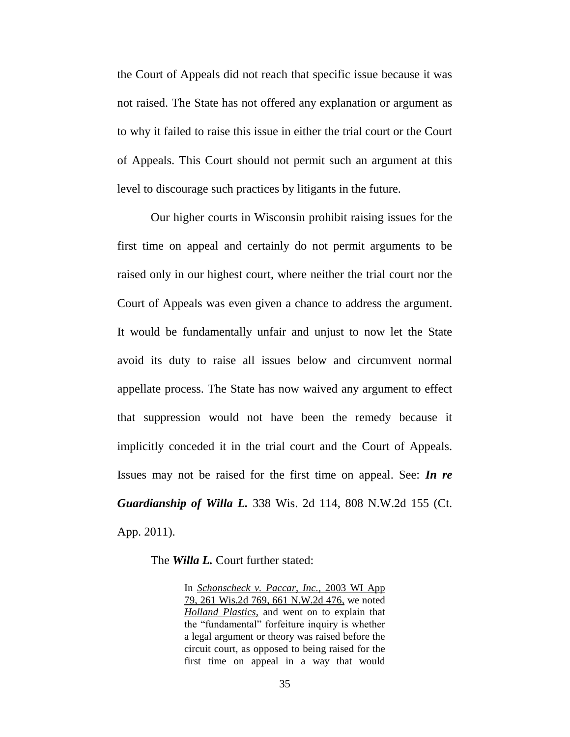the Court of Appeals did not reach that specific issue because it was not raised. The State has not offered any explanation or argument as to why it failed to raise this issue in either the trial court or the Court of Appeals. This Court should not permit such an argument at this level to discourage such practices by litigants in the future.

Our higher courts in Wisconsin prohibit raising issues for the first time on appeal and certainly do not permit arguments to be raised only in our highest court, where neither the trial court nor the Court of Appeals was even given a chance to address the argument. It would be fundamentally unfair and unjust to now let the State avoid its duty to raise all issues below and circumvent normal appellate process. The State has now waived any argument to effect that suppression would not have been the remedy because it implicitly conceded it in the trial court and the Court of Appeals. Issues may not be raised for the first time on appeal. See: ***In re Guardianship of Willa L.*** 338 Wis. 2d 114, 808 N.W.2d 155 (Ct. App. 2011).

The ***Willa L.*** Court further stated:

> In *Schonscheck v. Paccar, Inc.,* 2003 WI App 79, 261 Wis.2d 769, 661 N.W.2d 476, we noted *Holland Plastics,* and went on to explain that the "fundamental" forfeiture inquiry is whether a legal argument or theory was raised before the circuit court, as opposed to being raised for the first time on appeal in a way that would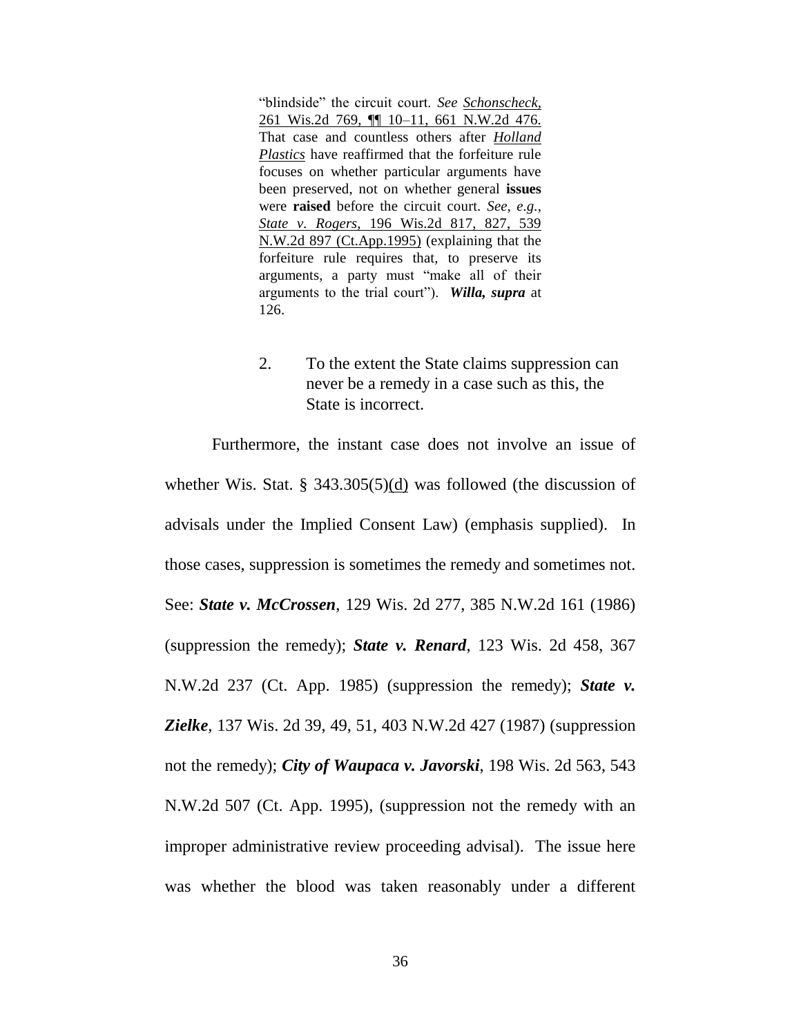> "blindside" the circuit court. *See* Schonscheck, 261 Wis.2d 769, ¶¶ 10–11, 661 N.W.2d 476. That case and countless others after *Holland Plastics* have reaffirmed that the forfeiture rule focuses on whether particular arguments have been preserved, not on whether general **issues** were **raised** before the circuit court. *See, e.g.,* *State v. Rogers,* 196 Wis.2d 817, 827, 539 N.W.2d 897 (Ct.App.1995) (explaining that the forfeiture rule requires that, to preserve its arguments, a party must "make all of their arguments to the trial court"). ***Willa, supra*** at 126.

2. To the extent the State claims suppression can never be a remedy in a case such as this, the State is incorrect.

Furthermore, the instant case does not involve an issue of whether Wis. Stat. § 343.305(5)(d) was followed (the discussion of advisals under the Implied Consent Law) (emphasis supplied). In those cases, suppression is sometimes the remedy and sometimes not. See: ***State v. McCrossen***, 129 Wis. 2d 277, 385 N.W.2d 161 (1986) (suppression the remedy); ***State v. Renard***, 123 Wis. 2d 458, 367 N.W.2d 237 (Ct. App. 1985) (suppression the remedy); ***State v. Zielke***, 137 Wis. 2d 39, 49, 51, 403 N.W.2d 427 (1987) (suppression not the remedy); ***City of Waupaca v. Javorski***, 198 Wis. 2d 563, 543 N.W.2d 507 (Ct. App. 1995), (suppression not the remedy with an improper administrative review proceeding advisal). The issue here was whether the blood was taken reasonably under a different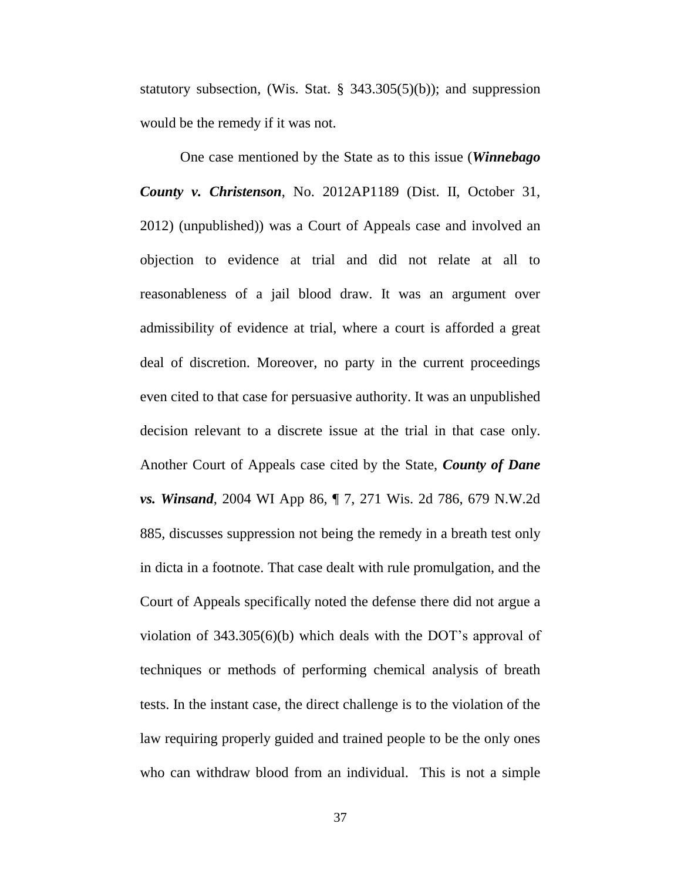statutory subsection, (Wis. Stat. § 343.305(5)(b)); and suppression would be the remedy if it was not.

One case mentioned by the State as to this issue (***Winnebago County v. Christenson***, No. 2012AP1189 (Dist. II, October 31, 2012) (unpublished)) was a Court of Appeals case and involved an objection to evidence at trial and did not relate at all to reasonableness of a jail blood draw. It was an argument over admissibility of evidence at trial, where a court is afforded a great deal of discretion. Moreover, no party in the current proceedings even cited to that case for persuasive authority. It was an unpublished decision relevant to a discrete issue at the trial in that case only. Another Court of Appeals case cited by the State, ***County of Dane vs. Winsand***, 2004 WI App 86, ¶ 7, 271 Wis. 2d 786, 679 N.W.2d 885, discusses suppression not being the remedy in a breath test only in dicta in a footnote. That case dealt with rule promulgation, and the Court of Appeals specifically noted the defense there did not argue a violation of 343.305(6)(b) which deals with the DOT's approval of techniques or methods of performing chemical analysis of breath tests. In the instant case, the direct challenge is to the violation of the law requiring properly guided and trained people to be the only ones who can withdraw blood from an individual. This is not a simple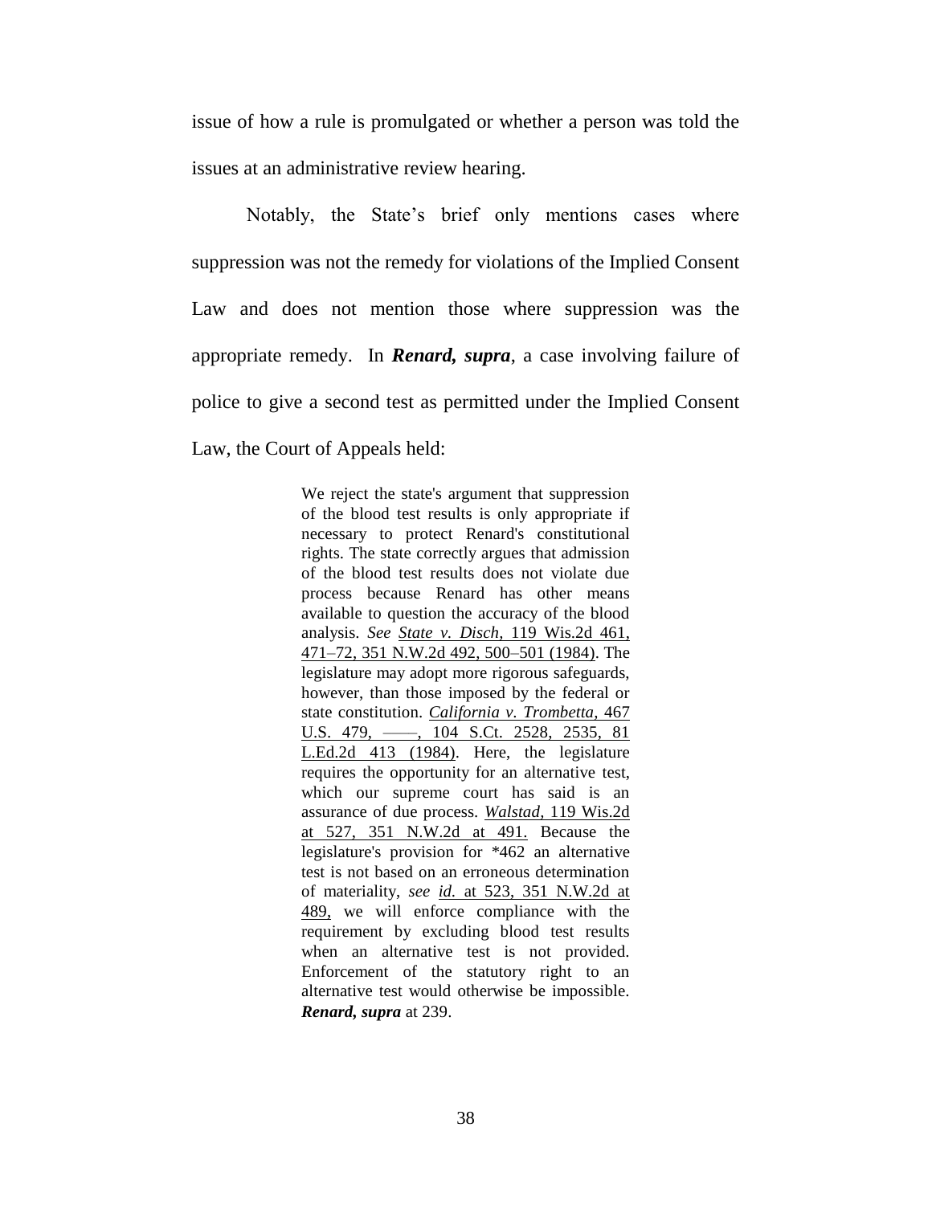issue of how a rule is promulgated or whether a person was told the issues at an administrative review hearing.

Notably, the State's brief only mentions cases where suppression was not the remedy for violations of the Implied Consent Law and does not mention those where suppression was the appropriate remedy. In ***Renard, supra***, a case involving failure of police to give a second test as permitted under the Implied Consent Law, the Court of Appeals held:

> We reject the state's argument that suppression of the blood test results is only appropriate if necessary to protect Renard's constitutional rights. The state correctly argues that admission of the blood test results does not violate due process because Renard has other means available to question the accuracy of the blood analysis. *See* *State v. Disch,* 119 Wis.2d 461, 471–72, 351 N.W.2d 492, 500–501 (1984). The legislature may adopt more rigorous safeguards, however, than those imposed by the federal or state constitution. *California v. Trombetta,* 467 U.S. 479, ––––, 104 S.Ct. 2528, 2535, 81 L.Ed.2d 413 (1984). Here, the legislature requires the opportunity for an alternative test, which our supreme court has said is an assurance of due process. *Walstad,* 119 Wis.2d at 527, 351 N.W.2d at 491. Because the legislature's provision for *462 an alternative test is not based on an erroneous determination of materiality, *see* *id.* at 523, 351 N.W.2d at 489, we will enforce compliance with the requirement by excluding blood test results when an alternative test is not provided. Enforcement of the statutory right to an alternative test would otherwise be impossible. ***Renard, supra*** at 239.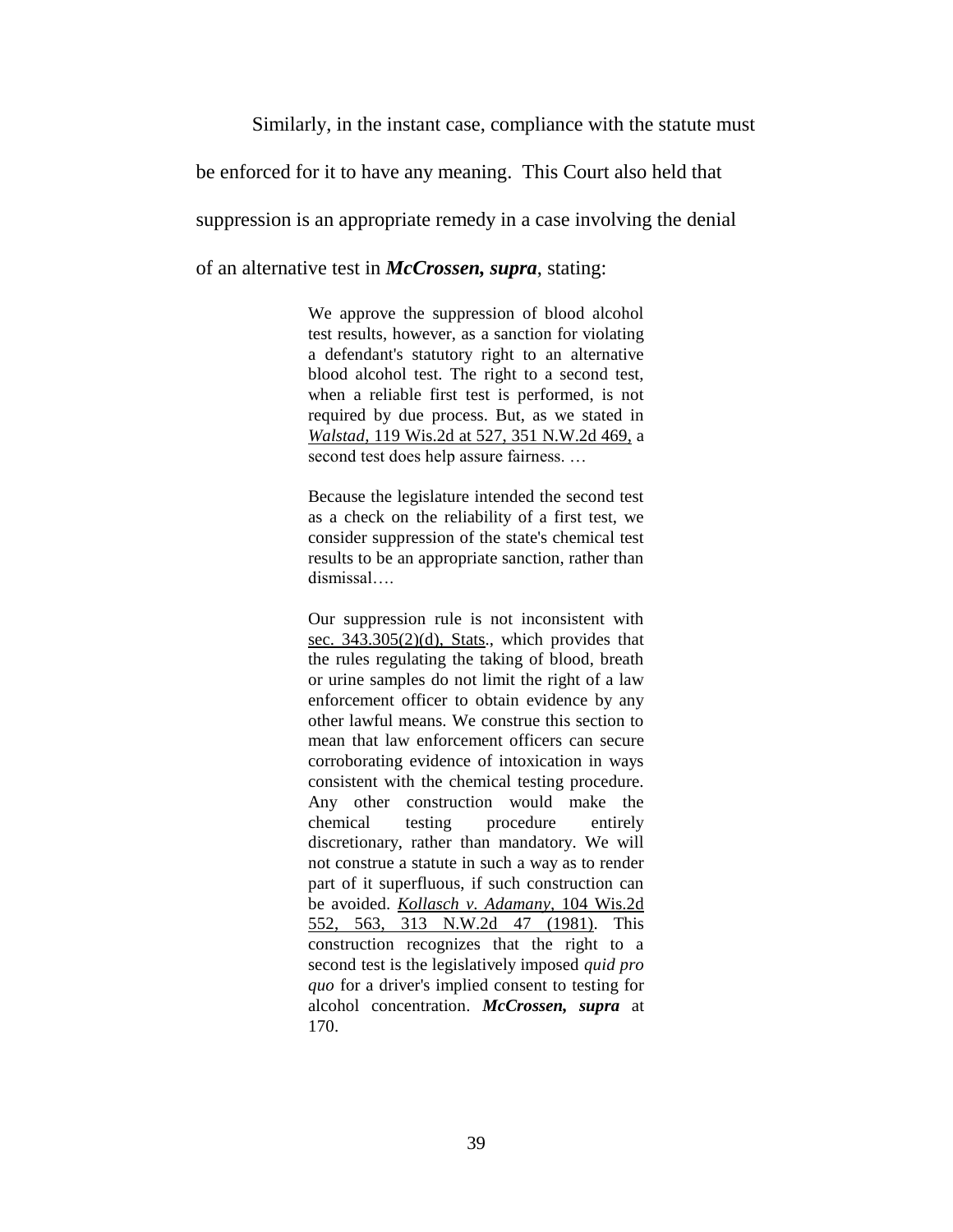Similarly, in the instant case, compliance with the statute must be enforced for it to have any meaning. This Court also held that suppression is an appropriate remedy in a case involving the denial of an alternative test in ***McCrossen, supra***, stating:

> We approve the suppression of blood alcohol test results, however, as a sanction for violating a defendant's statutory right to an alternative blood alcohol test. The right to a second test, when a reliable first test is performed, is not required by due process. But, as we stated in *Walstad*, 119 Wis.2d at 527, 351 N.W.2d 469, a second test does help assure fairness. …
>
> Because the legislature intended the second test as a check on the reliability of a first test, we consider suppression of the state's chemical test results to be an appropriate sanction, rather than dismissal….
>
> Our suppression rule is not inconsistent with sec. 343.305(2)(d), Stats., which provides that the rules regulating the taking of blood, breath or urine samples do not limit the right of a law enforcement officer to obtain evidence by any other lawful means. We construe this section to mean that law enforcement officers can secure corroborating evidence of intoxication in ways consistent with the chemical testing procedure. Any other construction would make the chemical testing procedure entirely discretionary, rather than mandatory. We will not construe a statute in such a way as to render part of it superfluous, if such construction can be avoided. *Kollasch v. Adamany*, 104 Wis.2d 552, 563, 313 N.W.2d 47 (1981). This construction recognizes that the right to a second test is the legislatively imposed *quid pro quo* for a driver's implied consent to testing for alcohol concentration. ***McCrossen, supra*** at 170.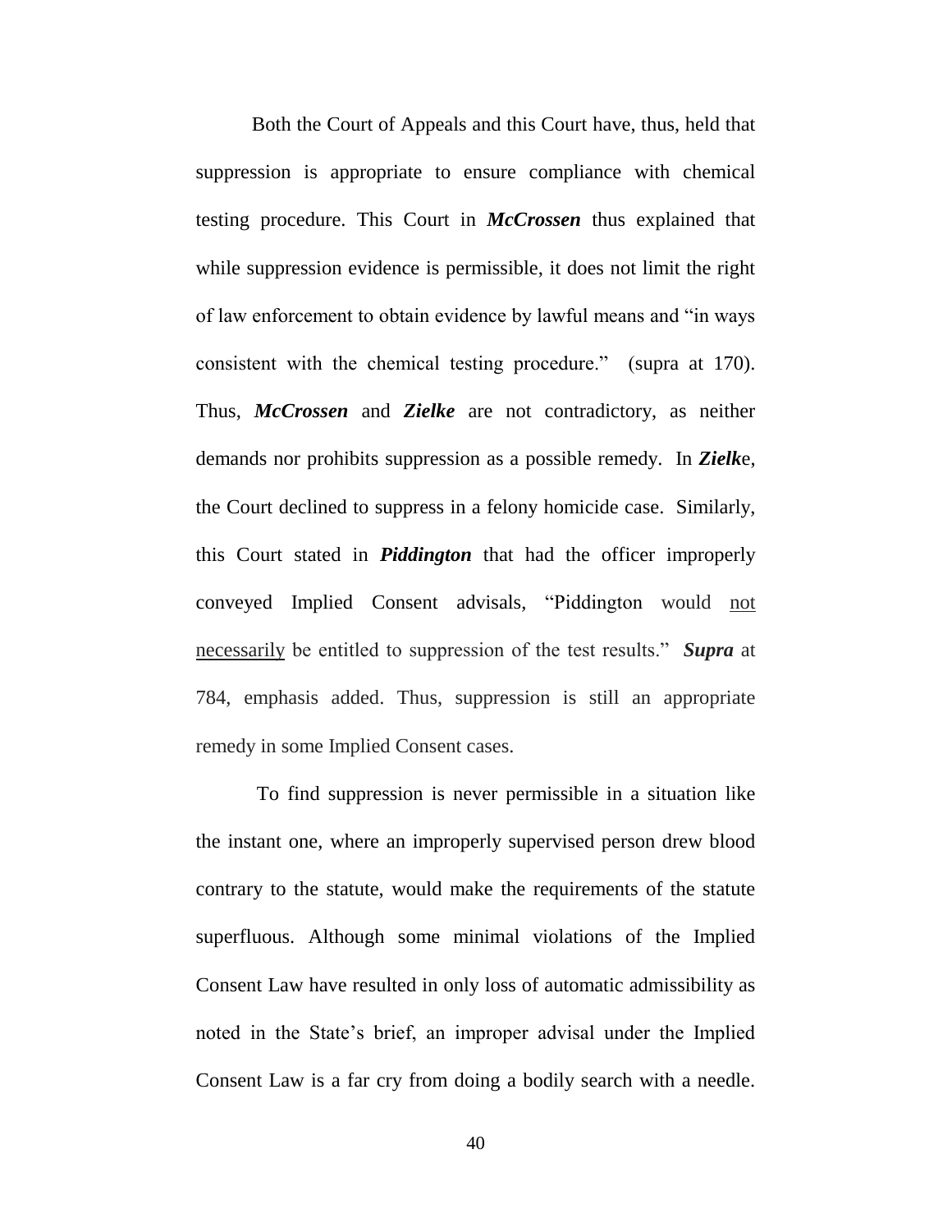Both the Court of Appeals and this Court have, thus, held that suppression is appropriate to ensure compliance with chemical testing procedure. This Court in ***McCrossen*** thus explained that while suppression evidence is permissible, it does not limit the right of law enforcement to obtain evidence by lawful means and "in ways consistent with the chemical testing procedure." (supra at 170). Thus, ***McCrossen*** and ***Zielke*** are not contradictory, as neither demands nor prohibits suppression as a possible remedy. In ***Zielk***e, the Court declined to suppress in a felony homicide case. Similarly, this Court stated in ***Piddington*** that had the officer improperly conveyed Implied Consent advisals, "Piddington would <u>not necessarily</u> be entitled to suppression of the test results." ***Supra*** at 784, emphasis added. Thus, suppression is still an appropriate remedy in some Implied Consent cases.

To find suppression is never permissible in a situation like the instant one, where an improperly supervised person drew blood contrary to the statute, would make the requirements of the statute superfluous. Although some minimal violations of the Implied Consent Law have resulted in only loss of automatic admissibility as noted in the State's brief, an improper advisal under the Implied Consent Law is a far cry from doing a bodily search with a needle.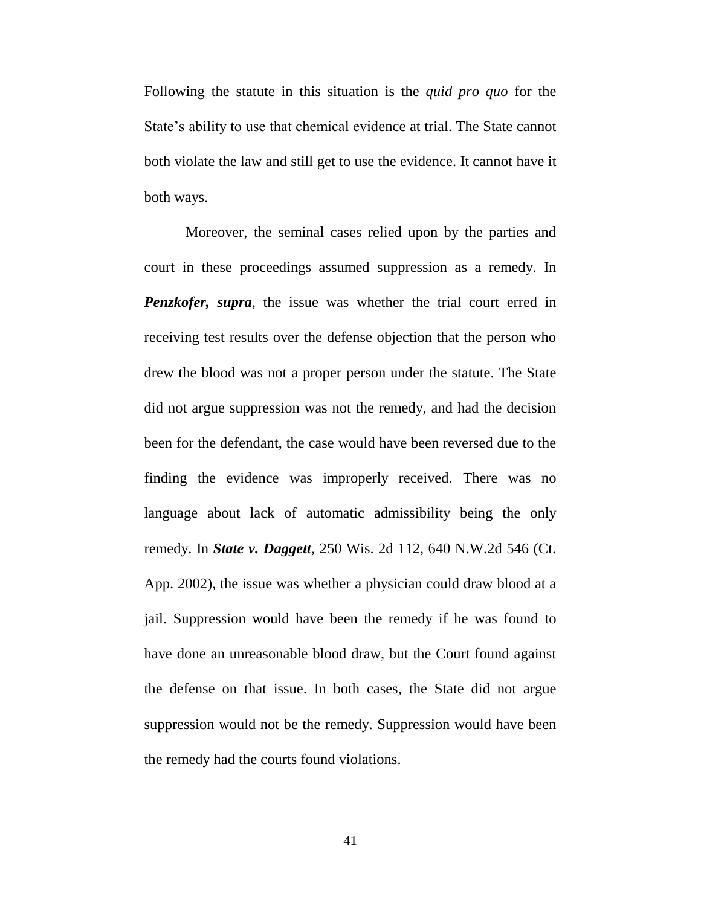Following the statute in this situation is the *quid pro quo* for the State's ability to use that chemical evidence at trial. The State cannot both violate the law and still get to use the evidence. It cannot have it both ways.

Moreover, the seminal cases relied upon by the parties and court in these proceedings assumed suppression as a remedy. In ***Penzkofer, supra***, the issue was whether the trial court erred in receiving test results over the defense objection that the person who drew the blood was not a proper person under the statute. The State did not argue suppression was not the remedy, and had the decision been for the defendant, the case would have been reversed due to the finding the evidence was improperly received. There was no language about lack of automatic admissibility being the only remedy. In ***State v. Daggett***, 250 Wis. 2d 112, 640 N.W.2d 546 (Ct. App. 2002), the issue was whether a physician could draw blood at a jail. Suppression would have been the remedy if he was found to have done an unreasonable blood draw, but the Court found against the defense on that issue. In both cases, the State did not argue suppression would not be the remedy. Suppression would have been the remedy had the courts found violations.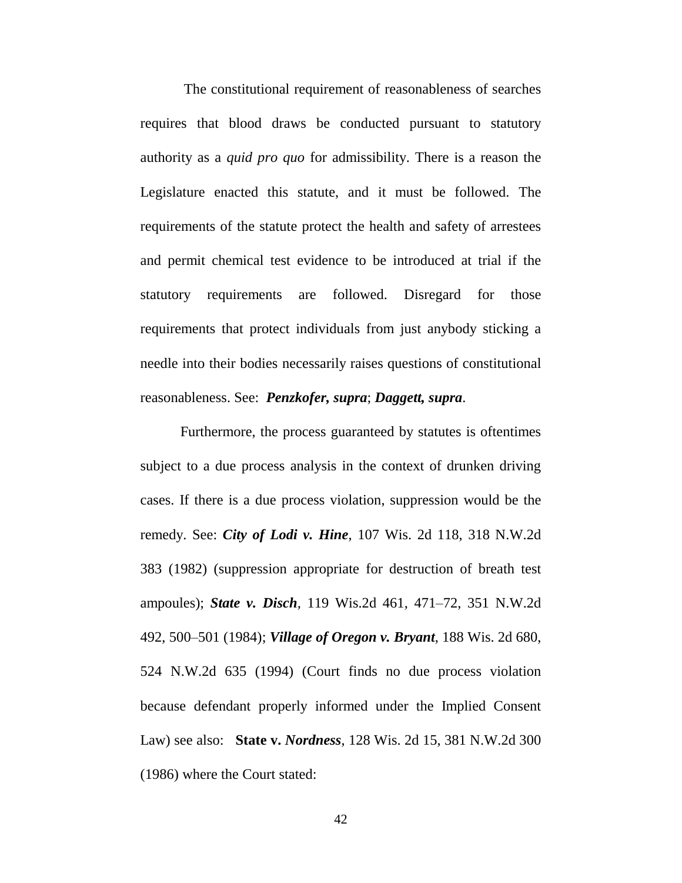The constitutional requirement of reasonableness of searches requires that blood draws be conducted pursuant to statutory authority as a *quid pro quo* for admissibility. There is a reason the Legislature enacted this statute, and it must be followed. The requirements of the statute protect the health and safety of arrestees and permit chemical test evidence to be introduced at trial if the statutory requirements are followed. Disregard for those requirements that protect individuals from just anybody sticking a needle into their bodies necessarily raises questions of constitutional reasonableness. See: ***Penzkofer, supra***; ***Daggett, supra***.

Furthermore, the process guaranteed by statutes is oftentimes subject to a due process analysis in the context of drunken driving cases. If there is a due process violation, suppression would be the remedy. See: ***City of Lodi v. Hine***, 107 Wis. 2d 118, 318 N.W.2d 383 (1982) (suppression appropriate for destruction of breath test ampoules); ***State v. Disch***, 119 Wis.2d 461, 471–72, 351 N.W.2d 492, 500–501 (1984); ***Village of Oregon v. Bryant***, 188 Wis. 2d 680, 524 N.W.2d 635 (1994) (Court finds no due process violation because defendant properly informed under the Implied Consent Law) see also: **State v. *Nordness***, 128 Wis. 2d 15, 381 N.W.2d 300 (1986) where the Court stated: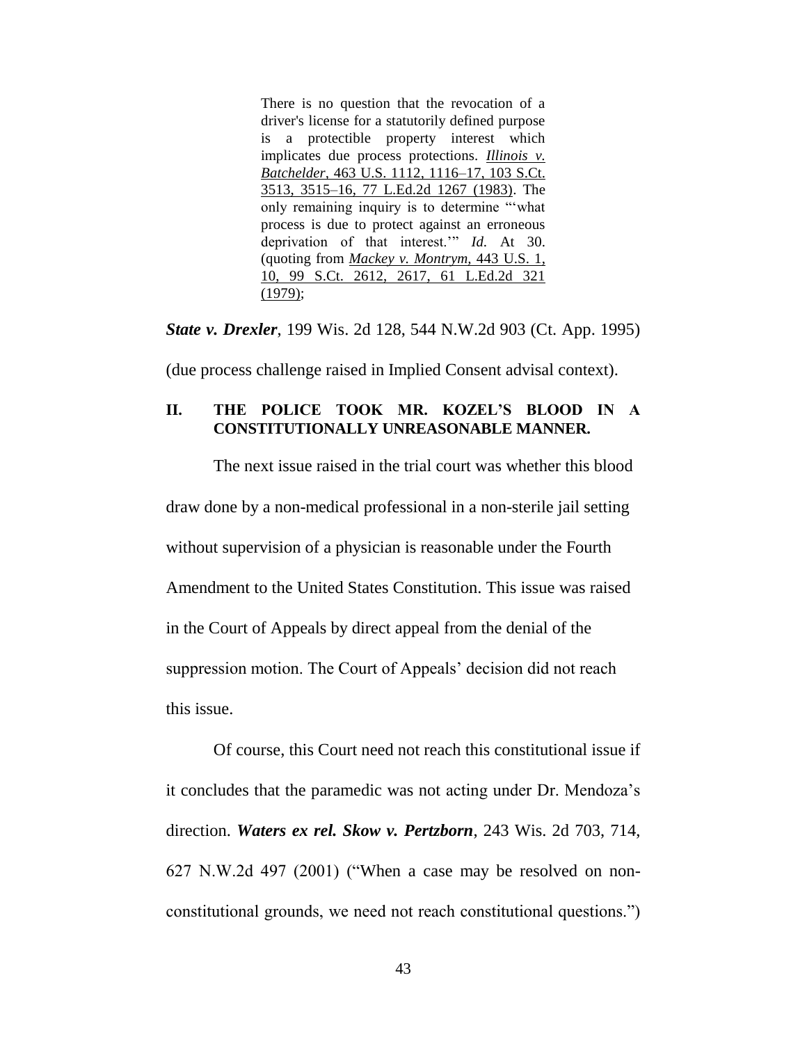> There is no question that the revocation of a driver's license for a statutorily defined purpose is a protectible property interest which implicates due process protections. *Illinois v. Batchelder*, 463 U.S. 1112, 1116–17, 103 S.Ct. 3513, 3515–16, 77 L.Ed.2d 1267 (1983). The only remaining inquiry is to determine "'what process is due to protect against an erroneous deprivation of that interest.'" *Id.* At 30. (quoting from *Mackey v. Montrym*, 443 U.S. 1, 10, 99 S.Ct. 2612, 2617, 61 L.Ed.2d 321 (1979);

***State v. Drexler***, 199 Wis. 2d 128, 544 N.W.2d 903 (Ct. App. 1995) (due process challenge raised in Implied Consent advisal context).

## II. THE POLICE TOOK MR. KOZEL'S BLOOD IN A CONSTITUTIONALLY UNREASONABLE MANNER.

The next issue raised in the trial court was whether this blood draw done by a non-medical professional in a non-sterile jail setting without supervision of a physician is reasonable under the Fourth Amendment to the United States Constitution. This issue was raised in the Court of Appeals by direct appeal from the denial of the suppression motion. The Court of Appeals' decision did not reach this issue.

Of course, this Court need not reach this constitutional issue if it concludes that the paramedic was not acting under Dr. Mendoza's direction. ***Waters ex rel. Skow v. Pertzborn***, 243 Wis. 2d 703, 714, 627 N.W.2d 497 (2001) ("When a case may be resolved on non-constitutional grounds, we need not reach constitutional questions.")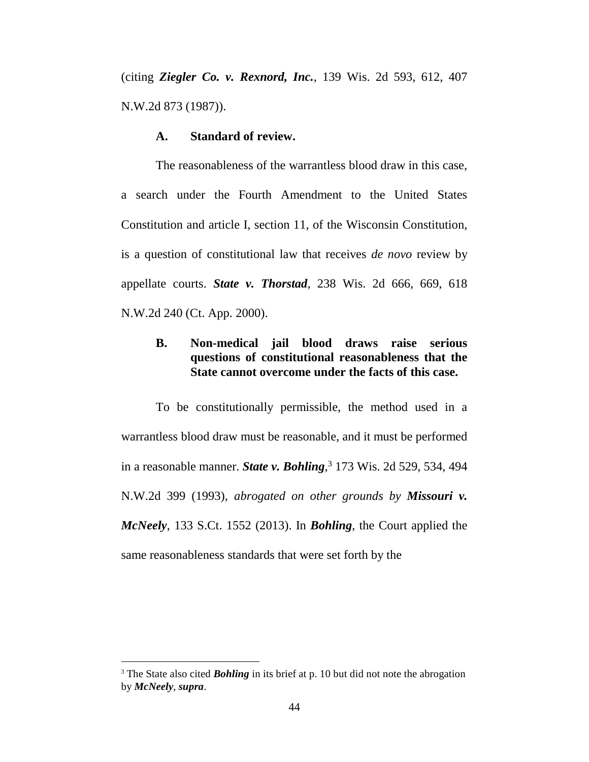(citing ***Ziegler Co. v. Rexnord, Inc.***, 139 Wis. 2d 593, 612, 407 N.W.2d 873 (1987)).

**A. Standard of review.**

The reasonableness of the warrantless blood draw in this case, a search under the Fourth Amendment to the United States Constitution and article I, section 11, of the Wisconsin Constitution, is a question of constitutional law that receives *de novo* review by appellate courts. ***State v. Thorstad***, 238 Wis. 2d 666, 669, 618 N.W.2d 240 (Ct. App. 2000).

**B. Non-medical jail blood draws raise serious questions of constitutional reasonableness that the State cannot overcome under the facts of this case.**

To be constitutionally permissible, the method used in a warrantless blood draw must be reasonable, and it must be performed in a reasonable manner. ***State v. Bohling***,[3] 173 Wis. 2d 529, 534, 494 N.W.2d 399 (1993), *abrogated on other grounds by **Missouri v. McNeely***, 133 S.Ct. 1552 (2013). In ***Bohling***, the Court applied the same reasonableness standards that were set forth by the

[3] The State also cited ***Bohling*** in its brief at p. 10 but did not note the abrogation by ***McNeely***, ***supra***.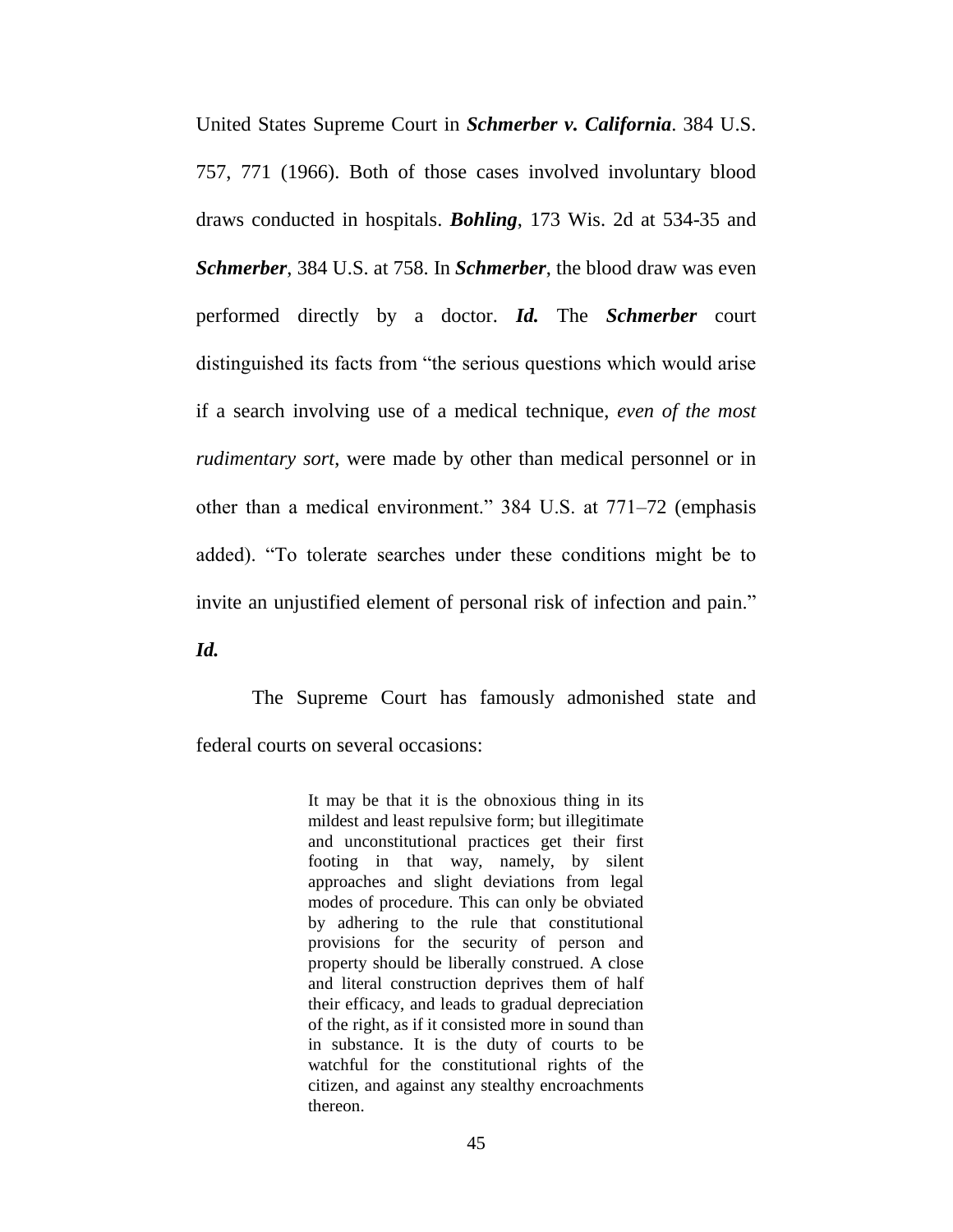United States Supreme Court in ***Schmerber v. California***. 384 U.S. 757, 771 (1966). Both of those cases involved involuntary blood draws conducted in hospitals. ***Bohling***, 173 Wis. 2d at 534-35 and ***Schmerber***, 384 U.S. at 758. In ***Schmerber***, the blood draw was even performed directly by a doctor. ***Id.*** The ***Schmerber*** court distinguished its facts from "the serious questions which would arise if a search involving use of a medical technique, *even of the most rudimentary sort*, were made by other than medical personnel or in other than a medical environment." 384 U.S. at 771–72 (emphasis added). "To tolerate searches under these conditions might be to invite an unjustified element of personal risk of infection and pain." ***Id.***

The Supreme Court has famously admonished state and federal courts on several occasions:

> It may be that it is the obnoxious thing in its mildest and least repulsive form; but illegitimate and unconstitutional practices get their first footing in that way, namely, by silent approaches and slight deviations from legal modes of procedure. This can only be obviated by adhering to the rule that constitutional provisions for the security of person and property should be liberally construed. A close and literal construction deprives them of half their efficacy, and leads to gradual depreciation of the right, as if it consisted more in sound than in substance. It is the duty of courts to be watchful for the constitutional rights of the citizen, and against any stealthy encroachments thereon.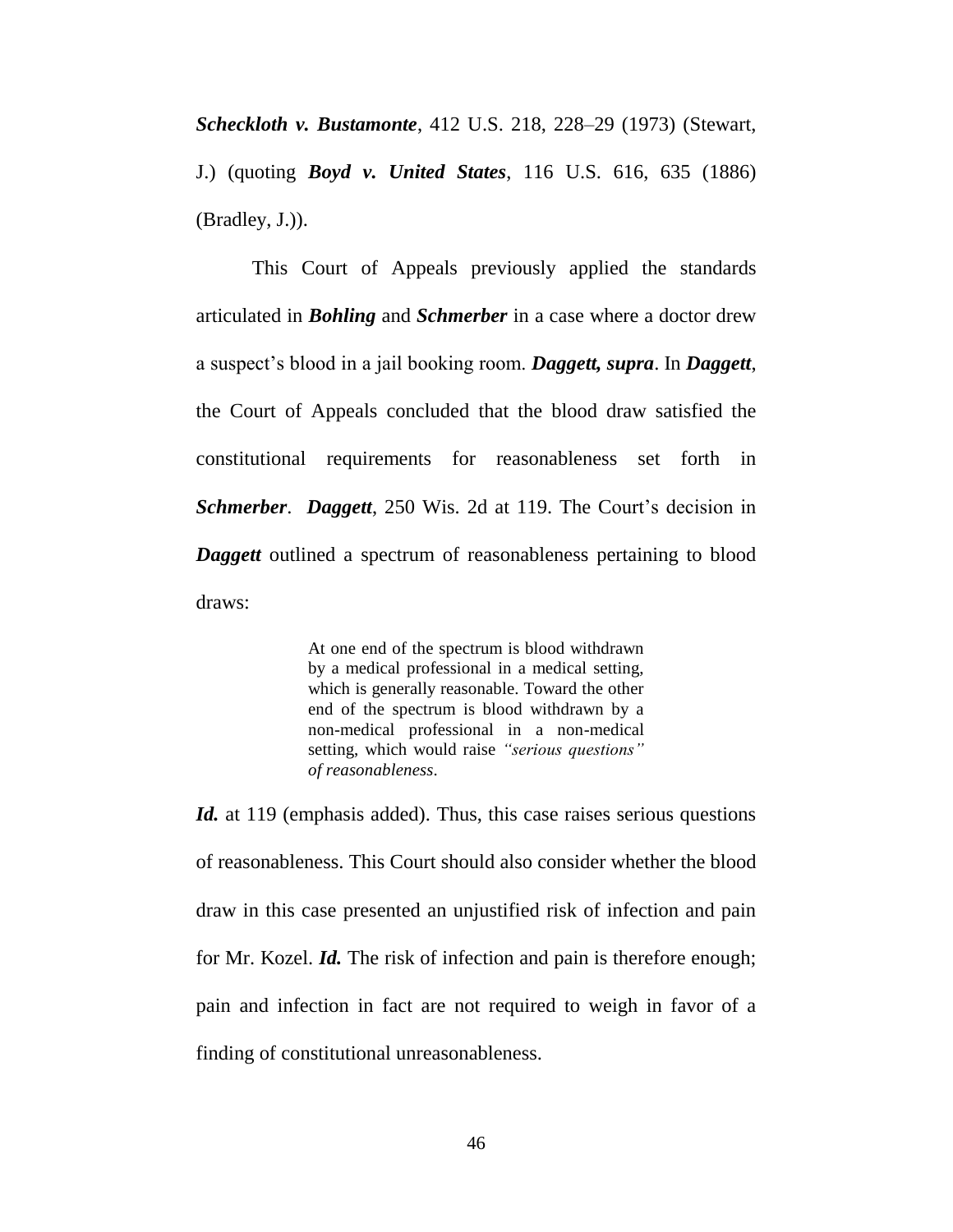***Scheckloth v. Bustamonte***, 412 U.S. 218, 228–29 (1973) (Stewart, J.) (quoting ***Boyd v. United States***, 116 U.S. 616, 635 (1886) (Bradley, J.)).

This Court of Appeals previously applied the standards articulated in ***Bohling*** and ***Schmerber*** in a case where a doctor drew a suspect's blood in a jail booking room. ***Daggett, supra***. In ***Daggett***, the Court of Appeals concluded that the blood draw satisfied the constitutional requirements for reasonableness set forth in ***Schmerber***. ***Daggett***, 250 Wis. 2d at 119. The Court's decision in ***Daggett*** outlined a spectrum of reasonableness pertaining to blood draws:

> At one end of the spectrum is blood withdrawn by a medical professional in a medical setting, which is generally reasonable. Toward the other end of the spectrum is blood withdrawn by a non-medical professional in a non-medical setting, which would raise *"serious questions" of reasonableness*.

***Id.*** at 119 (emphasis added). Thus, this case raises serious questions of reasonableness. This Court should also consider whether the blood draw in this case presented an unjustified risk of infection and pain for Mr. Kozel. ***Id.*** The risk of infection and pain is therefore enough; pain and infection in fact are not required to weigh in favor of a finding of constitutional unreasonableness.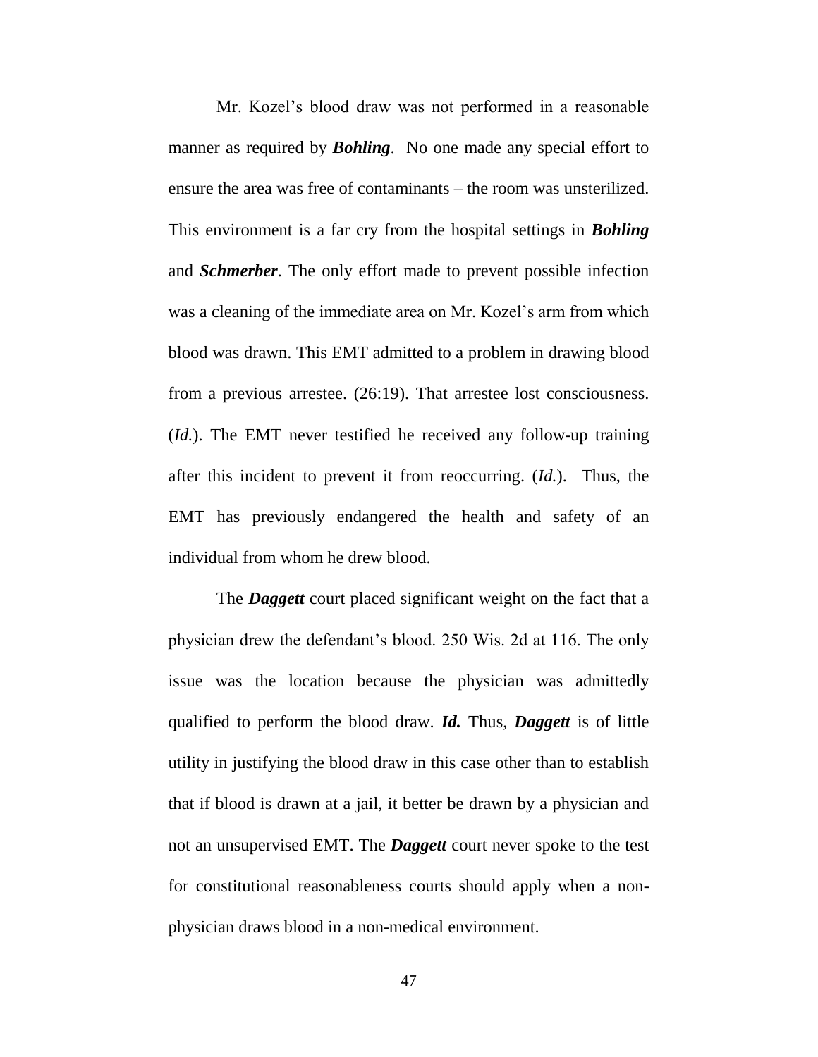Mr. Kozel's blood draw was not performed in a reasonable manner as required by ***Bohling***. No one made any special effort to ensure the area was free of contaminants – the room was unsterilized. This environment is a far cry from the hospital settings in ***Bohling*** and ***Schmerber***. The only effort made to prevent possible infection was a cleaning of the immediate area on Mr. Kozel's arm from which blood was drawn. This EMT admitted to a problem in drawing blood from a previous arrestee. (26:19). That arrestee lost consciousness. (*Id.*). The EMT never testified he received any follow-up training after this incident to prevent it from reoccurring. (*Id.*). Thus, the EMT has previously endangered the health and safety of an individual from whom he drew blood.

The ***Daggett*** court placed significant weight on the fact that a physician drew the defendant's blood. 250 Wis. 2d at 116. The only issue was the location because the physician was admittedly qualified to perform the blood draw. ***Id.*** Thus, ***Daggett*** is of little utility in justifying the blood draw in this case other than to establish that if blood is drawn at a jail, it better be drawn by a physician and not an unsupervised EMT. The ***Daggett*** court never spoke to the test for constitutional reasonableness courts should apply when a non-physician draws blood in a non-medical environment.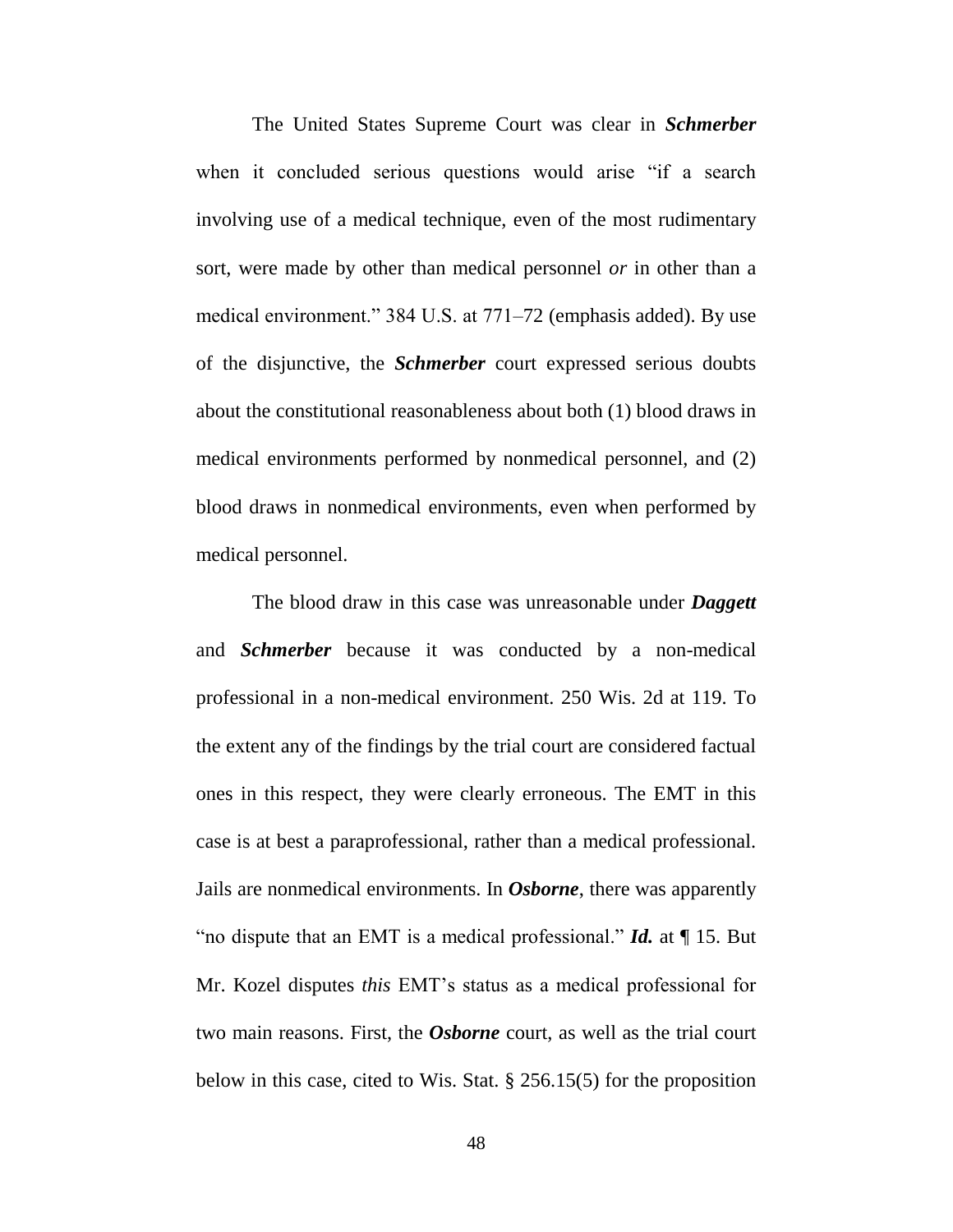The United States Supreme Court was clear in ***Schmerber*** when it concluded serious questions would arise "if a search involving use of a medical technique, even of the most rudimentary sort, were made by other than medical personnel *or* in other than a medical environment." 384 U.S. at 771–72 (emphasis added). By use of the disjunctive, the ***Schmerber*** court expressed serious doubts about the constitutional reasonableness about both (1) blood draws in medical environments performed by nonmedical personnel, and (2) blood draws in nonmedical environments, even when performed by medical personnel.

The blood draw in this case was unreasonable under ***Daggett*** and ***Schmerber*** because it was conducted by a non-medical professional in a non-medical environment. 250 Wis. 2d at 119. To the extent any of the findings by the trial court are considered factual ones in this respect, they were clearly erroneous. The EMT in this case is at best a paraprofessional, rather than a medical professional. Jails are nonmedical environments. In ***Osborne***, there was apparently "no dispute that an EMT is a medical professional." ***Id.*** at ¶ 15. But Mr. Kozel disputes *this* EMT's status as a medical professional for two main reasons. First, the ***Osborne*** court, as well as the trial court below in this case, cited to Wis. Stat. § 256.15(5) for the proposition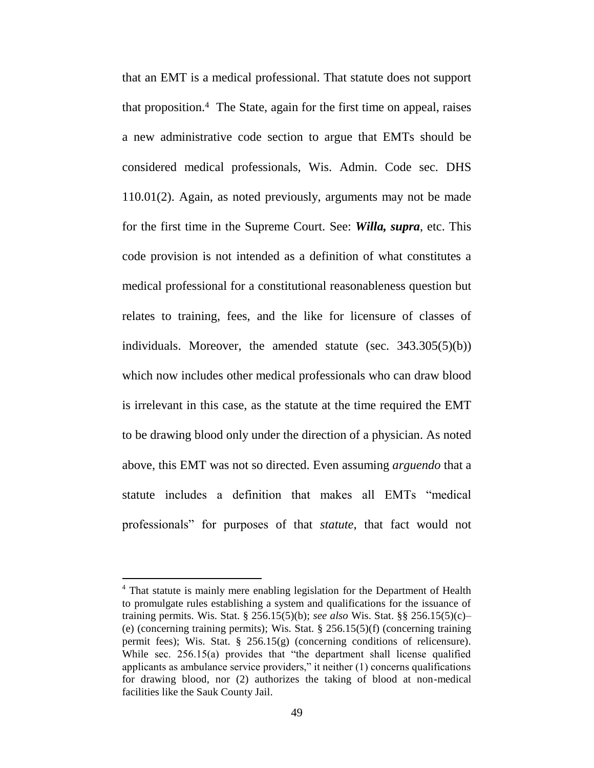that an EMT is a medical professional. That statute does not support that proposition.[4] The State, again for the first time on appeal, raises a new administrative code section to argue that EMTs should be considered medical professionals, Wis. Admin. Code sec. DHS 110.01(2). Again, as noted previously, arguments may not be made for the first time in the Supreme Court. See: ***Willa, supra***, etc. This code provision is not intended as a definition of what constitutes a medical professional for a constitutional reasonableness question but relates to training, fees, and the like for licensure of classes of individuals. Moreover, the amended statute (sec. 343.305(5)(b)) which now includes other medical professionals who can draw blood is irrelevant in this case, as the statute at the time required the EMT to be drawing blood only under the direction of a physician. As noted above, this EMT was not so directed. Even assuming *arguendo* that a statute includes a definition that makes all EMTs "medical professionals" for purposes of that *statute*, that fact would not

---

[4] That statute is mainly mere enabling legislation for the Department of Health to promulgate rules establishing a system and qualifications for the issuance of training permits. Wis. Stat. § 256.15(5)(b); *see also* Wis. Stat. §§ 256.15(5)(c)–(e) (concerning training permits); Wis. Stat. § 256.15(5)(f) (concerning training permit fees); Wis. Stat. § 256.15(g) (concerning conditions of relicensure). While sec. 256.15(a) provides that "the department shall license qualified applicants as ambulance service providers," it neither (1) concerns qualifications for drawing blood, nor (2) authorizes the taking of blood at non-medical facilities like the Sauk County Jail.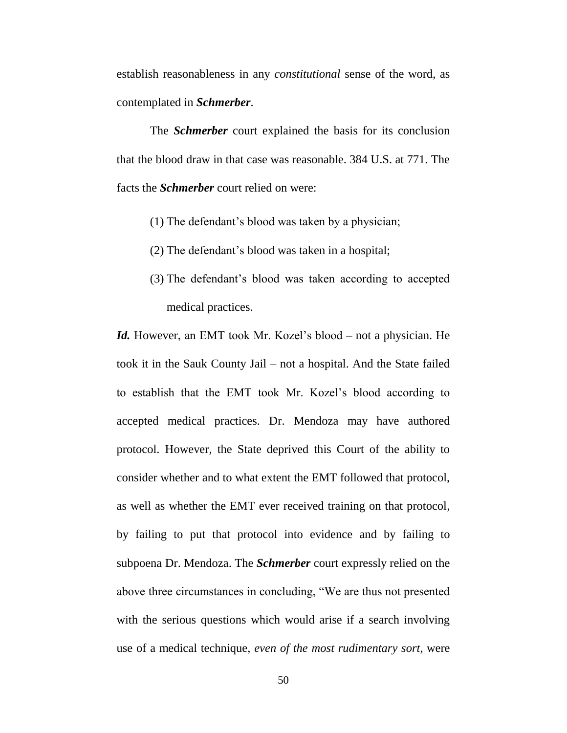establish reasonableness in any *constitutional* sense of the word, as contemplated in ***Schmerber***.

The ***Schmerber*** court explained the basis for its conclusion that the blood draw in that case was reasonable. 384 U.S. at 771. The facts the ***Schmerber*** court relied on were:

(1) The defendant's blood was taken by a physician;

(2) The defendant's blood was taken in a hospital;

(3) The defendant's blood was taken according to accepted medical practices.

***Id.*** However, an EMT took Mr. Kozel's blood – not a physician. He took it in the Sauk County Jail – not a hospital. And the State failed to establish that the EMT took Mr. Kozel's blood according to accepted medical practices. Dr. Mendoza may have authored protocol. However, the State deprived this Court of the ability to consider whether and to what extent the EMT followed that protocol, as well as whether the EMT ever received training on that protocol, by failing to put that protocol into evidence and by failing to subpoena Dr. Mendoza. The ***Schmerber*** court expressly relied on the above three circumstances in concluding, "We are thus not presented with the serious questions which would arise if a search involving use of a medical technique, *even of the most rudimentary sort*, were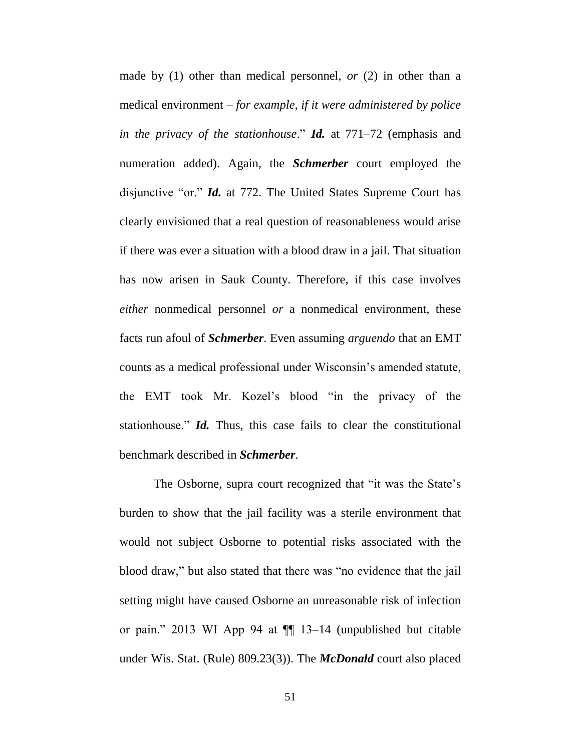made by (1) other than medical personnel, *or* (2) in other than a medical environment – *for example, if it were administered by police in the privacy of the stationhouse*." ***Id.*** at 771–72 (emphasis and numeration added). Again, the ***Schmerber*** court employed the disjunctive "or." ***Id.*** at 772. The United States Supreme Court has clearly envisioned that a real question of reasonableness would arise if there was ever a situation with a blood draw in a jail. That situation has now arisen in Sauk County. Therefore, if this case involves *either* nonmedical personnel *or* a nonmedical environment, these facts run afoul of ***Schmerber***. Even assuming *arguendo* that an EMT counts as a medical professional under Wisconsin's amended statute, the EMT took Mr. Kozel's blood "in the privacy of the stationhouse." ***Id.*** Thus, this case fails to clear the constitutional benchmark described in ***Schmerber***.

The Osborne, supra court recognized that "it was the State's burden to show that the jail facility was a sterile environment that would not subject Osborne to potential risks associated with the blood draw," but also stated that there was "no evidence that the jail setting might have caused Osborne an unreasonable risk of infection or pain." 2013 WI App 94 at ¶¶ 13–14 (unpublished but citable under Wis. Stat. (Rule) 809.23(3)). The ***McDonald*** court also placed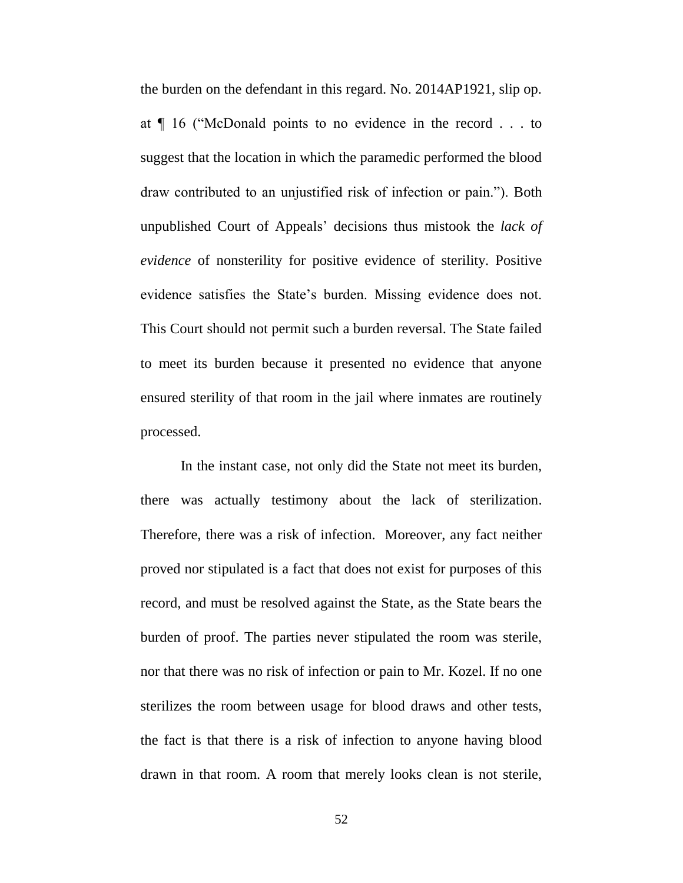the burden on the defendant in this regard. No. 2014AP1921, slip op. at ¶ 16 ("McDonald points to no evidence in the record . . . to suggest that the location in which the paramedic performed the blood draw contributed to an unjustified risk of infection or pain."). Both unpublished Court of Appeals' decisions thus mistook the *lack of evidence* of nonsterility for positive evidence of sterility. Positive evidence satisfies the State's burden. Missing evidence does not. This Court should not permit such a burden reversal. The State failed to meet its burden because it presented no evidence that anyone ensured sterility of that room in the jail where inmates are routinely processed.

In the instant case, not only did the State not meet its burden, there was actually testimony about the lack of sterilization. Therefore, there was a risk of infection. Moreover, any fact neither proved nor stipulated is a fact that does not exist for purposes of this record, and must be resolved against the State, as the State bears the burden of proof. The parties never stipulated the room was sterile, nor that there was no risk of infection or pain to Mr. Kozel. If no one sterilizes the room between usage for blood draws and other tests, the fact is that there is a risk of infection to anyone having blood drawn in that room. A room that merely looks clean is not sterile,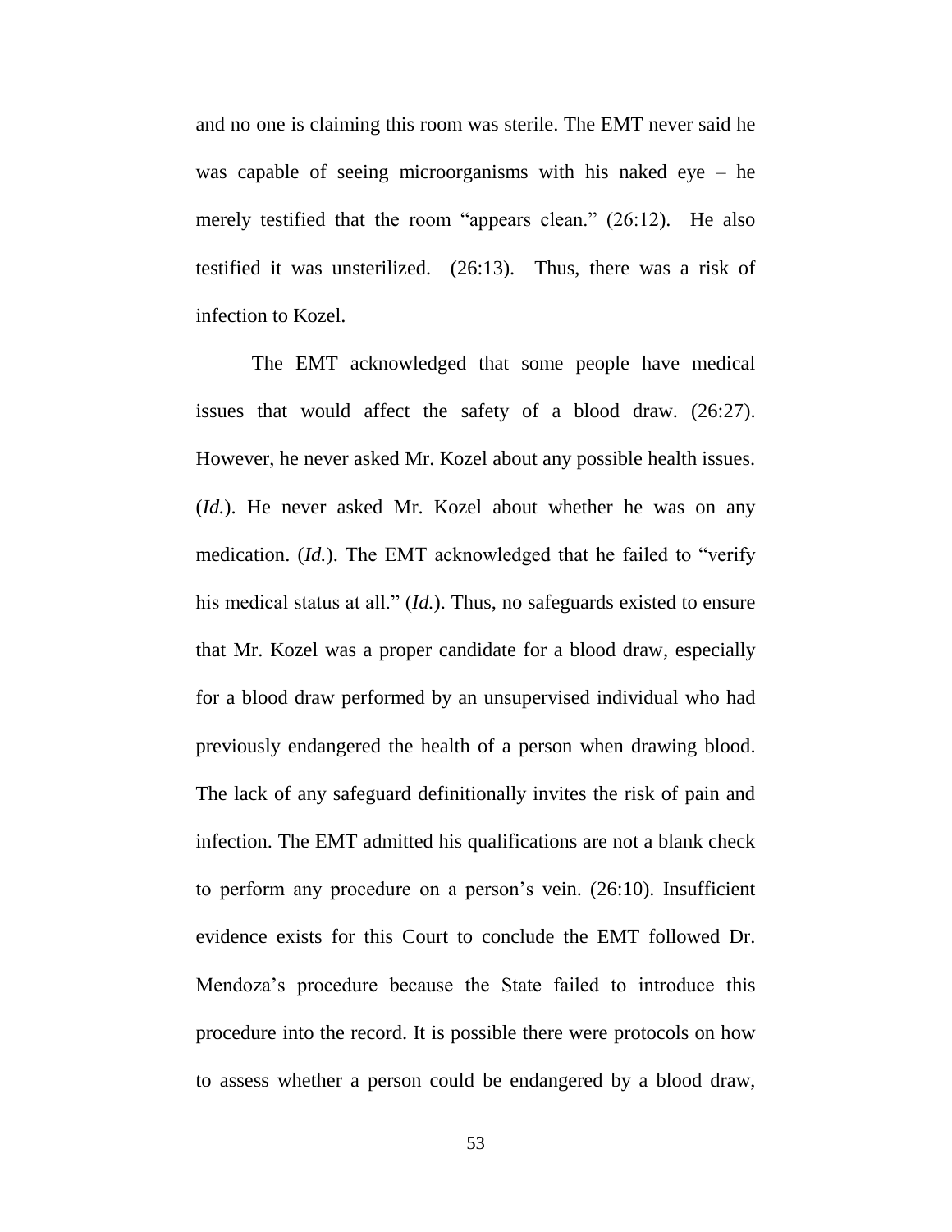and no one is claiming this room was sterile. The EMT never said he was capable of seeing microorganisms with his naked eye – he merely testified that the room "appears clean." (26:12). He also testified it was unsterilized. (26:13). Thus, there was a risk of infection to Kozel.

The EMT acknowledged that some people have medical issues that would affect the safety of a blood draw. (26:27). However, he never asked Mr. Kozel about any possible health issues. (*Id.*). He never asked Mr. Kozel about whether he was on any medication. (*Id.*). The EMT acknowledged that he failed to "verify his medical status at all." (*Id.*). Thus, no safeguards existed to ensure that Mr. Kozel was a proper candidate for a blood draw, especially for a blood draw performed by an unsupervised individual who had previously endangered the health of a person when drawing blood. The lack of any safeguard definitionally invites the risk of pain and infection. The EMT admitted his qualifications are not a blank check to perform any procedure on a person's vein. (26:10). Insufficient evidence exists for this Court to conclude the EMT followed Dr. Mendoza's procedure because the State failed to introduce this procedure into the record. It is possible there were protocols on how to assess whether a person could be endangered by a blood draw,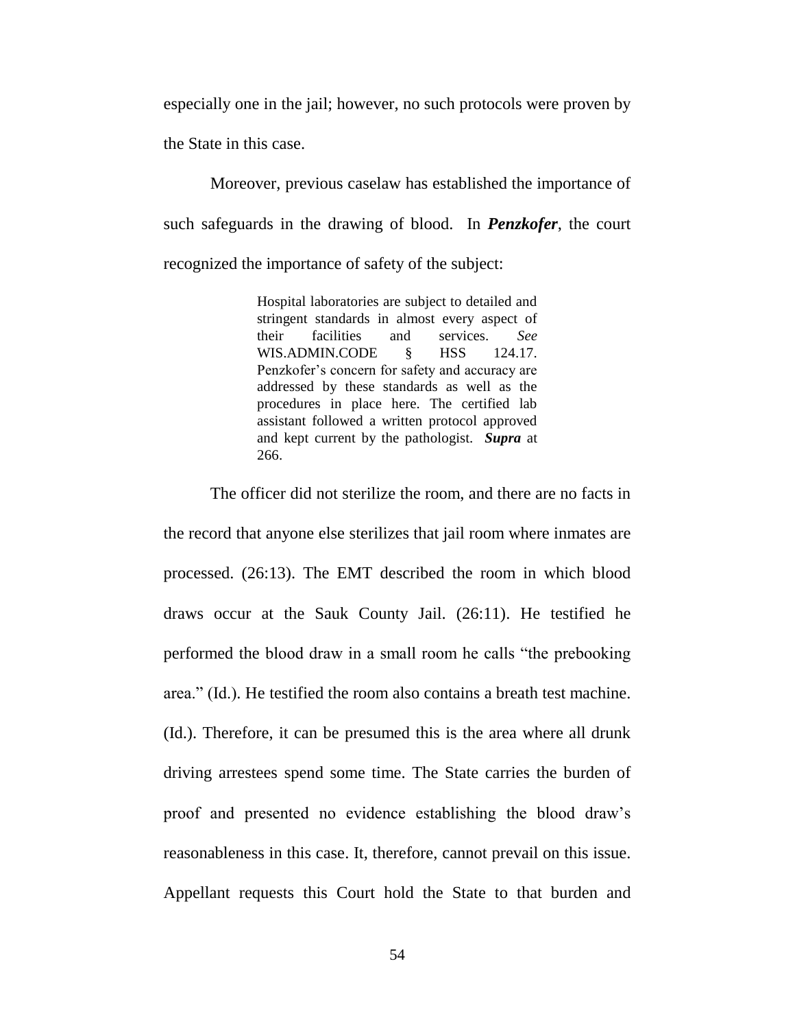especially one in the jail; however, no such protocols were proven by the State in this case.

Moreover, previous caselaw has established the importance of such safeguards in the drawing of blood. In ***Penzkofer***, the court recognized the importance of safety of the subject:

> Hospital laboratories are subject to detailed and stringent standards in almost every aspect of their facilities and services. *See* WIS.ADMIN.CODE § HSS 124.17. Penzkofer's concern for safety and accuracy are addressed by these standards as well as the procedures in place here. The certified lab assistant followed a written protocol approved and kept current by the pathologist. ***Supra*** at 266.

The officer did not sterilize the room, and there are no facts in the record that anyone else sterilizes that jail room where inmates are processed. (26:13). The EMT described the room in which blood draws occur at the Sauk County Jail. (26:11). He testified he performed the blood draw in a small room he calls "the prebooking area." (Id.). He testified the room also contains a breath test machine. (Id.). Therefore, it can be presumed this is the area where all drunk driving arrestees spend some time. The State carries the burden of proof and presented no evidence establishing the blood draw's reasonableness in this case. It, therefore, cannot prevail on this issue. Appellant requests this Court hold the State to that burden and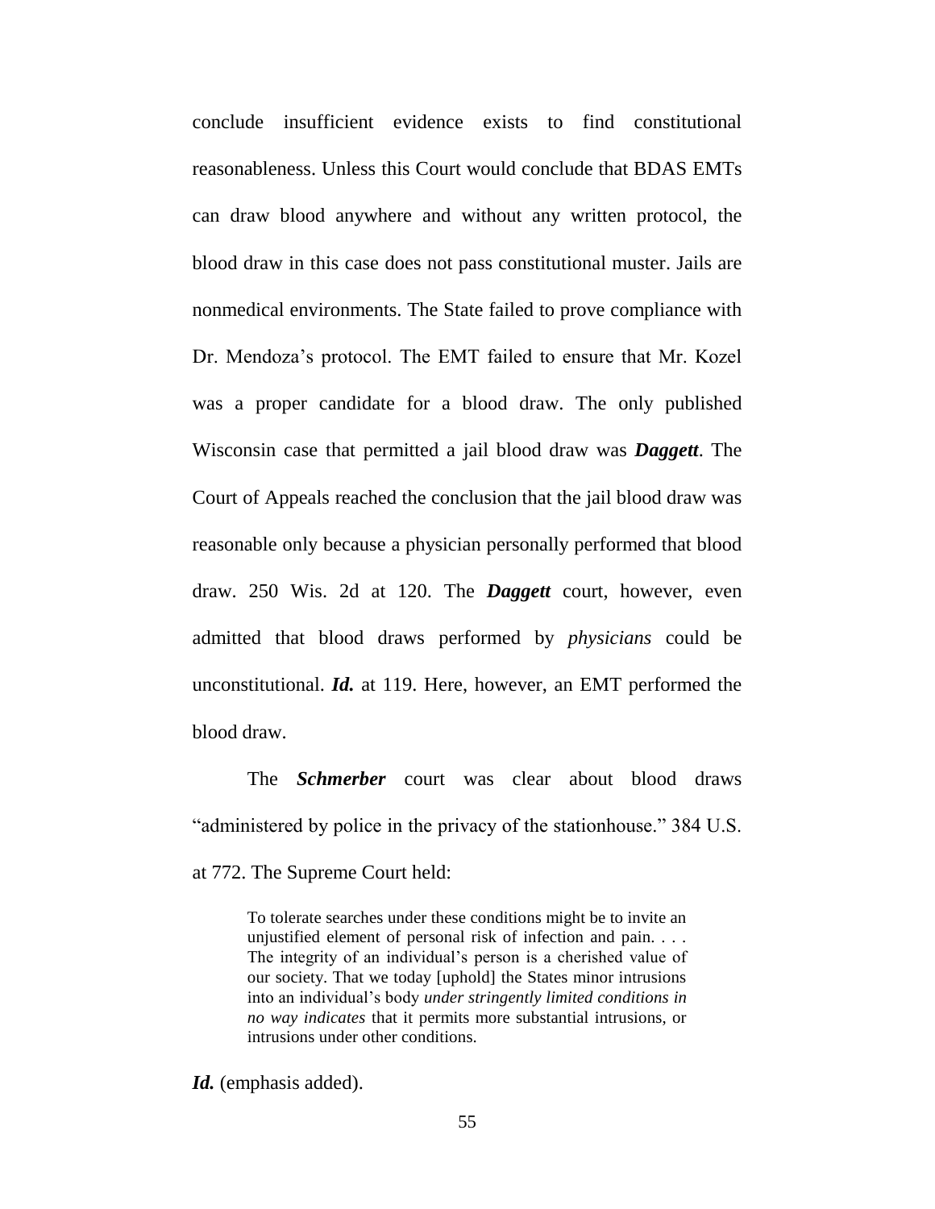conclude insufficient evidence exists to find constitutional reasonableness. Unless this Court would conclude that BDAS EMTs can draw blood anywhere and without any written protocol, the blood draw in this case does not pass constitutional muster. Jails are nonmedical environments. The State failed to prove compliance with Dr. Mendoza's protocol. The EMT failed to ensure that Mr. Kozel was a proper candidate for a blood draw. The only published Wisconsin case that permitted a jail blood draw was ***Daggett***. The Court of Appeals reached the conclusion that the jail blood draw was reasonable only because a physician personally performed that blood draw. 250 Wis. 2d at 120. The ***Daggett*** court, however, even admitted that blood draws performed by *physicians* could be unconstitutional. ***Id.*** at 119. Here, however, an EMT performed the blood draw.

The ***Schmerber*** court was clear about blood draws "administered by police in the privacy of the stationhouse." 384 U.S. at 772. The Supreme Court held:

> To tolerate searches under these conditions might be to invite an unjustified element of personal risk of infection and pain. . . . The integrity of an individual's person is a cherished value of our society. That we today [uphold] the States minor intrusions into an individual's body *under stringently limited conditions in no way indicates* that it permits more substantial intrusions, or intrusions under other conditions.

***Id.*** (emphasis added).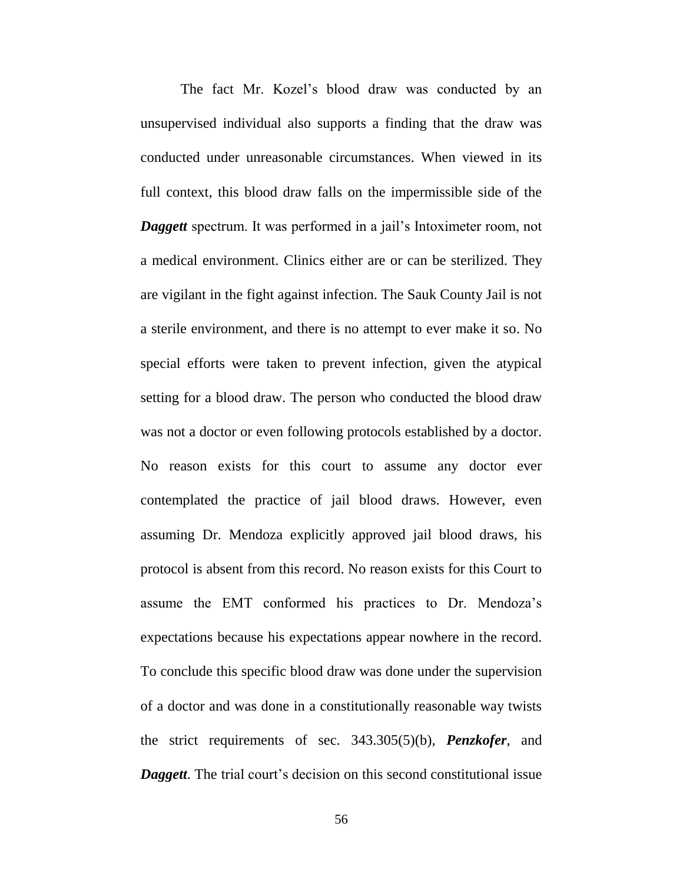The fact Mr. Kozel's blood draw was conducted by an unsupervised individual also supports a finding that the draw was conducted under unreasonable circumstances. When viewed in its full context, this blood draw falls on the impermissible side of the ***Daggett*** spectrum. It was performed in a jail's Intoximeter room, not a medical environment. Clinics either are or can be sterilized. They are vigilant in the fight against infection. The Sauk County Jail is not a sterile environment, and there is no attempt to ever make it so. No special efforts were taken to prevent infection, given the atypical setting for a blood draw. The person who conducted the blood draw was not a doctor or even following protocols established by a doctor. No reason exists for this court to assume any doctor ever contemplated the practice of jail blood draws. However, even assuming Dr. Mendoza explicitly approved jail blood draws, his protocol is absent from this record. No reason exists for this Court to assume the EMT conformed his practices to Dr. Mendoza's expectations because his expectations appear nowhere in the record. To conclude this specific blood draw was done under the supervision of a doctor and was done in a constitutionally reasonable way twists the strict requirements of sec. 343.305(5)(b), ***Penzkofer***, and ***Daggett***. The trial court's decision on this second constitutional issue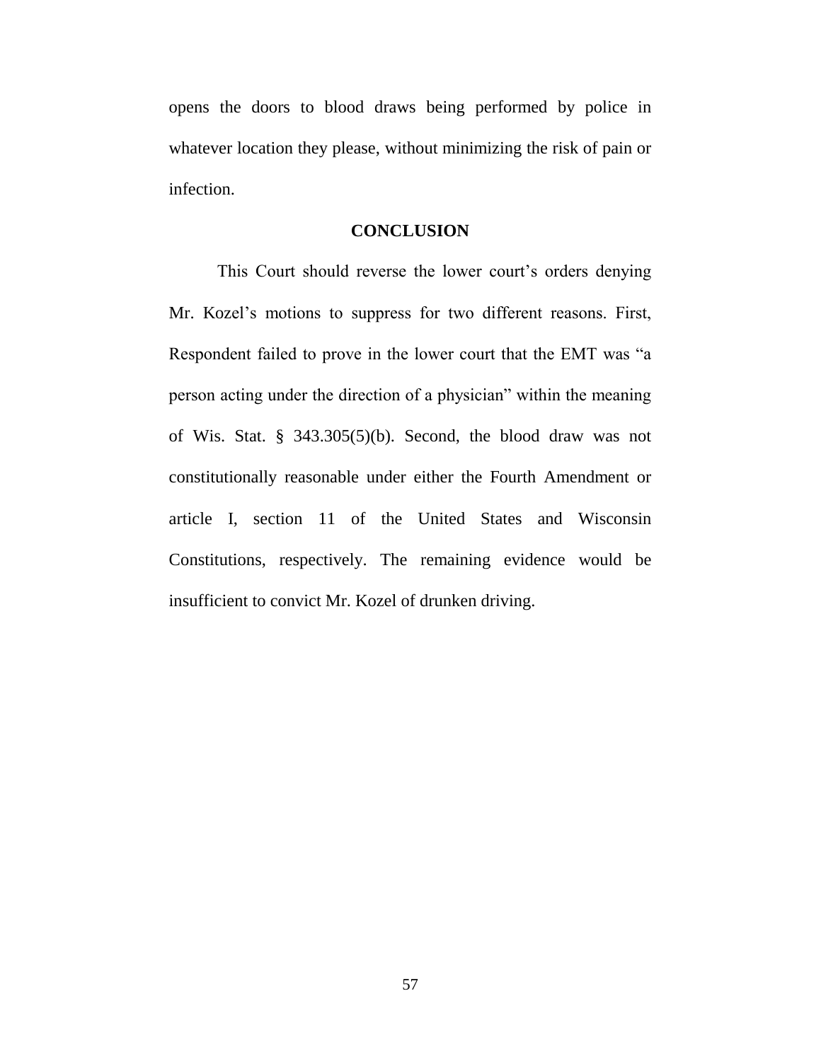opens the doors to blood draws being performed by police in whatever location they please, without minimizing the risk of pain or infection.

## CONCLUSION

This Court should reverse the lower court's orders denying Mr. Kozel's motions to suppress for two different reasons. First, Respondent failed to prove in the lower court that the EMT was "a person acting under the direction of a physician" within the meaning of Wis. Stat. § 343.305(5)(b). Second, the blood draw was not constitutionally reasonable under either the Fourth Amendment or article I, section 11 of the United States and Wisconsin Constitutions, respectively. The remaining evidence would be insufficient to convict Mr. Kozel of drunken driving.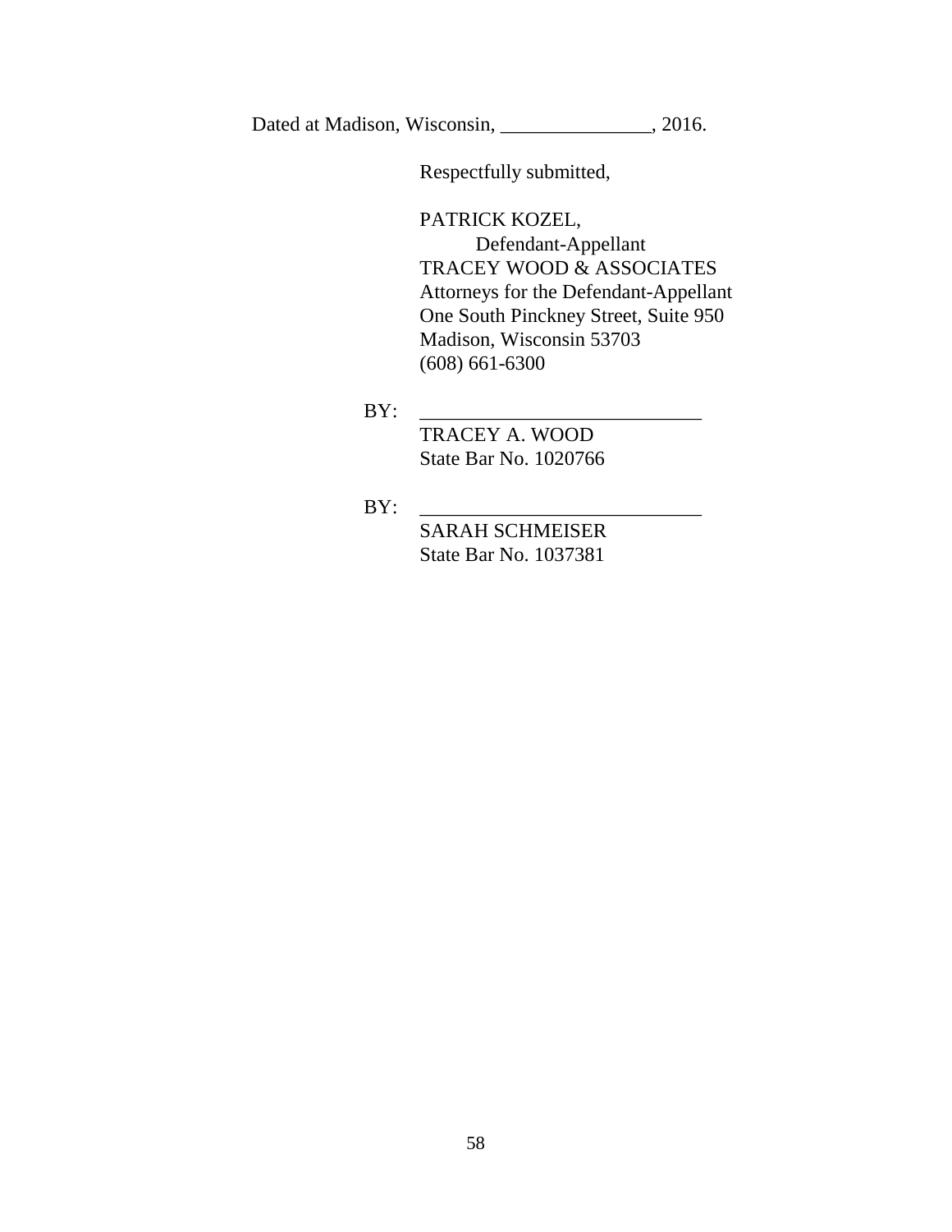Dated at Madison, Wisconsin, _______________, 2016.

Respectfully submitted,

PATRICK KOZEL,
Defendant-Appellant
TRACEY WOOD & ASSOCIATES
Attorneys for the Defendant-Appellant
One South Pinckney Street, Suite 950
Madison, Wisconsin 53703
(608) 661-6300

BY: ____________________________
TRACEY A. WOOD
State Bar No. 1020766

BY: ____________________________
SARAH SCHMEISER
State Bar No. 1037381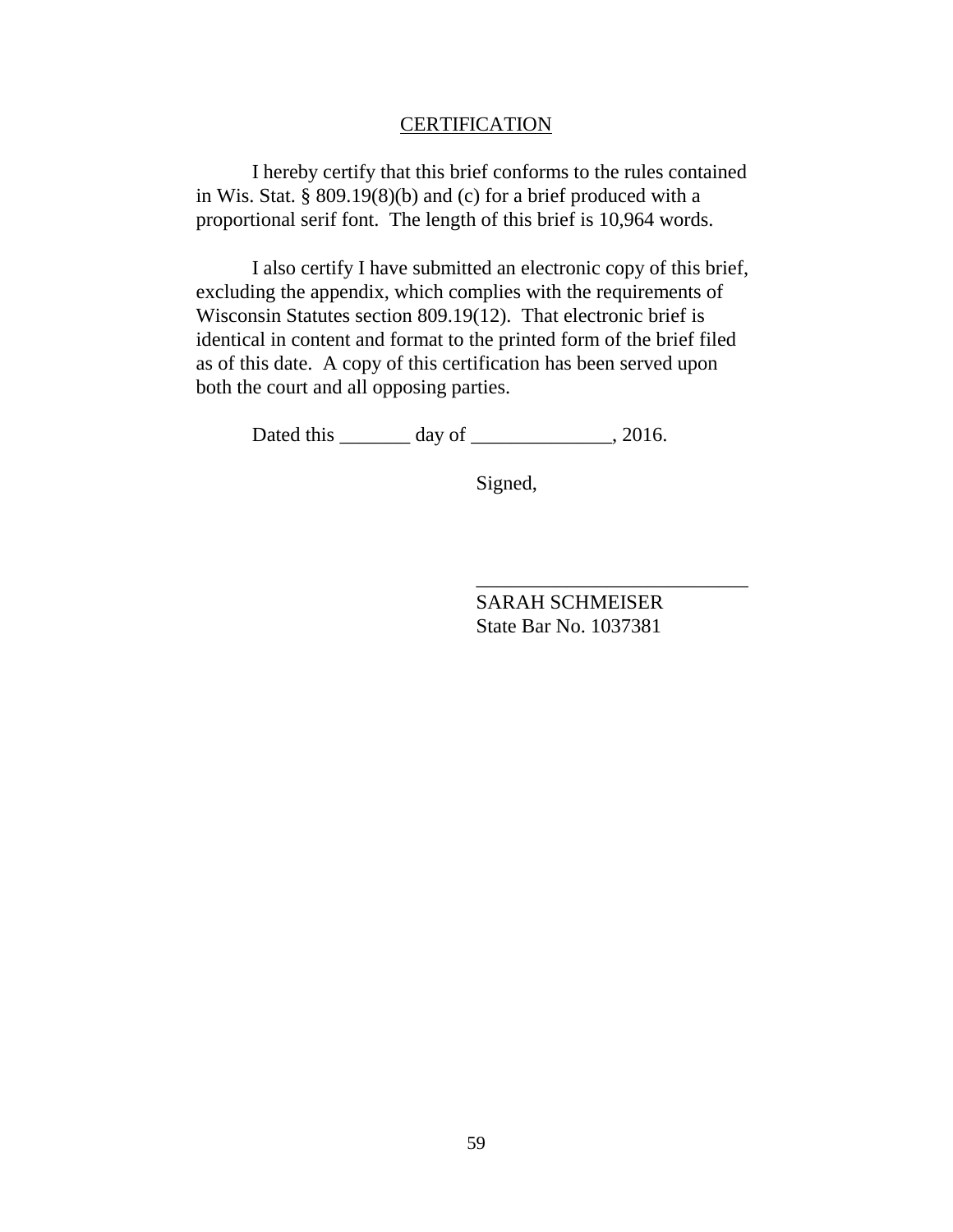## CERTIFICATION

I hereby certify that this brief conforms to the rules contained in Wis. Stat. § 809.19(8)(b) and (c) for a brief produced with a proportional serif font. The length of this brief is 10,964 words.

I also certify I have submitted an electronic copy of this brief, excluding the appendix, which complies with the requirements of Wisconsin Statutes section 809.19(12). That electronic brief is identical in content and format to the printed form of the brief filed as of this date. A copy of this certification has been served upon both the court and all opposing parties.

Dated this _______ day of ______________, 2016.

Signed,

___________________________
SARAH SCHMEISER
State Bar No. 1037381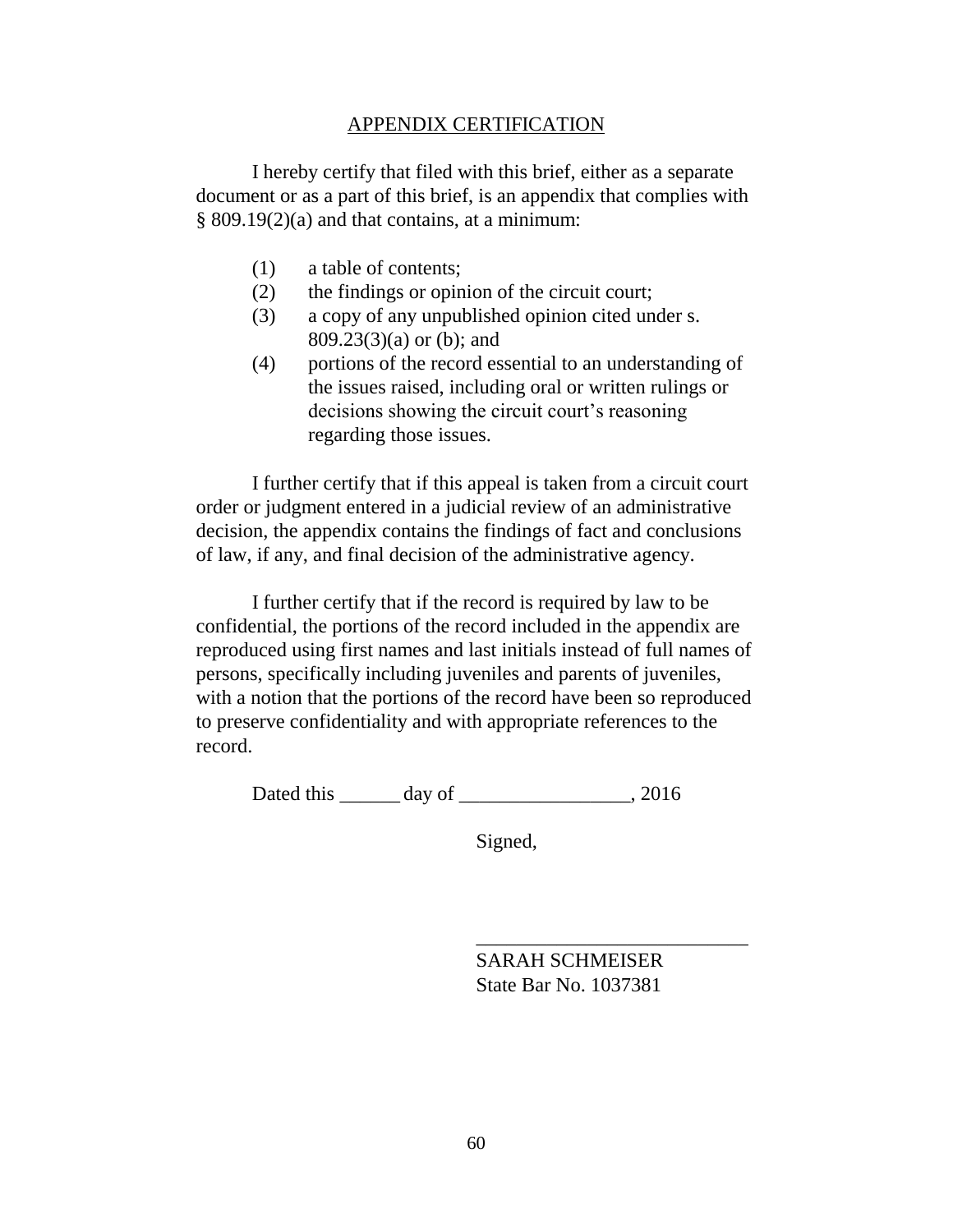## APPENDIX CERTIFICATION

I hereby certify that filed with this brief, either as a separate document or as a part of this brief, is an appendix that complies with § 809.19(2)(a) and that contains, at a minimum:

(1) a table of contents;
(2) the findings or opinion of the circuit court;
(3) a copy of any unpublished opinion cited under s. 809.23(3)(a) or (b); and
(4) portions of the record essential to an understanding of the issues raised, including oral or written rulings or decisions showing the circuit court's reasoning regarding those issues.

I further certify that if this appeal is taken from a circuit court order or judgment entered in a judicial review of an administrative decision, the appendix contains the findings of fact and conclusions of law, if any, and final decision of the administrative agency.

I further certify that if the record is required by law to be confidential, the portions of the record included in the appendix are reproduced using first names and last initials instead of full names of persons, specifically including juveniles and parents of juveniles, with a notion that the portions of the record have been so reproduced to preserve confidentiality and with appropriate references to the record.

Dated this ______ day of _________________, 2016

Signed,

___________________________
SARAH SCHMEISER
State Bar No. 1037381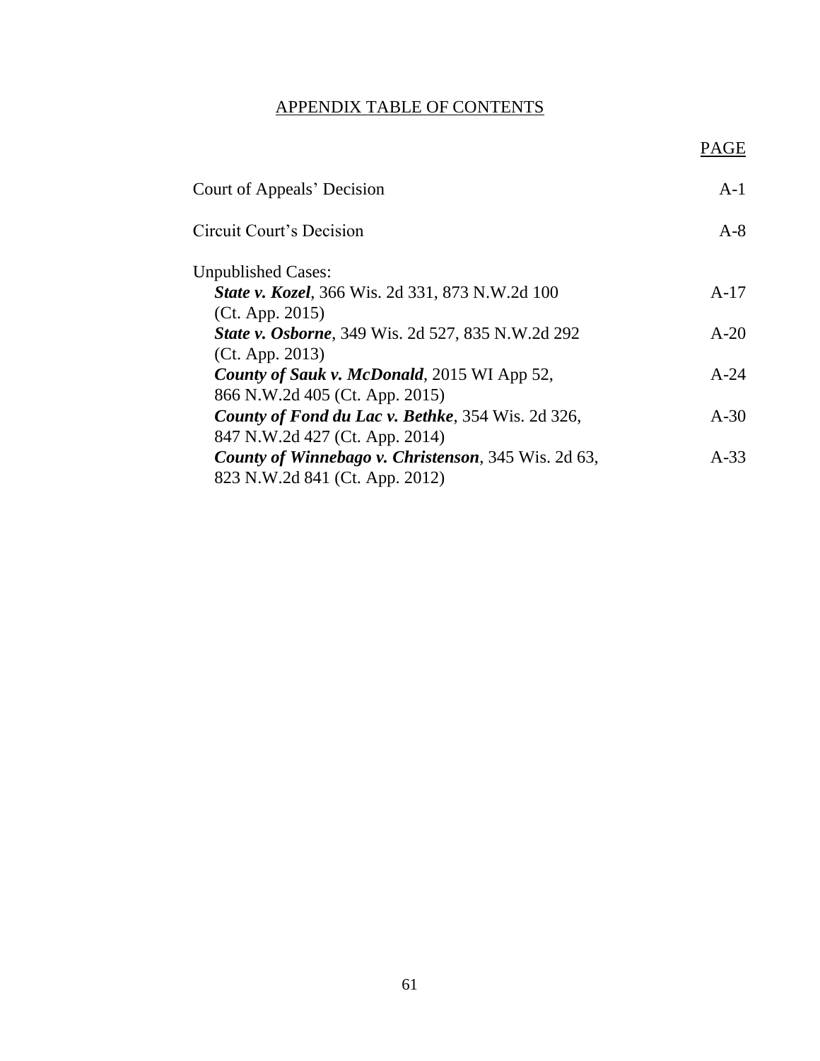## APPENDIX TABLE OF CONTENTS

| | PAGE |
|---|---|
| Court of Appeals' Decision | A-1 |
| Circuit Court's Decision | A-8 |
| Unpublished Cases: | |
| ***State v. Kozel***, 366 Wis. 2d 331, 873 N.W.2d 100 (Ct. App. 2015) | A-17 |
| ***State v. Osborne***, 349 Wis. 2d 527, 835 N.W.2d 292 (Ct. App. 2013) | A-20 |
| ***County of Sauk v. McDonald***, 2015 WI App 52, 866 N.W.2d 405 (Ct. App. 2015) | A-24 |
| ***County of Fond du Lac v. Bethke***, 354 Wis. 2d 326, 847 N.W.2d 427 (Ct. App. 2014) | A-30 |
| ***County of Winnebago v. Christenson***, 345 Wis. 2d 63, 823 N.W.2d 841 (Ct. App. 2012) | A-33 |